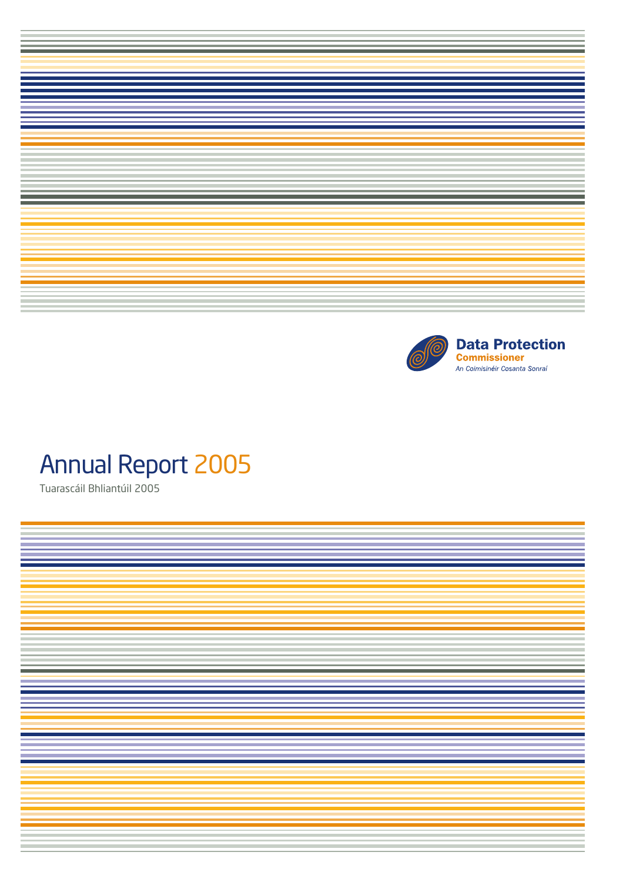Data Protection
Commissioner
*An Coimisinéir Cosanta Sonraí*

# Annual Report 2005

Tuarascáil Bhliantúil 2005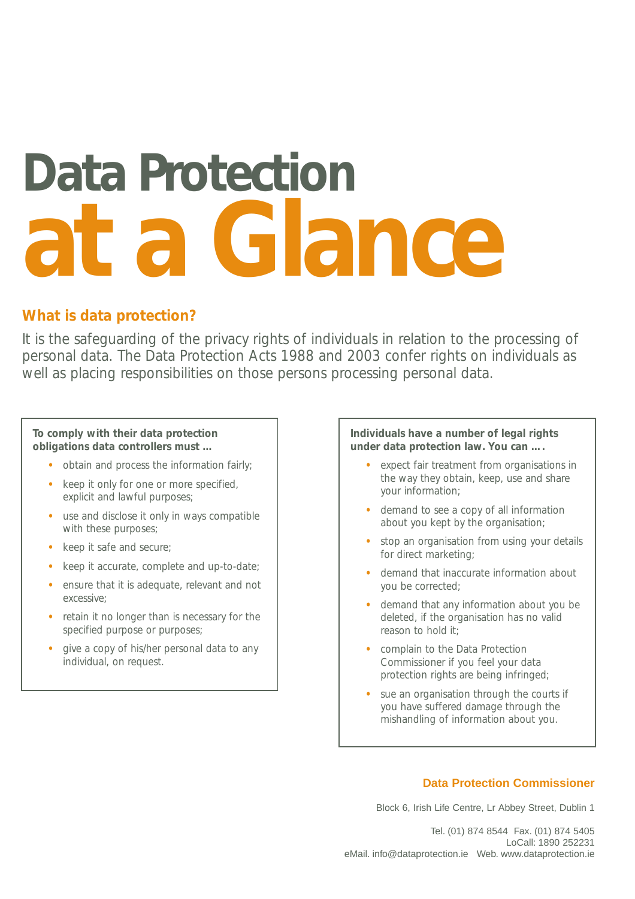# Data Protection at a Glance

## What is data protection?

It is the safeguarding of the privacy rights of individuals in relation to the processing of personal data. The Data Protection Acts 1988 and 2003 confer rights on individuals as well as placing responsibilities on those persons processing personal data.

**To comply with their data protection obligations data controllers must ...**

- obtain and process the information fairly;
- keep it only for one or more specified, explicit and lawful purposes;
- use and disclose it only in ways compatible with these purposes;
- keep it safe and secure;
- keep it accurate, complete and up-to-date;
- ensure that it is adequate, relevant and not excessive;
- retain it no longer than is necessary for the specified purpose or purposes;
- give a copy of his/her personal data to any individual, on request.

**Individuals have a number of legal rights under data protection law. You can ....**

- expect fair treatment from organisations in the way they obtain, keep, use and share your information;
- demand to see a copy of all information about you kept by the organisation;
- stop an organisation from using your details for direct marketing;
- demand that inaccurate information about you be corrected;
- demand that any information about you be deleted, if the organisation has no valid reason to hold it;
- complain to the Data Protection Commissioner if you feel your data protection rights are being infringed;
- sue an organisation through the courts if you have suffered damage through the mishandling of information about you.

**Data Protection Commissioner**

Block 6, Irish Life Centre, Lr Abbey Street, Dublin 1

Tel. (01) 874 8544 Fax. (01) 874 5405
LoCall: 1890 252231
eMail. info@dataprotection.ie Web. www.dataprotection.ie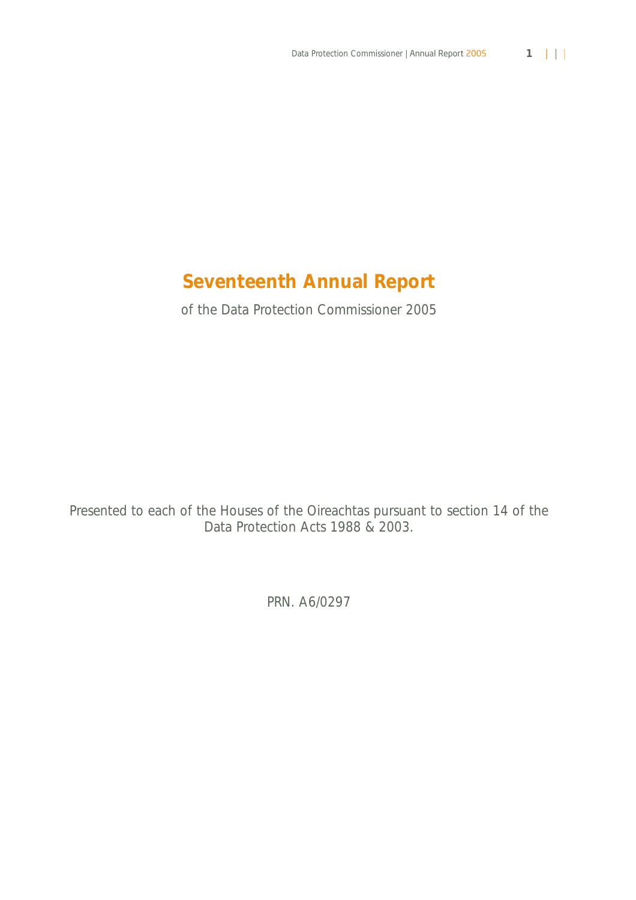# Seventeenth Annual Report

of the Data Protection Commissioner 2005

Presented to each of the Houses of the Oireachtas pursuant to section 14 of the Data Protection Acts 1988 & 2003.

PRN. A6/0297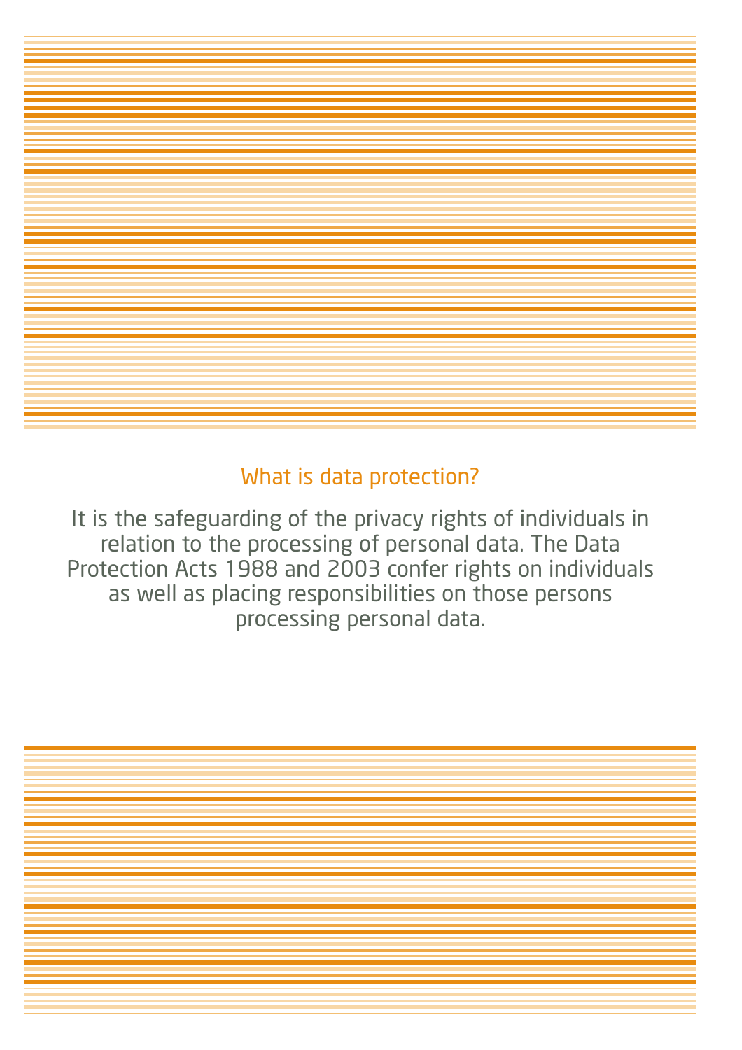## What is data protection?

It is the safeguarding of the privacy rights of individuals in relation to the processing of personal data. The Data Protection Acts 1988 and 2003 confer rights on individuals as well as placing responsibilities on those persons processing personal data.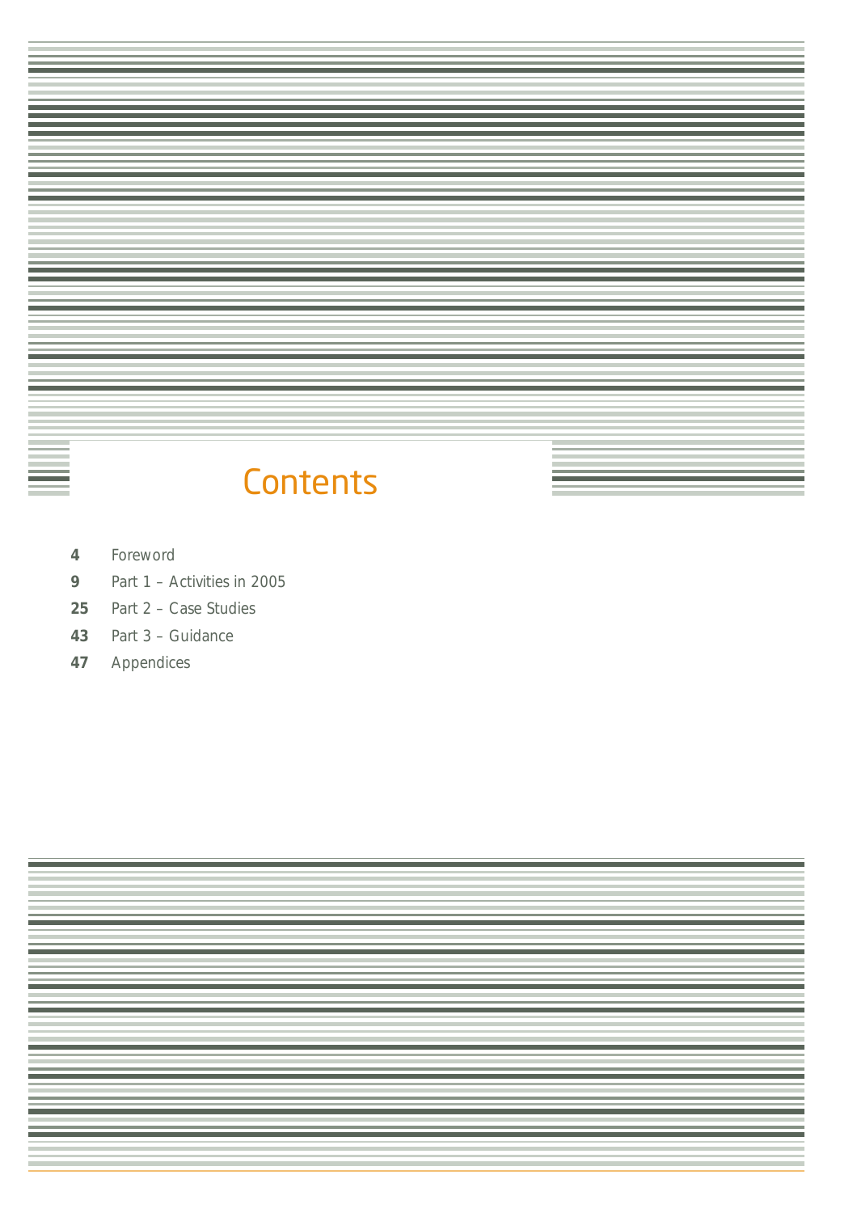# Contents

| | |
|---|---|
| **4** | Foreword |
| **9** | Part 1 – Activities in 2005 |
| **25** | Part 2 – Case Studies |
| **43** | Part 3 – Guidance |
| **47** | Appendices |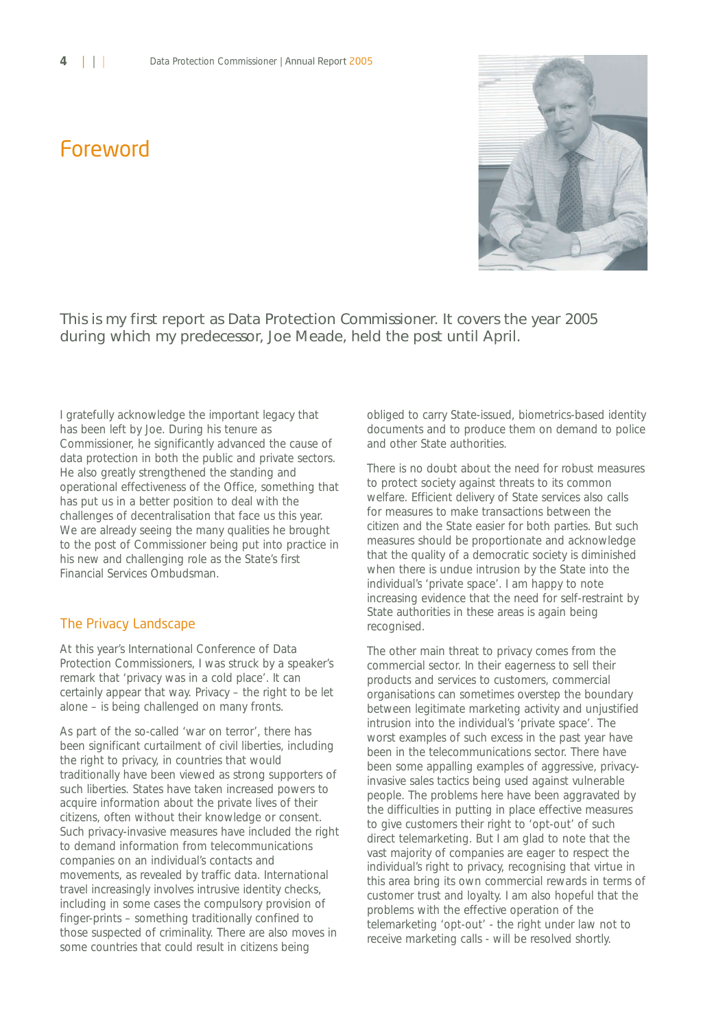# Foreword

This is my first report as Data Protection Commissioner. It covers the year 2005 during which my predecessor, Joe Meade, held the post until April.

I gratefully acknowledge the important legacy that has been left by Joe. During his tenure as Commissioner, he significantly advanced the cause of data protection in both the public and private sectors. He also greatly strengthened the standing and operational effectiveness of the Office, something that has put us in a better position to deal with the challenges of decentralisation that face us this year. We are already seeing the many qualities he brought to the post of Commissioner being put into practice in his new and challenging role as the State's first Financial Services Ombudsman.

## The Privacy Landscape

At this year's International Conference of Data Protection Commissioners, I was struck by a speaker's remark that 'privacy was in a cold place'. It can certainly appear that way. Privacy – the right to be let alone – is being challenged on many fronts.

As part of the so-called 'war on terror', there has been significant curtailment of civil liberties, including the right to privacy, in countries that would traditionally have been viewed as strong supporters of such liberties. States have taken increased powers to acquire information about the private lives of their citizens, often without their knowledge or consent. Such privacy-invasive measures have included the right to demand information from telecommunications companies on an individual's contacts and movements, as revealed by traffic data. International travel increasingly involves intrusive identity checks, including in some cases the compulsory provision of finger-prints – something traditionally confined to those suspected of criminality. There are also moves in some countries that could result in citizens being obliged to carry State-issued, biometrics-based identity documents and to produce them on demand to police and other State authorities.

There is no doubt about the need for robust measures to protect society against threats to its common welfare. Efficient delivery of State services also calls for measures to make transactions between the citizen and the State easier for both parties. But such measures should be proportionate and acknowledge that the quality of a democratic society is diminished when there is undue intrusion by the State into the individual's 'private space'. I am happy to note increasing evidence that the need for self-restraint by State authorities in these areas is again being recognised.

The other main threat to privacy comes from the commercial sector. In their eagerness to sell their products and services to customers, commercial organisations can sometimes overstep the boundary between legitimate marketing activity and unjustified intrusion into the individual's 'private space'. The worst examples of such excess in the past year have been in the telecommunications sector. There have been some appalling examples of aggressive, privacy-invasive sales tactics being used against vulnerable people. The problems here have been aggravated by the difficulties in putting in place effective measures to give customers their right to 'opt-out' of such direct telemarketing. But I am glad to note that the vast majority of companies are eager to respect the individual's right to privacy, recognising that virtue in this area bring its own commercial rewards in terms of customer trust and loyalty. I am also hopeful that the problems with the effective operation of the telemarketing 'opt-out' - the right under law not to receive marketing calls - will be resolved shortly.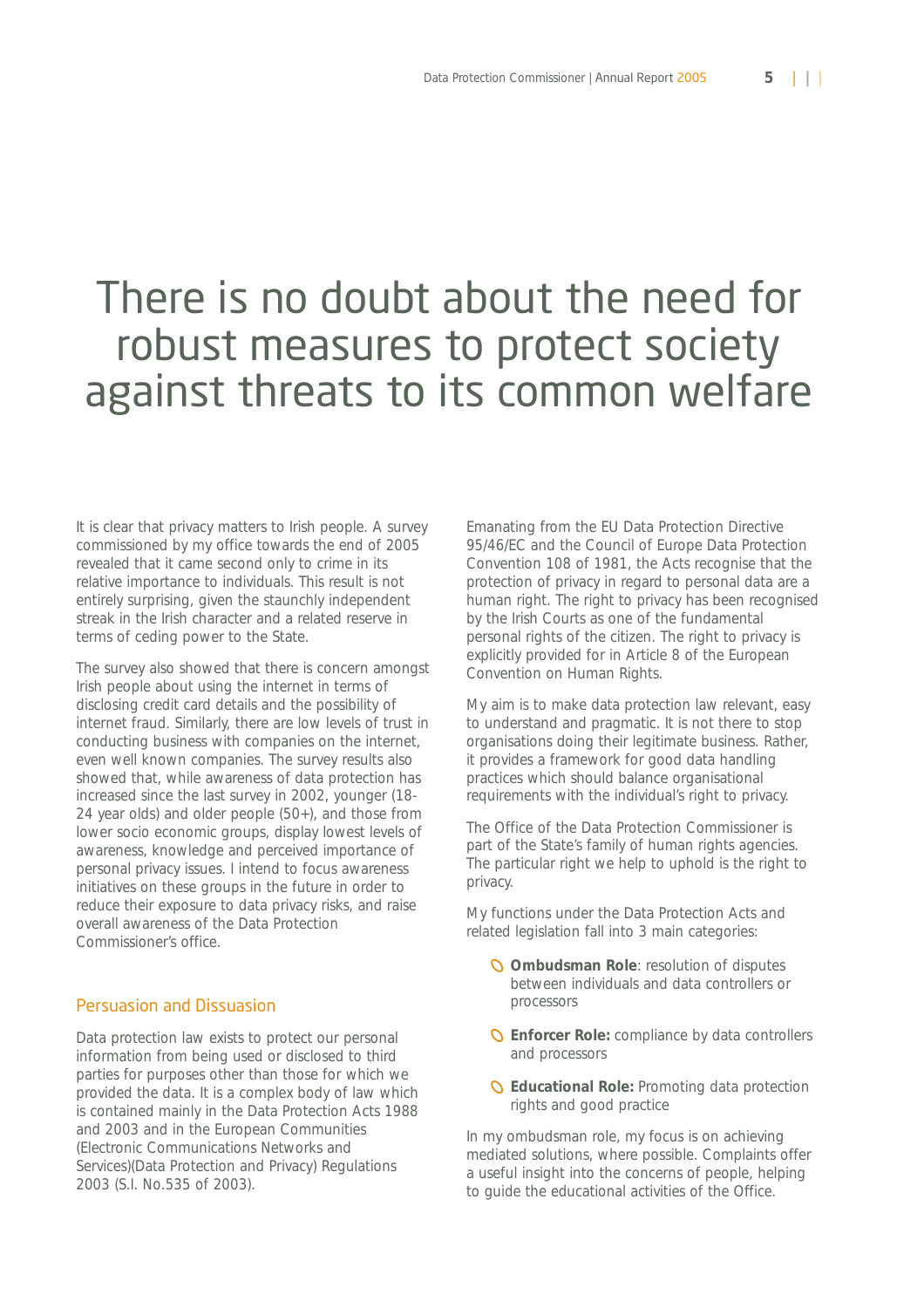# There is no doubt about the need for robust measures to protect society against threats to its common welfare

It is clear that privacy matters to Irish people. A survey commissioned by my office towards the end of 2005 revealed that it came second only to crime in its relative importance to individuals. This result is not entirely surprising, given the staunchly independent streak in the Irish character and a related reserve in terms of ceding power to the State.

The survey also showed that there is concern amongst Irish people about using the internet in terms of disclosing credit card details and the possibility of internet fraud. Similarly, there are low levels of trust in conducting business with companies on the internet, even well known companies. The survey results also showed that, while awareness of data protection has increased since the last survey in 2002, younger (18-24 year olds) and older people (50+), and those from lower socio economic groups, display lowest levels of awareness, knowledge and perceived importance of personal privacy issues. I intend to focus awareness initiatives on these groups in the future in order to reduce their exposure to data privacy risks, and raise overall awareness of the Data Protection Commissioner's office.

## Persuasion and Dissuasion

Data protection law exists to protect our personal information from being used or disclosed to third parties for purposes other than those for which we provided the data. It is a complex body of law which is contained mainly in the Data Protection Acts 1988 and 2003 and in the European Communities (Electronic Communications Networks and Services)(Data Protection and Privacy) Regulations 2003 (S.I. No.535 of 2003).

Emanating from the EU Data Protection Directive 95/46/EC and the Council of Europe Data Protection Convention 108 of 1981, the Acts recognise that the protection of privacy in regard to personal data are a human right. The right to privacy has been recognised by the Irish Courts as one of the fundamental personal rights of the citizen. The right to privacy is explicitly provided for in Article 8 of the European Convention on Human Rights.

My aim is to make data protection law relevant, easy to understand and pragmatic. It is not there to stop organisations doing their legitimate business. Rather, it provides a framework for good data handling practices which should balance organisational requirements with the individual's right to privacy.

The Office of the Data Protection Commissioner is part of the State's family of human rights agencies. The particular right we help to uphold is the right to privacy.

My functions under the Data Protection Acts and related legislation fall into 3 main categories:

- **Ombudsman Role**: resolution of disputes between individuals and data controllers or processors
- **Enforcer Role:** compliance by data controllers and processors
- **Educational Role:** Promoting data protection rights and good practice

In my ombudsman role, my focus is on achieving mediated solutions, where possible. Complaints offer a useful insight into the concerns of people, helping to guide the educational activities of the Office.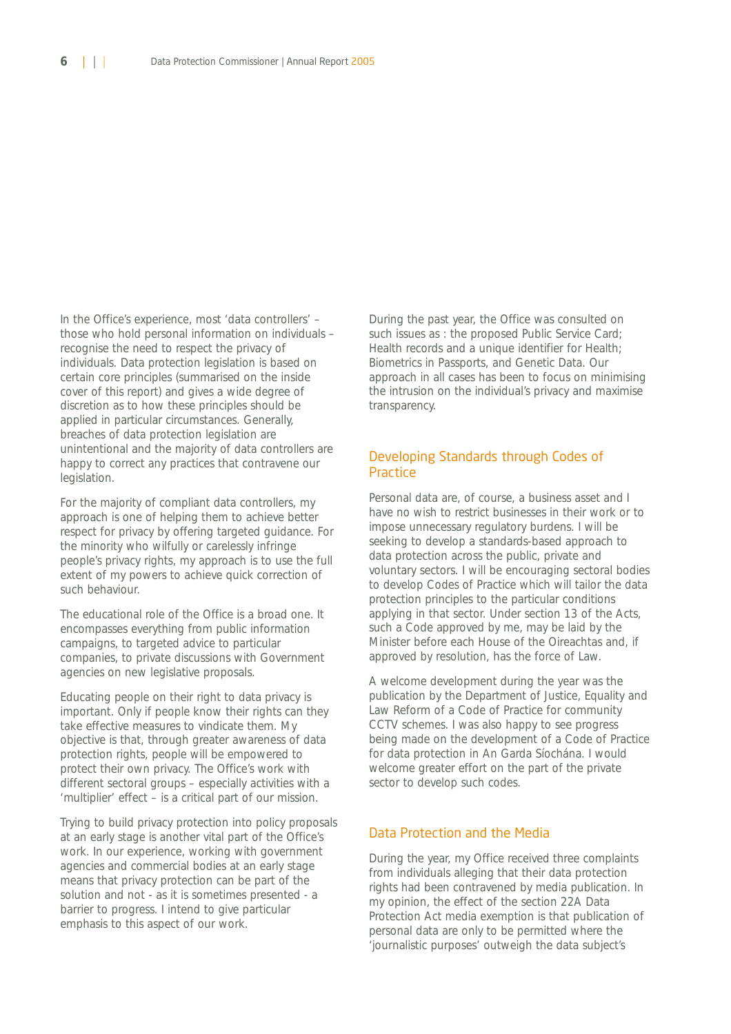In the Office's experience, most 'data controllers' – those who hold personal information on individuals – recognise the need to respect the privacy of individuals. Data protection legislation is based on certain core principles (summarised on the inside cover of this report) and gives a wide degree of discretion as to how these principles should be applied in particular circumstances. Generally, breaches of data protection legislation are unintentional and the majority of data controllers are happy to correct any practices that contravene our legislation.

For the majority of compliant data controllers, my approach is one of helping them to achieve better respect for privacy by offering targeted guidance. For the minority who wilfully or carelessly infringe people's privacy rights, my approach is to use the full extent of my powers to achieve quick correction of such behaviour.

The educational role of the Office is a broad one. It encompasses everything from public information campaigns, to targeted advice to particular companies, to private discussions with Government agencies on new legislative proposals.

Educating people on their right to data privacy is important. Only if people know their rights can they take effective measures to vindicate them. My objective is that, through greater awareness of data protection rights, people will be empowered to protect their own privacy. The Office's work with different sectoral groups – especially activities with a 'multiplier' effect – is a critical part of our mission.

Trying to build privacy protection into policy proposals at an early stage is another vital part of the Office's work. In our experience, working with government agencies and commercial bodies at an early stage means that privacy protection can be part of the solution and not - as it is sometimes presented - a barrier to progress. I intend to give particular emphasis to this aspect of our work.

During the past year, the Office was consulted on such issues as : the proposed Public Service Card; Health records and a unique identifier for Health; Biometrics in Passports, and Genetic Data. Our approach in all cases has been to focus on minimising the intrusion on the individual's privacy and maximise transparency.

## Developing Standards through Codes of Practice

Personal data are, of course, a business asset and I have no wish to restrict businesses in their work or to impose unnecessary regulatory burdens. I will be seeking to develop a standards-based approach to data protection across the public, private and voluntary sectors. I will be encouraging sectoral bodies to develop Codes of Practice which will tailor the data protection principles to the particular conditions applying in that sector. Under section 13 of the Acts, such a Code approved by me, may be laid by the Minister before each House of the Oireachtas and, if approved by resolution, has the force of Law.

A welcome development during the year was the publication by the Department of Justice, Equality and Law Reform of a Code of Practice for community CCTV schemes. I was also happy to see progress being made on the development of a Code of Practice for data protection in An Garda Síochána. I would welcome greater effort on the part of the private sector to develop such codes.

## Data Protection and the Media

During the year, my Office received three complaints from individuals alleging that their data protection rights had been contravened by media publication. In my opinion, the effect of the section 22A Data Protection Act media exemption is that publication of personal data are only to be permitted where the 'journalistic purposes' outweigh the data subject's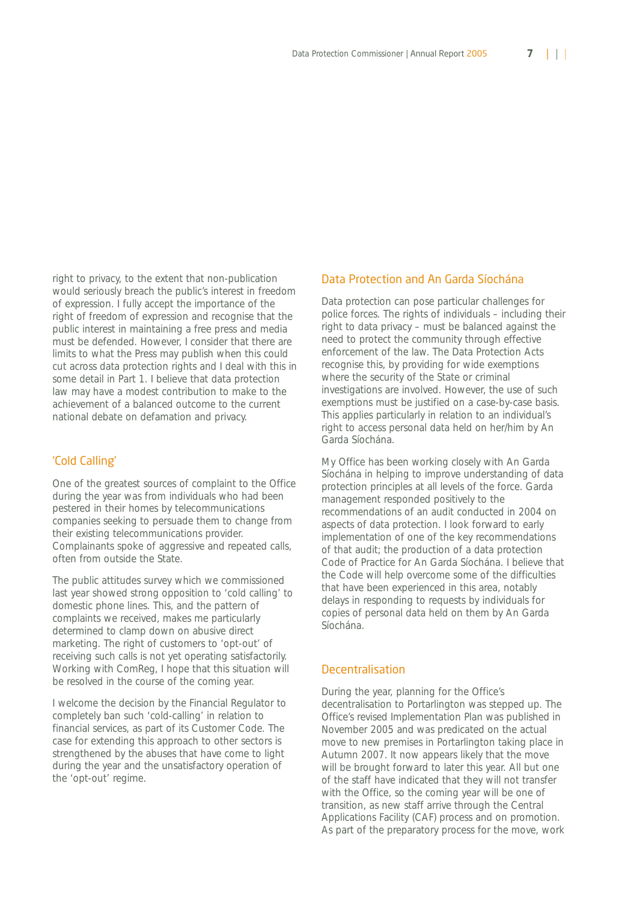right to privacy, to the extent that non-publication would seriously breach the public's interest in freedom of expression. I fully accept the importance of the right of freedom of expression and recognise that the public interest in maintaining a free press and media must be defended. However, I consider that there are limits to what the Press may publish when this could cut across data protection rights and I deal with this in some detail in Part 1. I believe that data protection law may have a modest contribution to make to the achievement of a balanced outcome to the current national debate on defamation and privacy.

## 'Cold Calling'

One of the greatest sources of complaint to the Office during the year was from individuals who had been pestered in their homes by telecommunications companies seeking to persuade them to change from their existing telecommunications provider. Complainants spoke of aggressive and repeated calls, often from outside the State.

The public attitudes survey which we commissioned last year showed strong opposition to 'cold calling' to domestic phone lines. This, and the pattern of complaints we received, makes me particularly determined to clamp down on abusive direct marketing. The right of customers to 'opt-out' of receiving such calls is not yet operating satisfactorily. Working with ComReg, I hope that this situation will be resolved in the course of the coming year.

I welcome the decision by the Financial Regulator to completely ban such 'cold-calling' in relation to financial services, as part of its Customer Code. The case for extending this approach to other sectors is strengthened by the abuses that have come to light during the year and the unsatisfactory operation of the 'opt-out' regime.

## Data Protection and An Garda Síochána

Data protection can pose particular challenges for police forces. The rights of individuals – including their right to data privacy – must be balanced against the need to protect the community through effective enforcement of the law. The Data Protection Acts recognise this, by providing for wide exemptions where the security of the State or criminal investigations are involved. However, the use of such exemptions must be justified on a case-by-case basis. This applies particularly in relation to an individual's right to access personal data held on her/him by An Garda Síochána.

My Office has been working closely with An Garda Síochána in helping to improve understanding of data protection principles at all levels of the force. Garda management responded positively to the recommendations of an audit conducted in 2004 on aspects of data protection. I look forward to early implementation of one of the key recommendations of that audit; the production of a data protection Code of Practice for An Garda Síochána. I believe that the Code will help overcome some of the difficulties that have been experienced in this area, notably delays in responding to requests by individuals for copies of personal data held on them by An Garda Síochána.

## Decentralisation

During the year, planning for the Office's decentralisation to Portarlington was stepped up. The Office's revised Implementation Plan was published in November 2005 and was predicated on the actual move to new premises in Portarlington taking place in Autumn 2007. It now appears likely that the move will be brought forward to later this year. All but one of the staff have indicated that they will not transfer with the Office, so the coming year will be one of transition, as new staff arrive through the Central Applications Facility (CAF) process and on promotion. As part of the preparatory process for the move, work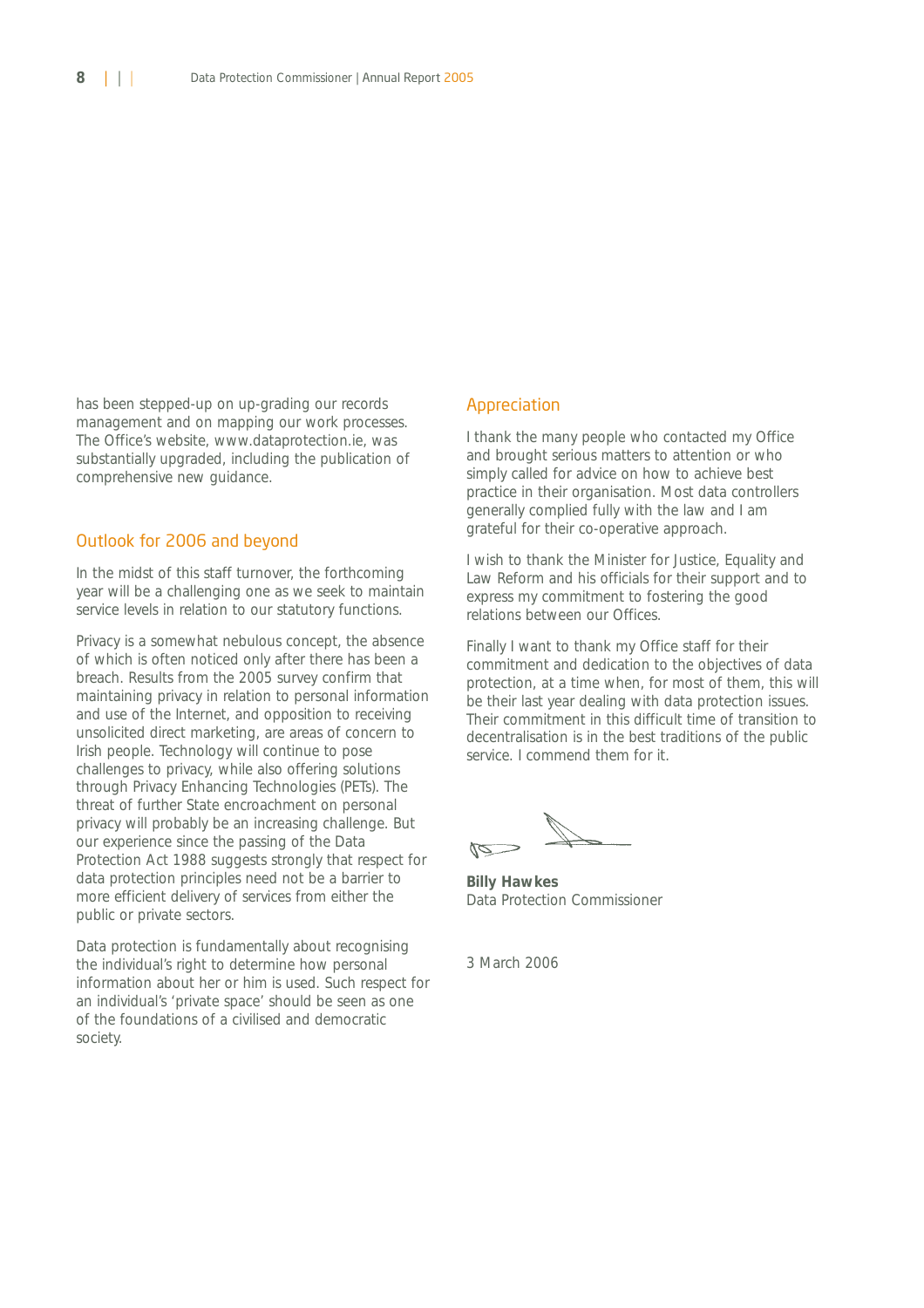has been stepped-up on up-grading our records management and on mapping our work processes. The Office's website, www.dataprotection.ie, was substantially upgraded, including the publication of comprehensive new guidance.

## Outlook for 2006 and beyond

In the midst of this staff turnover, the forthcoming year will be a challenging one as we seek to maintain service levels in relation to our statutory functions.

Privacy is a somewhat nebulous concept, the absence of which is often noticed only after there has been a breach. Results from the 2005 survey confirm that maintaining privacy in relation to personal information and use of the Internet, and opposition to receiving unsolicited direct marketing, are areas of concern to Irish people. Technology will continue to pose challenges to privacy, while also offering solutions through Privacy Enhancing Technologies (PETs). The threat of further State encroachment on personal privacy will probably be an increasing challenge. But our experience since the passing of the Data Protection Act 1988 suggests strongly that respect for data protection principles need not be a barrier to more efficient delivery of services from either the public or private sectors.

Data protection is fundamentally about recognising the individual's right to determine how personal information about her or him is used. Such respect for an individual's 'private space' should be seen as one of the foundations of a civilised and democratic society.

## Appreciation

I thank the many people who contacted my Office and brought serious matters to attention or who simply called for advice on how to achieve best practice in their organisation. Most data controllers generally complied fully with the law and I am grateful for their co-operative approach.

I wish to thank the Minister for Justice, Equality and Law Reform and his officials for their support and to express my commitment to fostering the good relations between our Offices.

Finally I want to thank my Office staff for their commitment and dedication to the objectives of data protection, at a time when, for most of them, this will be their last year dealing with data protection issues. Their commitment in this difficult time of transition to decentralisation is in the best traditions of the public service. I commend them for it.

**Billy Hawkes**
Data Protection Commissioner

3 March 2006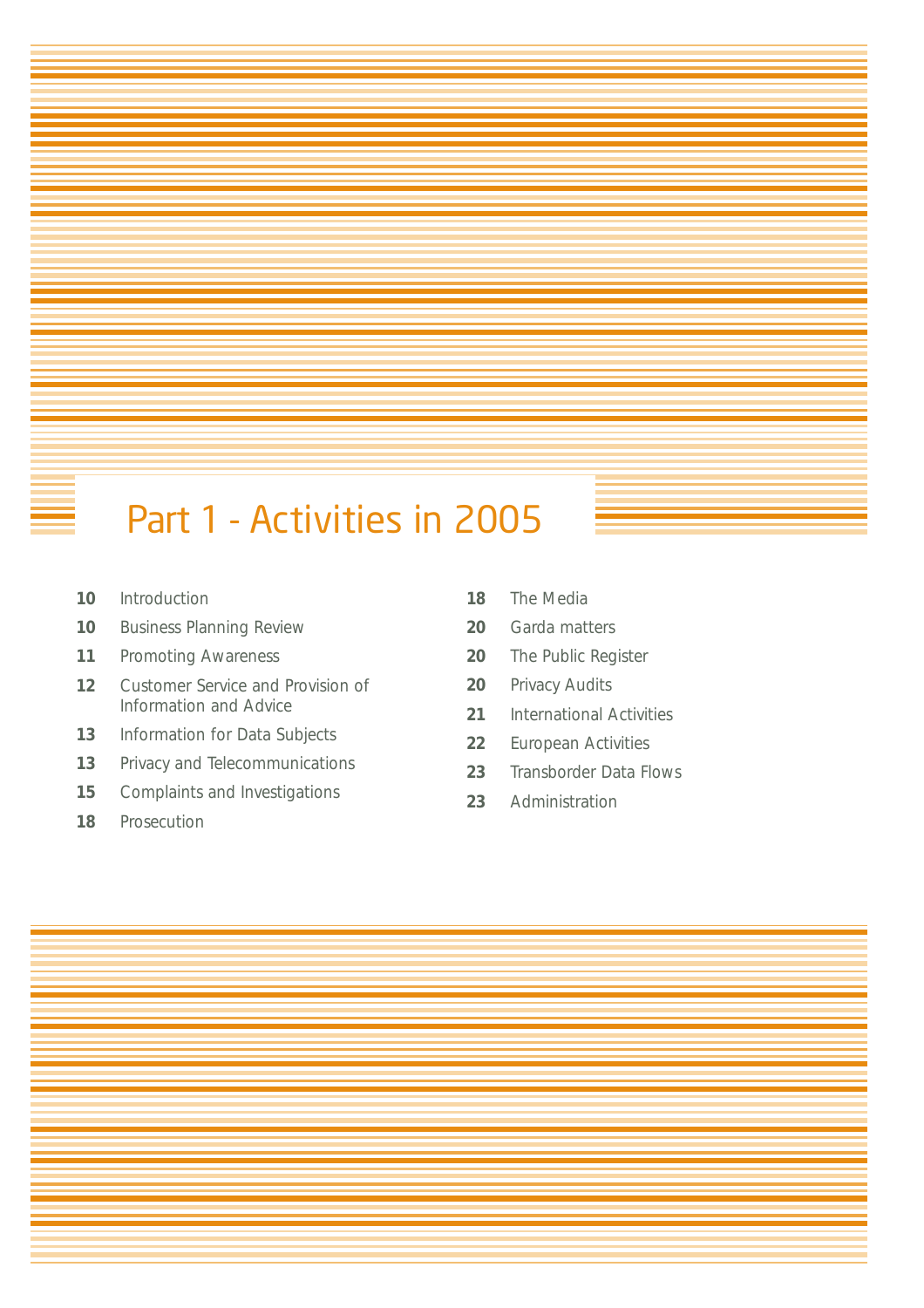# Part 1 - Activities in 2005

- **10** Introduction
- **10** Business Planning Review
- **11** Promoting Awareness
- **12** Customer Service and Provision of Information and Advice
- **13** Information for Data Subjects
- **13** Privacy and Telecommunications
- **15** Complaints and Investigations
- **18** Prosecution
- **18** The Media
- **20** Garda matters
- **20** The Public Register
- **20** Privacy Audits
- **21** International Activities
- **22** European Activities
- **23** Transborder Data Flows
- **23** Administration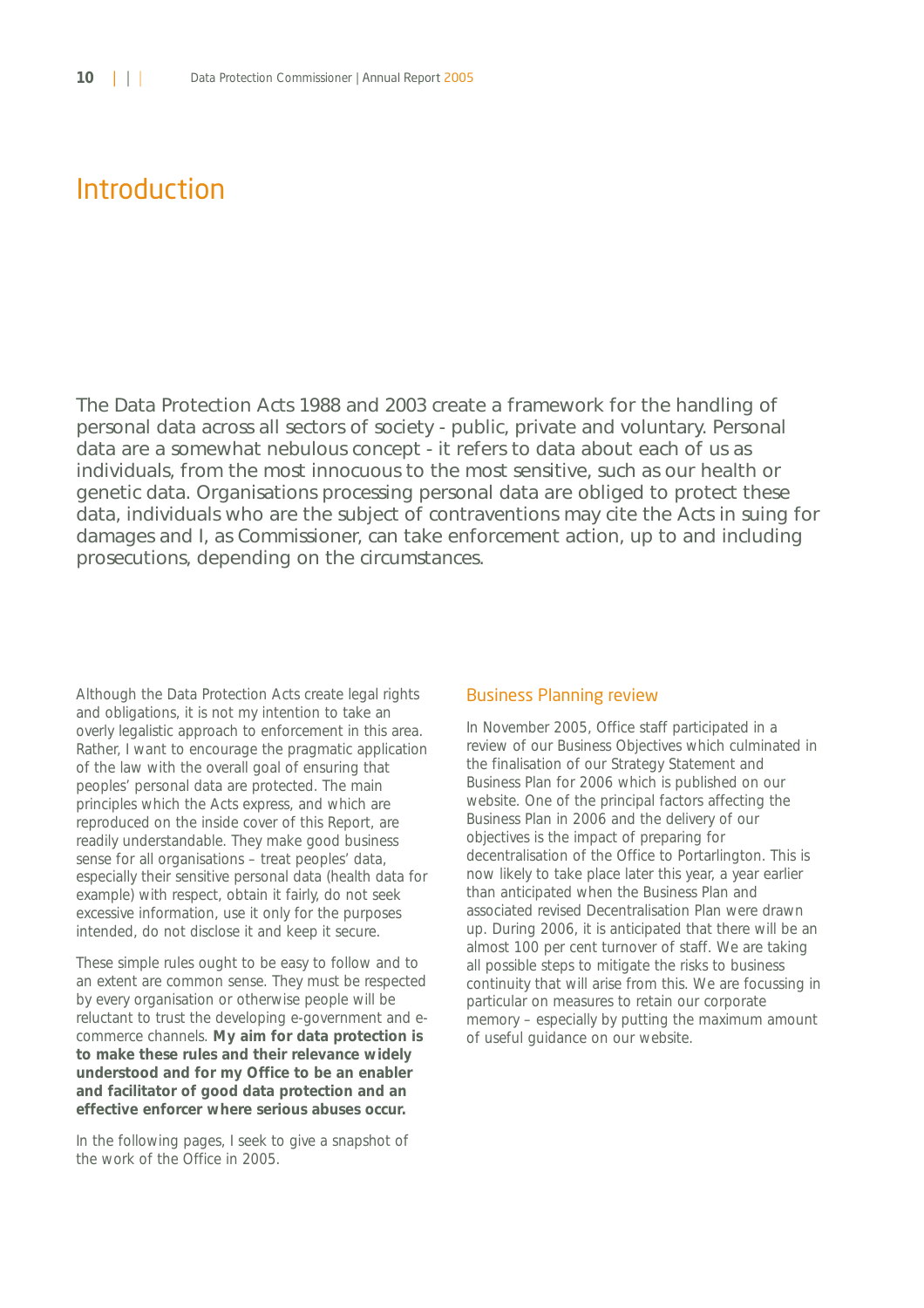# Introduction

The Data Protection Acts 1988 and 2003 create a framework for the handling of personal data across all sectors of society - public, private and voluntary. Personal data are a somewhat nebulous concept - it refers to data about each of us as individuals, from the most innocuous to the most sensitive, such as our health or genetic data. Organisations processing personal data are obliged to protect these data, individuals who are the subject of contraventions may cite the Acts in suing for damages and I, as Commissioner, can take enforcement action, up to and including prosecutions, depending on the circumstances.

Although the Data Protection Acts create legal rights and obligations, it is not my intention to take an overly legalistic approach to enforcement in this area. Rather, I want to encourage the pragmatic application of the law with the overall goal of ensuring that peoples' personal data are protected. The main principles which the Acts express, and which are reproduced on the inside cover of this Report, are readily understandable. They make good business sense for all organisations – treat peoples' data, especially their sensitive personal data (health data for example) with respect, obtain it fairly, do not seek excessive information, use it only for the purposes intended, do not disclose it and keep it secure.

These simple rules ought to be easy to follow and to an extent are common sense. They must be respected by every organisation or otherwise people will be reluctant to trust the developing e-government and e-commerce channels. **My aim for data protection is to make these rules and their relevance widely understood and for my Office to be an enabler and facilitator of good data protection and an effective enforcer where serious abuses occur.**

In the following pages, I seek to give a snapshot of the work of the Office in 2005.

## Business Planning review

In November 2005, Office staff participated in a review of our Business Objectives which culminated in the finalisation of our Strategy Statement and Business Plan for 2006 which is published on our website. One of the principal factors affecting the Business Plan in 2006 and the delivery of our objectives is the impact of preparing for decentralisation of the Office to Portarlington. This is now likely to take place later this year, a year earlier than anticipated when the Business Plan and associated revised Decentralisation Plan were drawn up. During 2006, it is anticipated that there will be an almost 100 per cent turnover of staff. We are taking all possible steps to mitigate the risks to business continuity that will arise from this. We are focussing in particular on measures to retain our corporate memory – especially by putting the maximum amount of useful guidance on our website.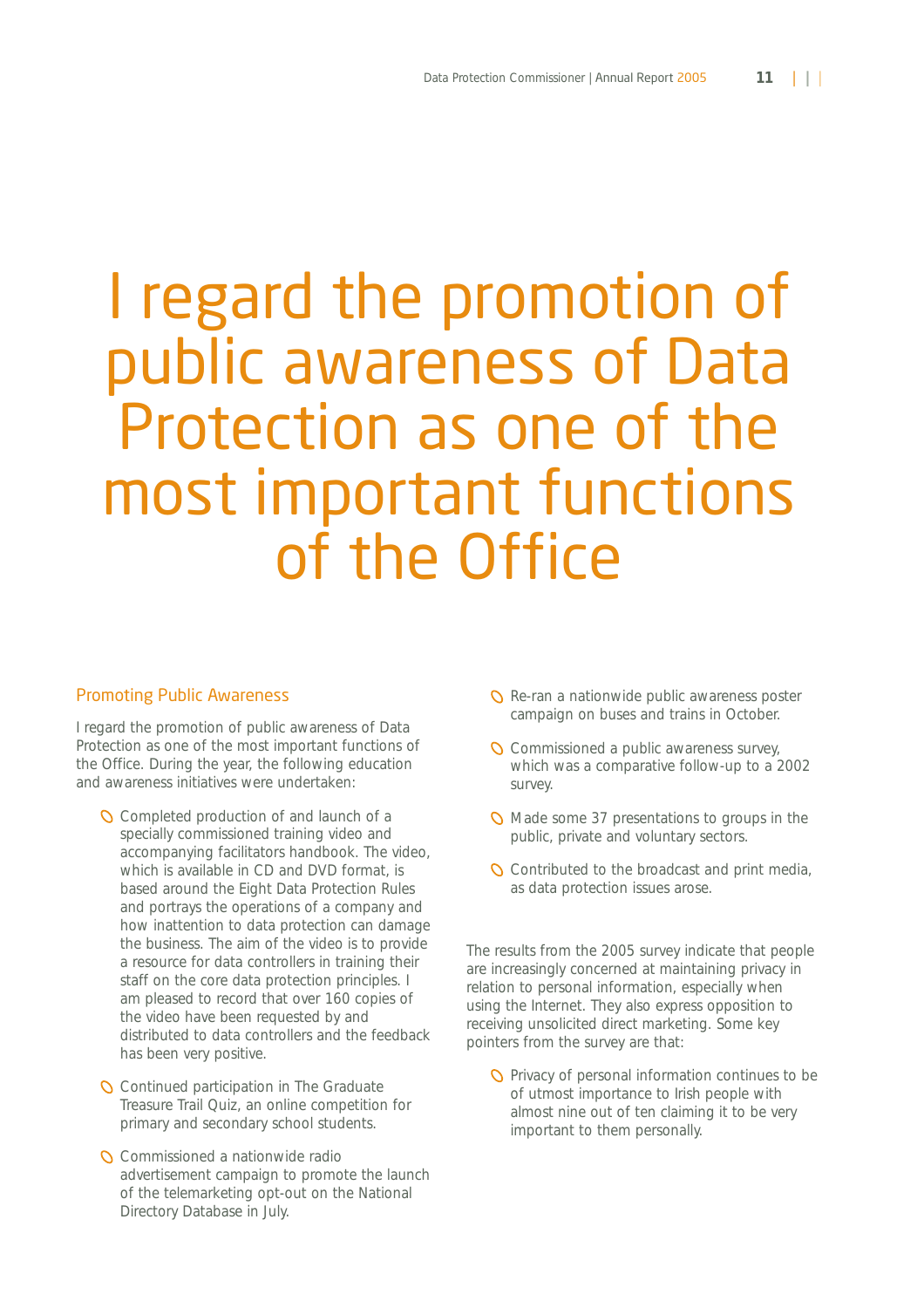# I regard the promotion of public awareness of Data Protection as one of the most important functions of the Office

## Promoting Public Awareness

I regard the promotion of public awareness of Data Protection as one of the most important functions of the Office. During the year, the following education and awareness initiatives were undertaken:

- Completed production of and launch of a specially commissioned training video and accompanying facilitators handbook. The video, which is available in CD and DVD format, is based around the Eight Data Protection Rules and portrays the operations of a company and how inattention to data protection can damage the business. The aim of the video is to provide a resource for data controllers in training their staff on the core data protection principles. I am pleased to record that over 160 copies of the video have been requested by and distributed to data controllers and the feedback has been very positive.
- Continued participation in The Graduate Treasure Trail Quiz, an online competition for primary and secondary school students.
- Commissioned a nationwide radio advertisement campaign to promote the launch of the telemarketing opt-out on the National Directory Database in July.
- Re-ran a nationwide public awareness poster campaign on buses and trains in October.
- Commissioned a public awareness survey, which was a comparative follow-up to a 2002 survey.
- Made some 37 presentations to groups in the public, private and voluntary sectors.
- Contributed to the broadcast and print media, as data protection issues arose.

The results from the 2005 survey indicate that people are increasingly concerned at maintaining privacy in relation to personal information, especially when using the Internet. They also express opposition to receiving unsolicited direct marketing. Some key pointers from the survey are that:

- Privacy of personal information continues to be of utmost importance to Irish people with almost nine out of ten claiming it to be very important to them personally.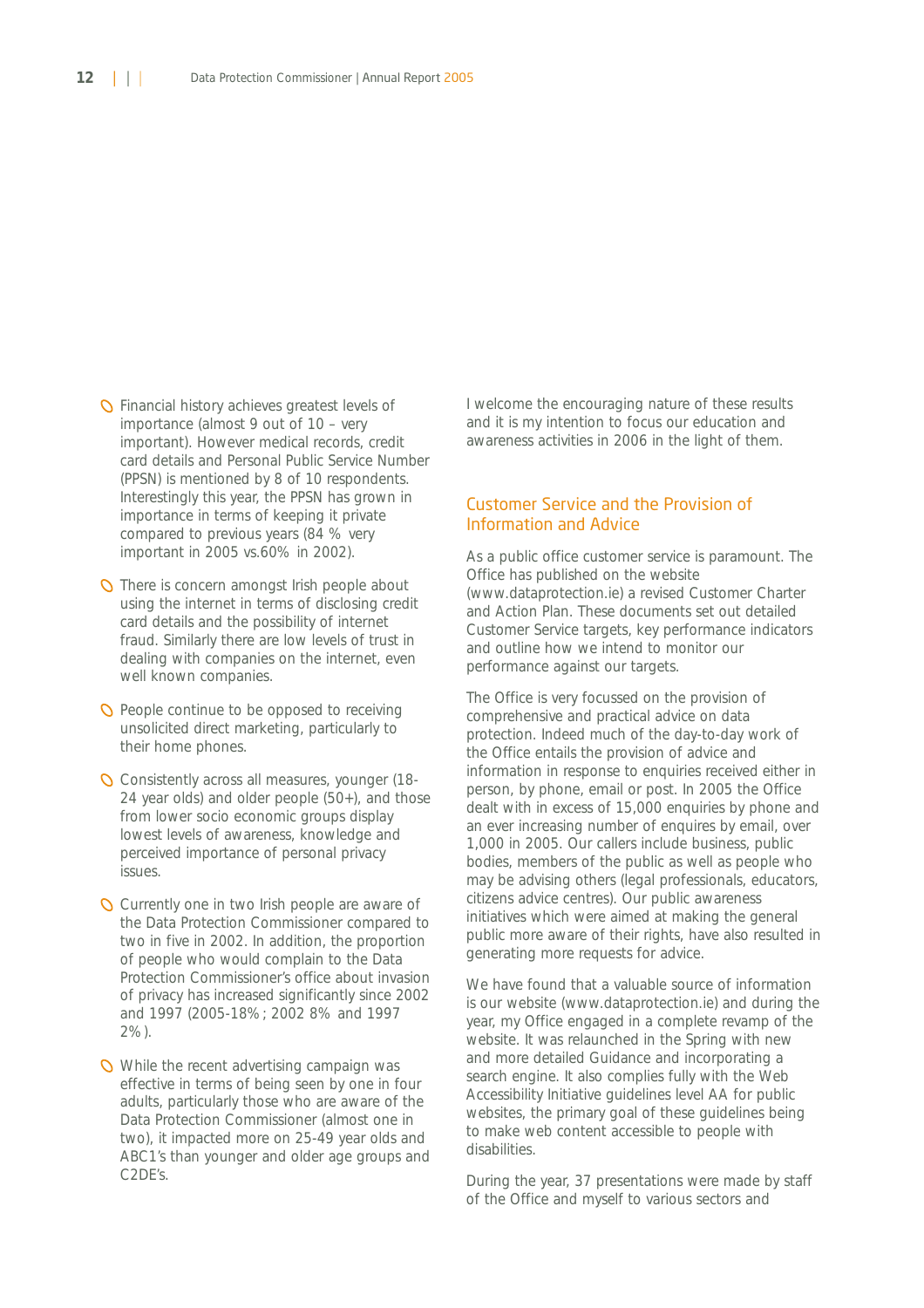- Financial history achieves greatest levels of importance (almost 9 out of 10 – very important). However medical records, credit card details and Personal Public Service Number (PPSN) is mentioned by 8 of 10 respondents. Interestingly this year, the PPSN has grown in importance in terms of keeping it private compared to previous years (84 % very important in 2005 vs.60% in 2002).
- There is concern amongst Irish people about using the internet in terms of disclosing credit card details and the possibility of internet fraud. Similarly there are low levels of trust in dealing with companies on the internet, even well known companies.
- People continue to be opposed to receiving unsolicited direct marketing, particularly to their home phones.
- Consistently across all measures, younger (18-24 year olds) and older people (50+), and those from lower socio economic groups display lowest levels of awareness, knowledge and perceived importance of personal privacy issues.
- Currently one in two Irish people are aware of the Data Protection Commissioner compared to two in five in 2002. In addition, the proportion of people who would complain to the Data Protection Commissioner's office about invasion of privacy has increased significantly since 2002 and 1997 (2005-18%; 2002 8% and 1997 2%).
- While the recent advertising campaign was effective in terms of being seen by one in four adults, particularly those who are aware of the Data Protection Commissioner (almost one in two), it impacted more on 25-49 year olds and ABC1's than younger and older age groups and C2DE's.

I welcome the encouraging nature of these results and it is my intention to focus our education and awareness activities in 2006 in the light of them.

## Customer Service and the Provision of Information and Advice

As a public office customer service is paramount. The Office has published on the website (www.dataprotection.ie) a revised Customer Charter and Action Plan. These documents set out detailed Customer Service targets, key performance indicators and outline how we intend to monitor our performance against our targets.

The Office is very focussed on the provision of comprehensive and practical advice on data protection. Indeed much of the day-to-day work of the Office entails the provision of advice and information in response to enquiries received either in person, by phone, email or post. In 2005 the Office dealt with in excess of 15,000 enquiries by phone and an ever increasing number of enquires by email, over 1,000 in 2005. Our callers include business, public bodies, members of the public as well as people who may be advising others (legal professionals, educators, citizens advice centres). Our public awareness initiatives which were aimed at making the general public more aware of their rights, have also resulted in generating more requests for advice.

We have found that a valuable source of information is our website (www.dataprotection.ie) and during the year, my Office engaged in a complete revamp of the website. It was relaunched in the Spring with new and more detailed Guidance and incorporating a search engine. It also complies fully with the Web Accessibility Initiative guidelines level AA for public websites, the primary goal of these guidelines being to make web content accessible to people with disabilities.

During the year, 37 presentations were made by staff of the Office and myself to various sectors and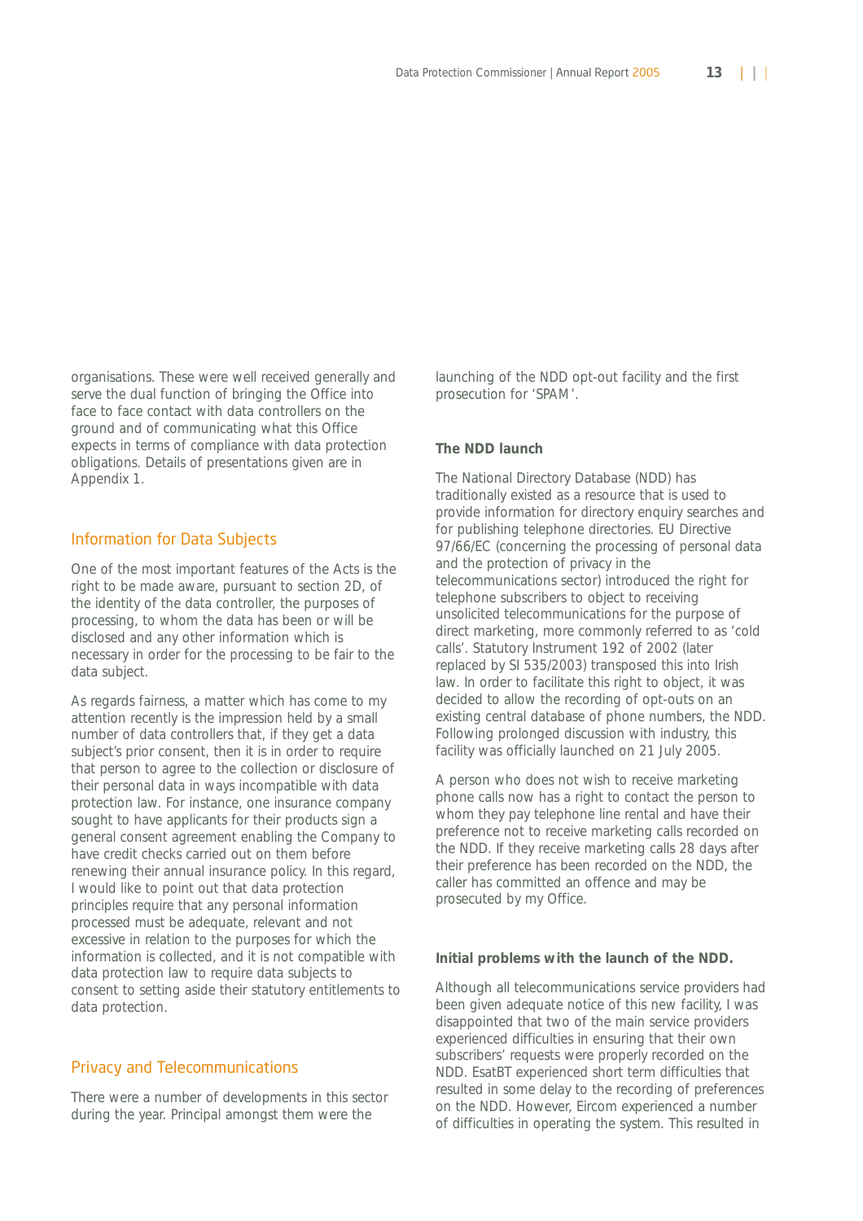organisations. These were well received generally and serve the dual function of bringing the Office into face to face contact with data controllers on the ground and of communicating what this Office expects in terms of compliance with data protection obligations. Details of presentations given are in Appendix 1.

## Information for Data Subjects

One of the most important features of the Acts is the right to be made aware, pursuant to section 2D, of the identity of the data controller, the purposes of processing, to whom the data has been or will be disclosed and any other information which is necessary in order for the processing to be fair to the data subject.

As regards fairness, a matter which has come to my attention recently is the impression held by a small number of data controllers that, if they get a data subject's prior consent, then it is in order to require that person to agree to the collection or disclosure of their personal data in ways incompatible with data protection law. For instance, one insurance company sought to have applicants for their products sign a general consent agreement enabling the Company to have credit checks carried out on them before renewing their annual insurance policy. In this regard, I would like to point out that data protection principles require that any personal information processed must be adequate, relevant and not excessive in relation to the purposes for which the information is collected, and it is not compatible with data protection law to require data subjects to consent to setting aside their statutory entitlements to data protection.

## Privacy and Telecommunications

There were a number of developments in this sector during the year. Principal amongst them were the launching of the NDD opt-out facility and the first prosecution for 'SPAM'.

### The NDD launch

The National Directory Database (NDD) has traditionally existed as a resource that is used to provide information for directory enquiry searches and for publishing telephone directories. EU Directive 97/66/EC (concerning the processing of personal data and the protection of privacy in the telecommunications sector) introduced the right for telephone subscribers to object to receiving unsolicited telecommunications for the purpose of direct marketing, more commonly referred to as 'cold calls'. Statutory Instrument 192 of 2002 (later replaced by SI 535/2003) transposed this into Irish law. In order to facilitate this right to object, it was decided to allow the recording of opt-outs on an existing central database of phone numbers, the NDD. Following prolonged discussion with industry, this facility was officially launched on 21 July 2005.

A person who does not wish to receive marketing phone calls now has a right to contact the person to whom they pay telephone line rental and have their preference not to receive marketing calls recorded on the NDD. If they receive marketing calls 28 days after their preference has been recorded on the NDD, the caller has committed an offence and may be prosecuted by my Office.

### Initial problems with the launch of the NDD.

Although all telecommunications service providers had been given adequate notice of this new facility, I was disappointed that two of the main service providers experienced difficulties in ensuring that their own subscribers' requests were properly recorded on the NDD. EsatBT experienced short term difficulties that resulted in some delay to the recording of preferences on the NDD. However, Eircom experienced a number of difficulties in operating the system. This resulted in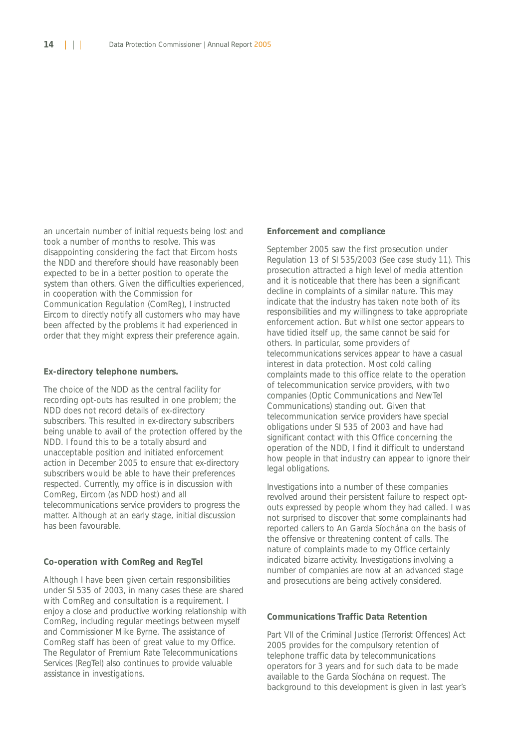an uncertain number of initial requests being lost and took a number of months to resolve. This was disappointing considering the fact that Eircom hosts the NDD and therefore should have reasonably been expected to be in a better position to operate the system than others. Given the difficulties experienced, in cooperation with the Commission for Communication Regulation (ComReg), I instructed Eircom to directly notify all customers who may have been affected by the problems it had experienced in order that they might express their preference again.

### Ex-directory telephone numbers.

The choice of the NDD as the central facility for recording opt-outs has resulted in one problem; the NDD does not record details of ex-directory subscribers. This resulted in ex-directory subscribers being unable to avail of the protection offered by the NDD. I found this to be a totally absurd and unacceptable position and initiated enforcement action in December 2005 to ensure that ex-directory subscribers would be able to have their preferences respected. Currently, my office is in discussion with ComReg, Eircom (as NDD host) and all telecommunications service providers to progress the matter. Although at an early stage, initial discussion has been favourable.

### Co-operation with ComReg and RegTel

Although I have been given certain responsibilities under SI 535 of 2003, in many cases these are shared with ComReg and consultation is a requirement. I enjoy a close and productive working relationship with ComReg, including regular meetings between myself and Commissioner Mike Byrne. The assistance of ComReg staff has been of great value to my Office. The Regulator of Premium Rate Telecommunications Services (RegTel) also continues to provide valuable assistance in investigations.

### Enforcement and compliance

September 2005 saw the first prosecution under Regulation 13 of SI 535/2003 (See case study 11). This prosecution attracted a high level of media attention and it is noticeable that there has been a significant decline in complaints of a similar nature. This may indicate that the industry has taken note both of its responsibilities and my willingness to take appropriate enforcement action. But whilst one sector appears to have tidied itself up, the same cannot be said for others. In particular, some providers of telecommunications services appear to have a casual interest in data protection. Most cold calling complaints made to this office relate to the operation of telecommunication service providers, with two companies (Optic Communications and NewTel Communications) standing out. Given that telecommunication service providers have special obligations under SI 535 of 2003 and have had significant contact with this Office concerning the operation of the NDD, I find it difficult to understand how people in that industry can appear to ignore their legal obligations.

Investigations into a number of these companies revolved around their persistent failure to respect opt-outs expressed by people whom they had called. I was not surprised to discover that some complainants had reported callers to An Garda Síochána on the basis of the offensive or threatening content of calls. The nature of complaints made to my Office certainly indicated bizarre activity. Investigations involving a number of companies are now at an advanced stage and prosecutions are being actively considered.

### Communications Traffic Data Retention

Part VII of the Criminal Justice (Terrorist Offences) Act 2005 provides for the compulsory retention of telephone traffic data by telecommunications operators for 3 years and for such data to be made available to the Garda Síochána on request. The background to this development is given in last year's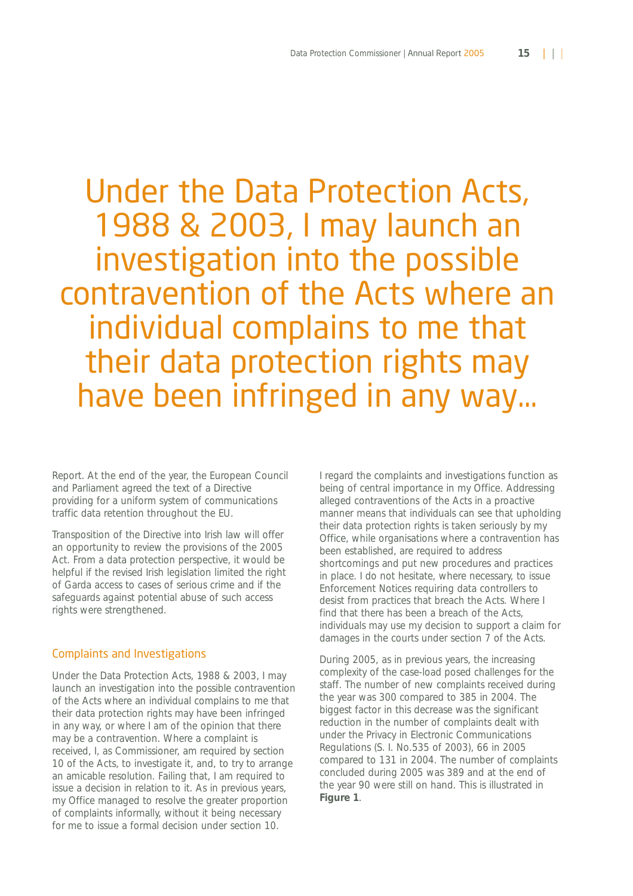Under the Data Protection Acts, 1988 & 2003, I may launch an investigation into the possible contravention of the Acts where an individual complains to me that their data protection rights may have been infringed in any way...

Report. At the end of the year, the European Council and Parliament agreed the text of a Directive providing for a uniform system of communications traffic data retention throughout the EU.

Transposition of the Directive into Irish law will offer an opportunity to review the provisions of the 2005 Act. From a data protection perspective, it would be helpful if the revised Irish legislation limited the right of Garda access to cases of serious crime and if the safeguards against potential abuse of such access rights were strengthened.

## Complaints and Investigations

Under the Data Protection Acts, 1988 & 2003, I may launch an investigation into the possible contravention of the Acts where an individual complains to me that their data protection rights may have been infringed in any way, or where I am of the opinion that there may be a contravention. Where a complaint is received, I, as Commissioner, am required by section 10 of the Acts, to investigate it, and, to try to arrange an amicable resolution. Failing that, I am required to issue a decision in relation to it. As in previous years, my Office managed to resolve the greater proportion of complaints informally, without it being necessary for me to issue a formal decision under section 10.

I regard the complaints and investigations function as being of central importance in my Office. Addressing alleged contraventions of the Acts in a proactive manner means that individuals can see that upholding their data protection rights is taken seriously by my Office, while organisations where a contravention has been established, are required to address shortcomings and put new procedures and practices in place. I do not hesitate, where necessary, to issue Enforcement Notices requiring data controllers to desist from practices that breach the Acts. Where I find that there has been a breach of the Acts, individuals may use my decision to support a claim for damages in the courts under section 7 of the Acts.

During 2005, as in previous years, the increasing complexity of the case-load posed challenges for the staff. The number of new complaints received during the year was 300 compared to 385 in 2004. The biggest factor in this decrease was the significant reduction in the number of complaints dealt with under the Privacy in Electronic Communications Regulations (S. I. No.535 of 2003), 66 in 2005 compared to 131 in 2004. The number of complaints concluded during 2005 was 389 and at the end of the year 90 were still on hand. This is illustrated in **Figure 1**.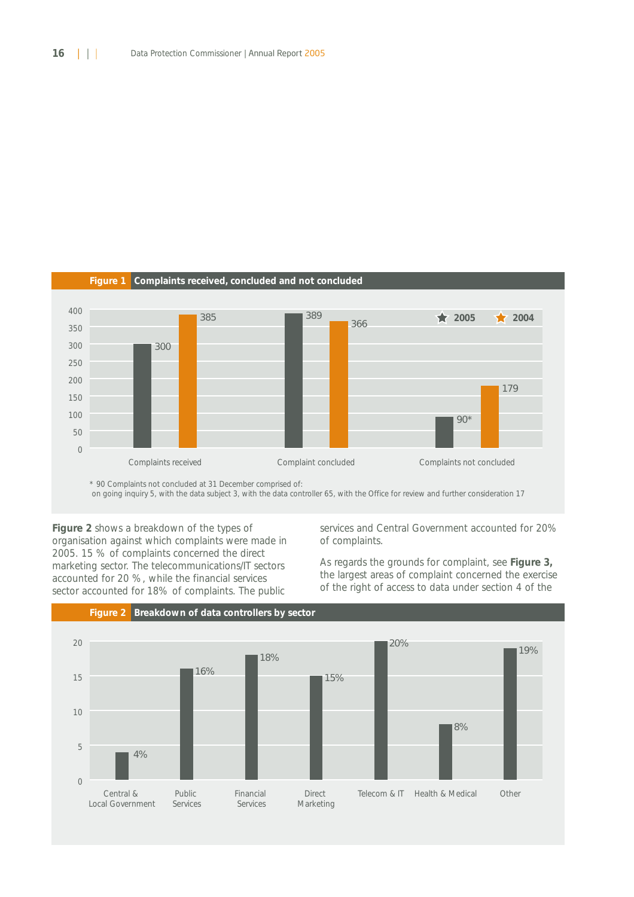**Figure 1** **Complaints received, concluded and not concluded**

| | 2005 | 2004 |
|---|---|---|
| Complaints received | 300 | 385 |
| Complaint concluded | 389 | 366 |
| Complaints not concluded | 90* | 179 |

* 90 Complaints not concluded at 31 December comprised of:
on going inquiry 5, with the data subject 3, with the data controller 65, with the Office for review and further consideration 17

**Figure 2** shows a breakdown of the types of organisation against which complaints were made in 2005. 15 % of complaints concerned the direct marketing sector. The telecommunications/IT sectors accounted for 20 %, while the financial services sector accounted for 18% of complaints. The public services and Central Government accounted for 20% of complaints.

As regards the grounds for complaint, see **Figure 3,** the largest areas of complaint concerned the exercise of the right of access to data under section 4 of the

**Figure 2** **Breakdown of data controllers by sector**

| Sector | % |
|---|---|
| Central & Local Government | 4% |
| Public Services | 16% |
| Financial Services | 18% |
| Direct Marketing | 15% |
| Telecom & IT | 20% |
| Health & Medical | 8% |
| Other | 19% |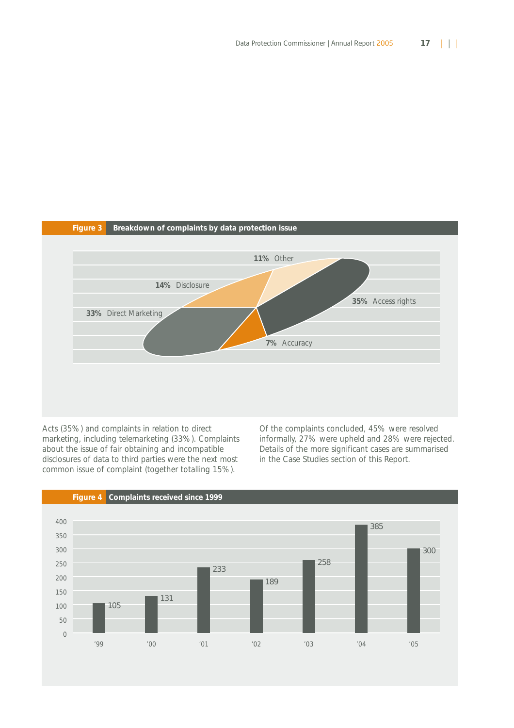**Figure 3** Breakdown of complaints by data protection issue

| Issue | Percentage |
|---|---|
| Access rights | 35% |
| Direct Marketing | 33% |
| Disclosure | 14% |
| Other | 11% |
| Accuracy | 7% |

Acts (35%) and complaints in relation to direct marketing, including telemarketing (33%). Complaints about the issue of fair obtaining and incompatible disclosures of data to third parties were the next most common issue of complaint (together totalling 15%).

Of the complaints concluded, 45% were resolved informally, 27% were upheld and 28% were rejected. Details of the more significant cases are summarised in the Case Studies section of this Report.

**Figure 4** Complaints received since 1999

| Year | Complaints |
|---|---|
| '99 | 105 |
| '00 | 131 |
| '01 | 233 |
| '02 | 189 |
| '03 | 258 |
| '04 | 385 |
| '05 | 300 |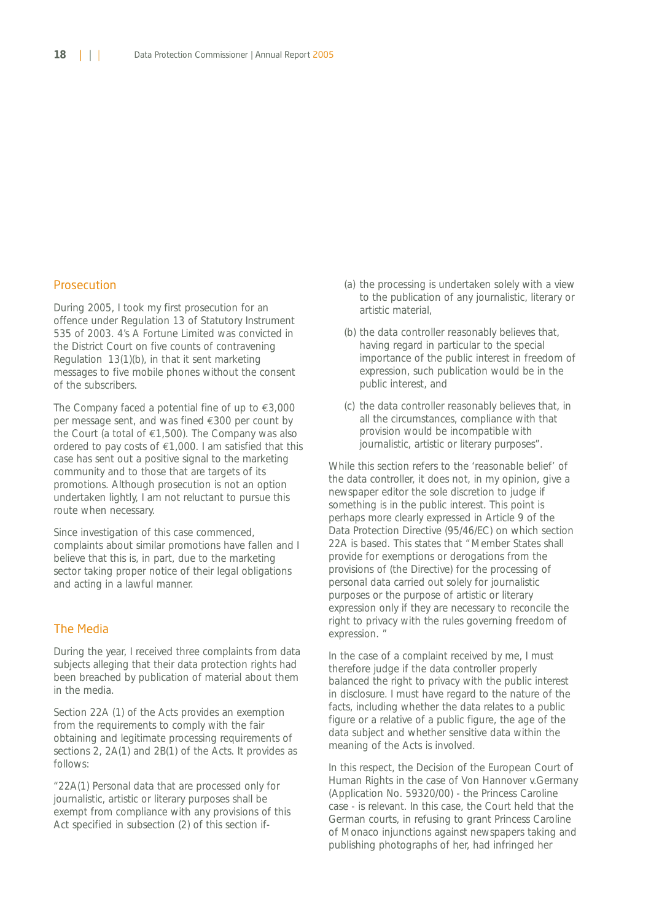## Prosecution

During 2005, I took my first prosecution for an offence under Regulation 13 of Statutory Instrument 535 of 2003. 4's A Fortune Limited was convicted in the District Court on five counts of contravening Regulation 13(1)(b), in that it sent marketing messages to five mobile phones without the consent of the subscribers.

The Company faced a potential fine of up to €3,000 per message sent, and was fined €300 per count by the Court (a total of €1,500). The Company was also ordered to pay costs of €1,000. I am satisfied that this case has sent out a positive signal to the marketing community and to those that are targets of its promotions. Although prosecution is not an option undertaken lightly, I am not reluctant to pursue this route when necessary.

Since investigation of this case commenced, complaints about similar promotions have fallen and I believe that this is, in part, due to the marketing sector taking proper notice of their legal obligations and acting in a lawful manner.

## The Media

During the year, I received three complaints from data subjects alleging that their data protection rights had been breached by publication of material about them in the media.

Section 22A (1) of the Acts provides an exemption from the requirements to comply with the fair obtaining and legitimate processing requirements of sections 2, 2A(1) and 2B(1) of the Acts. It provides as follows:

"22A(1) Personal data that are processed only for journalistic, artistic or literary purposes shall be exempt from compliance with any provisions of this Act specified in subsection (2) of this section if-

(a) the processing is undertaken solely with a view to the publication of any journalistic, literary or artistic material,

(b) the data controller reasonably believes that, having regard in particular to the special importance of the public interest in freedom of expression, such publication would be in the public interest, and

(c) the data controller reasonably believes that, in all the circumstances, compliance with that provision would be incompatible with journalistic, artistic or literary purposes".

While this section refers to the 'reasonable belief' of the data controller, it does not, in my opinion, give a newspaper editor the sole discretion to judge if something is in the public interest. This point is perhaps more clearly expressed in Article 9 of the Data Protection Directive (95/46/EC) on which section 22A is based. This states that "Member States shall provide for exemptions or derogations from the provisions of (the Directive) for the processing of personal data carried out solely for journalistic purposes or the purpose of artistic or literary expression only if they are necessary to reconcile the right to privacy with the rules governing freedom of expression. "

In the case of a complaint received by me, I must therefore judge if the data controller properly balanced the right to privacy with the public interest in disclosure. I must have regard to the nature of the facts, including whether the data relates to a public figure or a relative of a public figure, the age of the data subject and whether sensitive data within the meaning of the Acts is involved.

In this respect, the Decision of the European Court of Human Rights in the case of Von Hannover v.Germany (Application No. 59320/00) - the Princess Caroline case - is relevant. In this case, the Court held that the German courts, in refusing to grant Princess Caroline of Monaco injunctions against newspapers taking and publishing photographs of her, had infringed her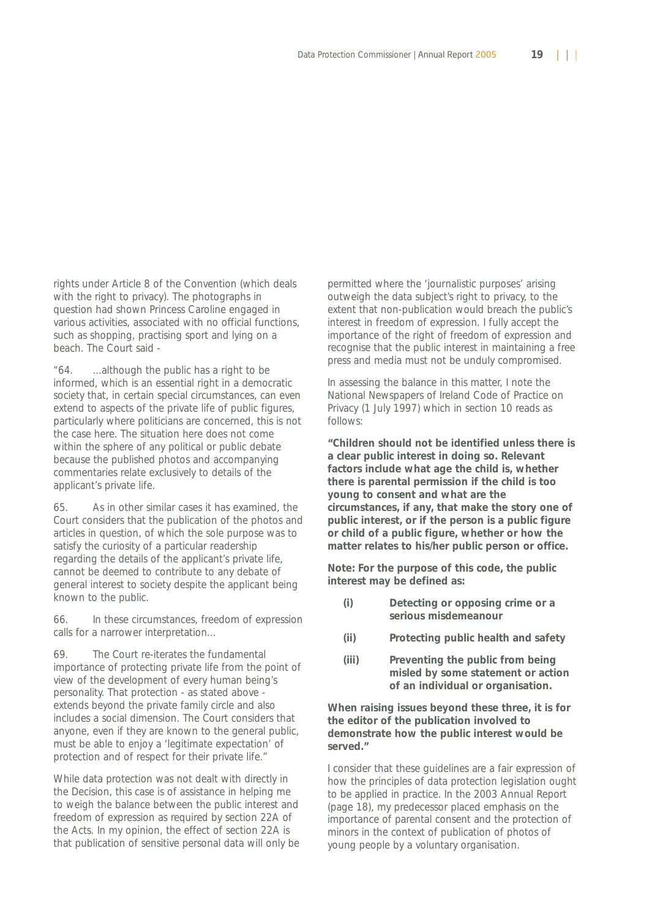rights under Article 8 of the Convention (which deals with the right to privacy). The photographs in question had shown Princess Caroline engaged in various activities, associated with no official functions, such as shopping, practising sport and lying on a beach. The Court said -

"64. ...although the public has a right to be informed, which is an essential right in a democratic society that, in certain special circumstances, can even extend to aspects of the private life of public figures, particularly where politicians are concerned, this is not the case here. The situation here does not come within the sphere of any political or public debate because the published photos and accompanying commentaries relate exclusively to details of the applicant's private life.

65. As in other similar cases it has examined, the Court considers that the publication of the photos and articles in question, of which the sole purpose was to satisfy the curiosity of a particular readership regarding the details of the applicant's private life, cannot be deemed to contribute to any debate of general interest to society despite the applicant being known to the public.

66. In these circumstances, freedom of expression calls for a narrower interpretation...

69. The Court re-iterates the fundamental importance of protecting private life from the point of view of the development of every human being's personality. That protection - as stated above - extends beyond the private family circle and also includes a social dimension. The Court considers that anyone, even if they are known to the general public, must be able to enjoy a 'legitimate expectation' of protection and of respect for their private life."

While data protection was not dealt with directly in the Decision, this case is of assistance in helping me to weigh the balance between the public interest and freedom of expression as required by section 22A of the Acts. In my opinion, the effect of section 22A is that publication of sensitive personal data will only be permitted where the 'journalistic purposes' arising outweigh the data subject's right to privacy, to the extent that non-publication would breach the public's interest in freedom of expression. I fully accept the importance of the right of freedom of expression and recognise that the public interest in maintaining a free press and media must not be unduly compromised.

In assessing the balance in this matter, I note the National Newspapers of Ireland Code of Practice on Privacy (1 July 1997) which in section 10 reads as follows:

**"Children should not be identified unless there is a clear public interest in doing so. Relevant factors include what age the child is, whether there is parental permission if the child is too young to consent and what are the circumstances, if any, that make the story one of public interest, or if the person is a public figure or child of a public figure, whether or how the matter relates to his/her public person or office.**

**Note: For the purpose of this code, the public interest may be defined as:**

- **(i) Detecting or opposing crime or a serious misdemeanour**
- **(ii) Protecting public health and safety**
- **(iii) Preventing the public from being misled by some statement or action of an individual or organisation.**

**When raising issues beyond these three, it is for the editor of the publication involved to demonstrate how the public interest would be served."**

I consider that these guidelines are a fair expression of how the principles of data protection legislation ought to be applied in practice. In the 2003 Annual Report (page 18), my predecessor placed emphasis on the importance of parental consent and the protection of minors in the context of publication of photos of young people by a voluntary organisation.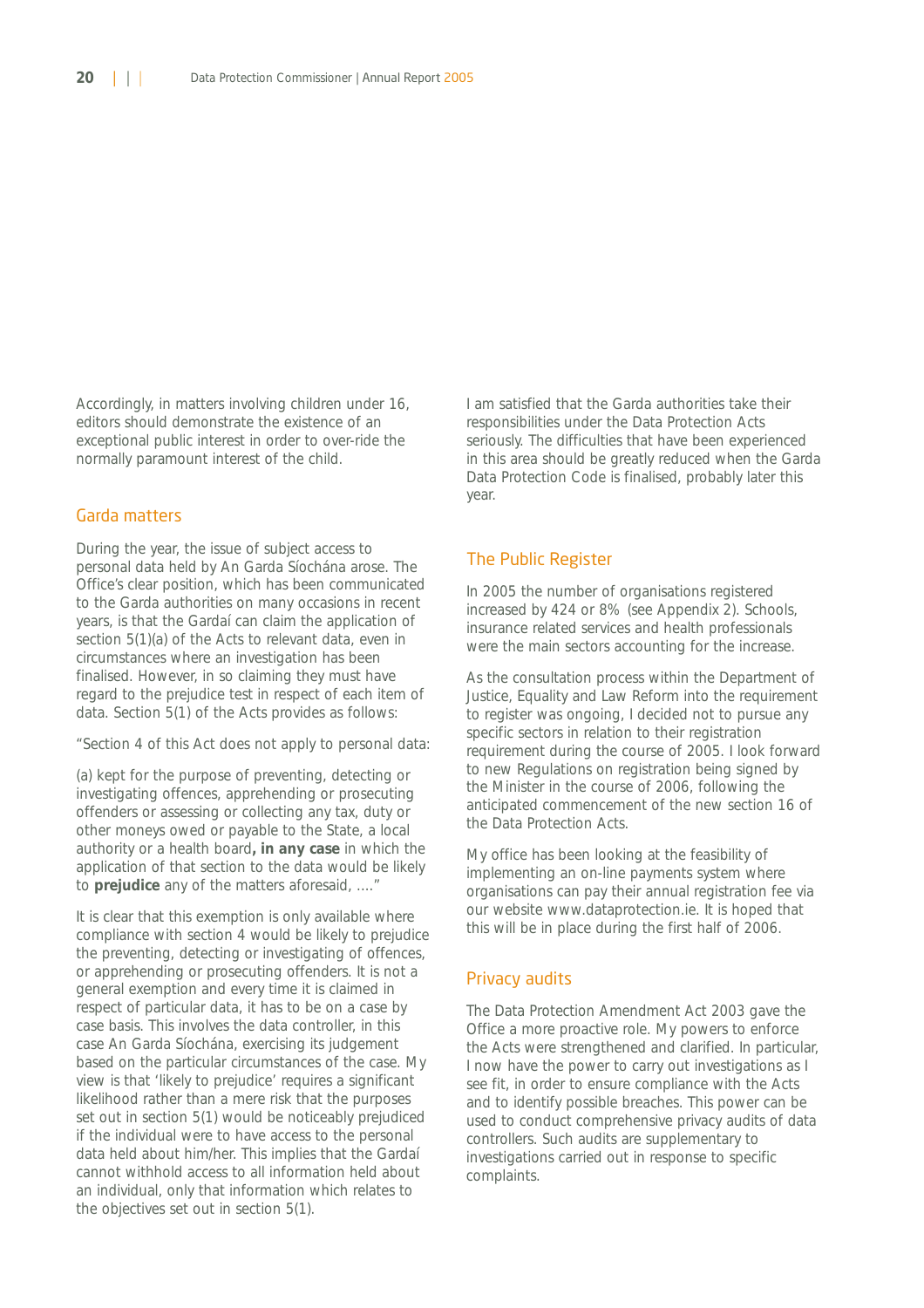Accordingly, in matters involving children under 16, editors should demonstrate the existence of an exceptional public interest in order to over-ride the normally paramount interest of the child.

## Garda matters

During the year, the issue of subject access to personal data held by An Garda Síochána arose. The Office's clear position, which has been communicated to the Garda authorities on many occasions in recent years, is that the Gardaí can claim the application of section 5(1)(a) of the Acts to relevant data, even in circumstances where an investigation has been finalised. However, in so claiming they must have regard to the prejudice test in respect of each item of data. Section 5(1) of the Acts provides as follows:

"Section 4 of this Act does not apply to personal data:

(a) kept for the purpose of preventing, detecting or investigating offences, apprehending or prosecuting offenders or assessing or collecting any tax, duty or other moneys owed or payable to the State, a local authority or a health board**, in any case** in which the application of that section to the data would be likely to **prejudice** any of the matters aforesaid, …."

It is clear that this exemption is only available where compliance with section 4 would be likely to prejudice the preventing, detecting or investigating of offences, or apprehending or prosecuting offenders. It is not a general exemption and every time it is claimed in respect of particular data, it has to be on a case by case basis. This involves the data controller, in this case An Garda Síochána, exercising its judgement based on the particular circumstances of the case. My view is that 'likely to prejudice' requires a significant likelihood rather than a mere risk that the purposes set out in section 5(1) would be noticeably prejudiced if the individual were to have access to the personal data held about him/her. This implies that the Gardaí cannot withhold access to all information held about an individual, only that information which relates to the objectives set out in section 5(1).

I am satisfied that the Garda authorities take their responsibilities under the Data Protection Acts seriously. The difficulties that have been experienced in this area should be greatly reduced when the Garda Data Protection Code is finalised, probably later this year.

## The Public Register

In 2005 the number of organisations registered increased by 424 or 8% (see Appendix 2). Schools, insurance related services and health professionals were the main sectors accounting for the increase.

As the consultation process within the Department of Justice, Equality and Law Reform into the requirement to register was ongoing, I decided not to pursue any specific sectors in relation to their registration requirement during the course of 2005. I look forward to new Regulations on registration being signed by the Minister in the course of 2006, following the anticipated commencement of the new section 16 of the Data Protection Acts.

My office has been looking at the feasibility of implementing an on-line payments system where organisations can pay their annual registration fee via our website www.dataprotection.ie. It is hoped that this will be in place during the first half of 2006.

## Privacy audits

The Data Protection Amendment Act 2003 gave the Office a more proactive role. My powers to enforce the Acts were strengthened and clarified. In particular, I now have the power to carry out investigations as I see fit, in order to ensure compliance with the Acts and to identify possible breaches. This power can be used to conduct comprehensive privacy audits of data controllers. Such audits are supplementary to investigations carried out in response to specific complaints.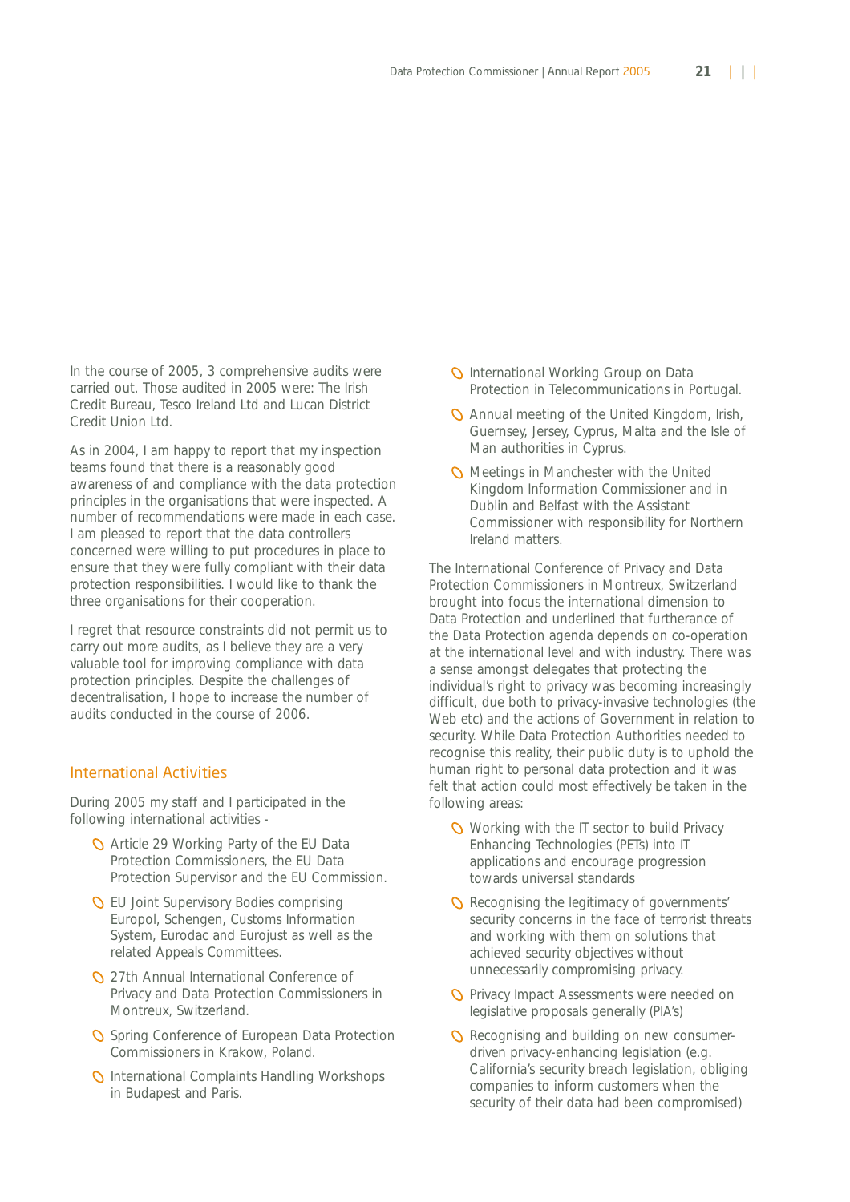In the course of 2005, 3 comprehensive audits were carried out. Those audited in 2005 were: The Irish Credit Bureau, Tesco Ireland Ltd and Lucan District Credit Union Ltd.

As in 2004, I am happy to report that my inspection teams found that there is a reasonably good awareness of and compliance with the data protection principles in the organisations that were inspected. A number of recommendations were made in each case. I am pleased to report that the data controllers concerned were willing to put procedures in place to ensure that they were fully compliant with their data protection responsibilities. I would like to thank the three organisations for their cooperation.

I regret that resource constraints did not permit us to carry out more audits, as I believe they are a very valuable tool for improving compliance with data protection principles. Despite the challenges of decentralisation, I hope to increase the number of audits conducted in the course of 2006.

## International Activities

During 2005 my staff and I participated in the following international activities -

- Article 29 Working Party of the EU Data Protection Commissioners, the EU Data Protection Supervisor and the EU Commission.
- EU Joint Supervisory Bodies comprising Europol, Schengen, Customs Information System, Eurodac and Eurojust as well as the related Appeals Committees.
- 27th Annual International Conference of Privacy and Data Protection Commissioners in Montreux, Switzerland.
- Spring Conference of European Data Protection Commissioners in Krakow, Poland.
- International Complaints Handling Workshops in Budapest and Paris.
- International Working Group on Data Protection in Telecommunications in Portugal.
- Annual meeting of the United Kingdom, Irish, Guernsey, Jersey, Cyprus, Malta and the Isle of Man authorities in Cyprus.
- Meetings in Manchester with the United Kingdom Information Commissioner and in Dublin and Belfast with the Assistant Commissioner with responsibility for Northern Ireland matters.

The International Conference of Privacy and Data Protection Commissioners in Montreux, Switzerland brought into focus the international dimension to Data Protection and underlined that furtherance of the Data Protection agenda depends on co-operation at the international level and with industry. There was a sense amongst delegates that protecting the individual's right to privacy was becoming increasingly difficult, due both to privacy-invasive technologies (the Web etc) and the actions of Government in relation to security. While Data Protection Authorities needed to recognise this reality, their public duty is to uphold the human right to personal data protection and it was felt that action could most effectively be taken in the following areas:

- Working with the IT sector to build Privacy Enhancing Technologies (PETs) into IT applications and encourage progression towards universal standards
- Recognising the legitimacy of governments' security concerns in the face of terrorist threats and working with them on solutions that achieved security objectives without unnecessarily compromising privacy.
- Privacy Impact Assessments were needed on legislative proposals generally (PIA's)
- Recognising and building on new consumer-driven privacy-enhancing legislation (e.g. California's security breach legislation, obliging companies to inform customers when the security of their data had been compromised)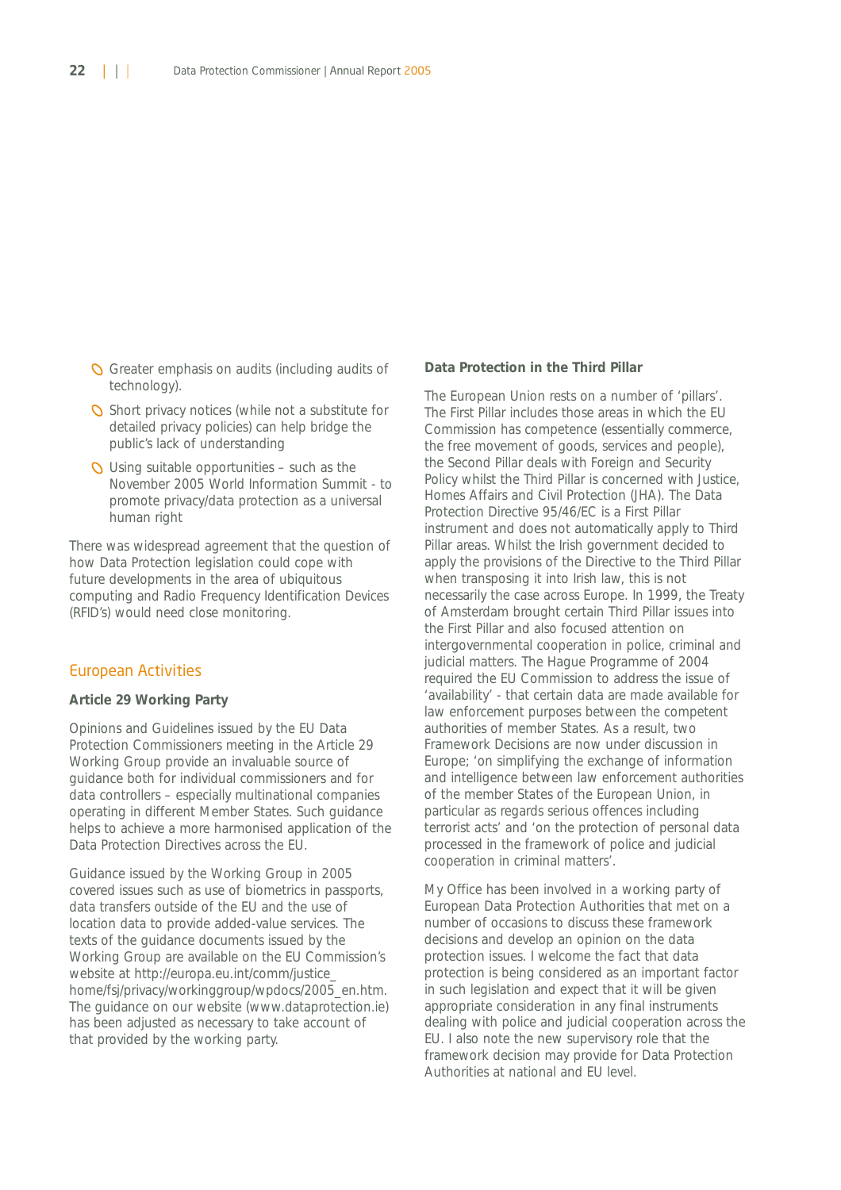- Greater emphasis on audits (including audits of technology).
- Short privacy notices (while not a substitute for detailed privacy policies) can help bridge the public's lack of understanding
- Using suitable opportunities – such as the November 2005 World Information Summit - to promote privacy/data protection as a universal human right

There was widespread agreement that the question of how Data Protection legislation could cope with future developments in the area of ubiquitous computing and Radio Frequency Identification Devices (RFID's) would need close monitoring.

## European Activities

**Article 29 Working Party**

Opinions and Guidelines issued by the EU Data Protection Commissioners meeting in the Article 29 Working Group provide an invaluable source of guidance both for individual commissioners and for data controllers – especially multinational companies operating in different Member States. Such guidance helps to achieve a more harmonised application of the Data Protection Directives across the EU.

Guidance issued by the Working Group in 2005 covered issues such as use of biometrics in passports, data transfers outside of the EU and the use of location data to provide added-value services. The texts of the guidance documents issued by the Working Group are available on the EU Commission's website at http://europa.eu.int/comm/justice_home/fsj/privacy/workinggroup/wpdocs/2005_en.htm. The guidance on our website (www.dataprotection.ie) has been adjusted as necessary to take account of that provided by the working party.

**Data Protection in the Third Pillar**

The European Union rests on a number of 'pillars'. The First Pillar includes those areas in which the EU Commission has competence (essentially commerce, the free movement of goods, services and people), the Second Pillar deals with Foreign and Security Policy whilst the Third Pillar is concerned with Justice, Homes Affairs and Civil Protection (JHA). The Data Protection Directive 95/46/EC is a First Pillar instrument and does not automatically apply to Third Pillar areas. Whilst the Irish government decided to apply the provisions of the Directive to the Third Pillar when transposing it into Irish law, this is not necessarily the case across Europe. In 1999, the Treaty of Amsterdam brought certain Third Pillar issues into the First Pillar and also focused attention on intergovernmental cooperation in police, criminal and judicial matters. The Hague Programme of 2004 required the EU Commission to address the issue of 'availability' - that certain data are made available for law enforcement purposes between the competent authorities of member States. As a result, two Framework Decisions are now under discussion in Europe; 'on simplifying the exchange of information and intelligence between law enforcement authorities of the member States of the European Union, in particular as regards serious offences including terrorist acts' and 'on the protection of personal data processed in the framework of police and judicial cooperation in criminal matters'.

My Office has been involved in a working party of European Data Protection Authorities that met on a number of occasions to discuss these framework decisions and develop an opinion on the data protection issues. I welcome the fact that data protection is being considered as an important factor in such legislation and expect that it will be given appropriate consideration in any final instruments dealing with police and judicial cooperation across the EU. I also note the new supervisory role that the framework decision may provide for Data Protection Authorities at national and EU level.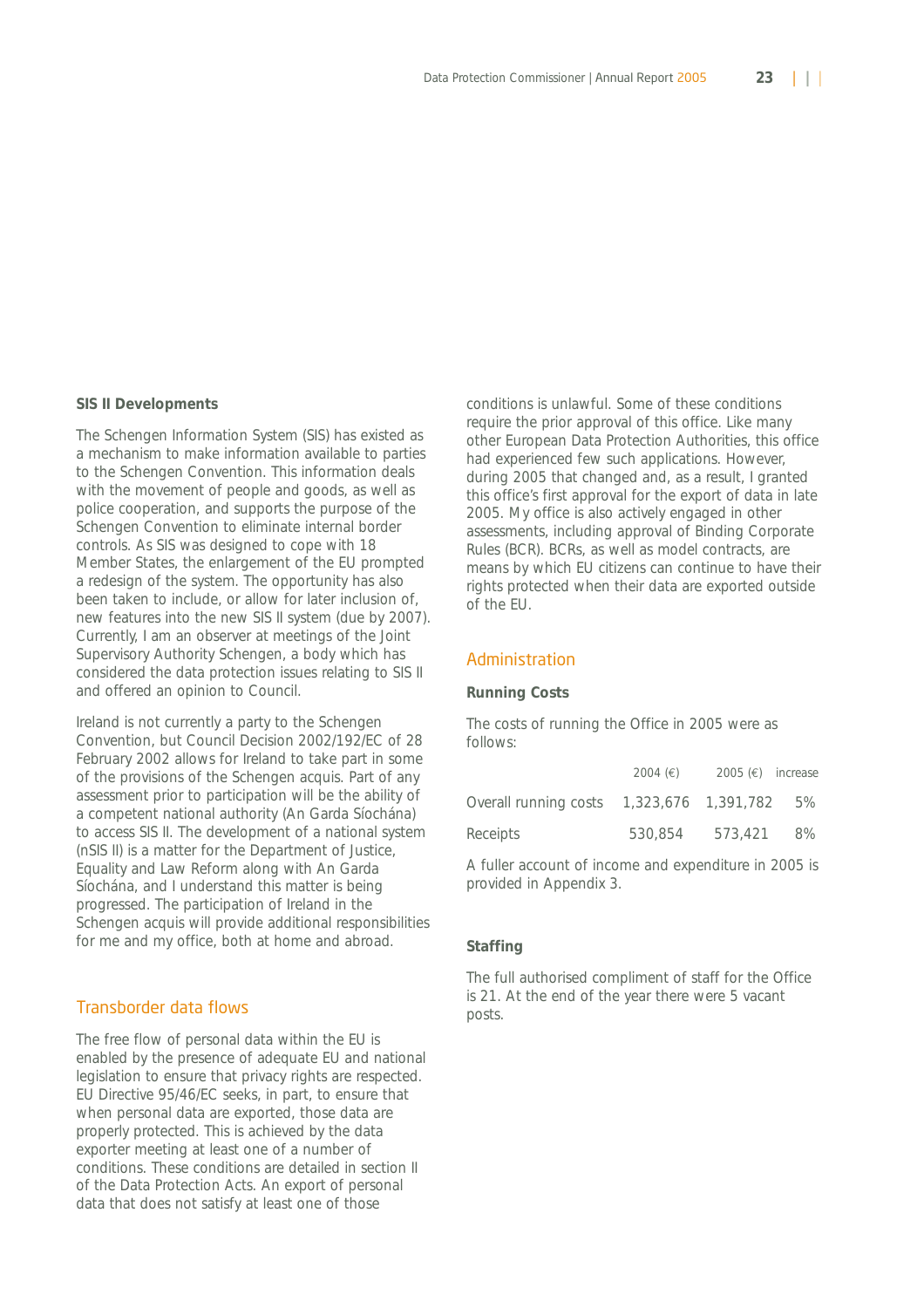### SIS II Developments

The Schengen Information System (SIS) has existed as a mechanism to make information available to parties to the Schengen Convention. This information deals with the movement of people and goods, as well as police cooperation, and supports the purpose of the Schengen Convention to eliminate internal border controls. As SIS was designed to cope with 18 Member States, the enlargement of the EU prompted a redesign of the system. The opportunity has also been taken to include, or allow for later inclusion of, new features into the new SIS II system (due by 2007). Currently, I am an observer at meetings of the Joint Supervisory Authority Schengen, a body which has considered the data protection issues relating to SIS II and offered an opinion to Council.

Ireland is not currently a party to the Schengen Convention, but Council Decision 2002/192/EC of 28 February 2002 allows for Ireland to take part in some of the provisions of the Schengen acquis. Part of any assessment prior to participation will be the ability of a competent national authority (An Garda Síochána) to access SIS II. The development of a national system (nSIS II) is a matter for the Department of Justice, Equality and Law Reform along with An Garda Síochána, and I understand this matter is being progressed. The participation of Ireland in the Schengen acquis will provide additional responsibilities for me and my office, both at home and abroad.

## Transborder data flows

The free flow of personal data within the EU is enabled by the presence of adequate EU and national legislation to ensure that privacy rights are respected. EU Directive 95/46/EC seeks, in part, to ensure that when personal data are exported, those data are properly protected. This is achieved by the data exporter meeting at least one of a number of conditions. These conditions are detailed in section II of the Data Protection Acts. An export of personal data that does not satisfy at least one of those conditions is unlawful. Some of these conditions require the prior approval of this office. Like many other European Data Protection Authorities, this office had experienced few such applications. However, during 2005 that changed and, as a result, I granted this office's first approval for the export of data in late 2005. My office is also actively engaged in other assessments, including approval of Binding Corporate Rules (BCR). BCRs, as well as model contracts, are means by which EU citizens can continue to have their rights protected when their data are exported outside of the EU.

## Administration

### Running Costs

The costs of running the Office in 2005 were as follows:

| | 2004 (€) | 2005 (€) | increase |
|---|---|---|---|
| Overall running costs | 1,323,676 | 1,391,782 | 5% |
| Receipts | 530,854 | 573,421 | 8% |

A fuller account of income and expenditure in 2005 is provided in Appendix 3.

### Staffing

The full authorised compliment of staff for the Office is 21. At the end of the year there were 5 vacant posts.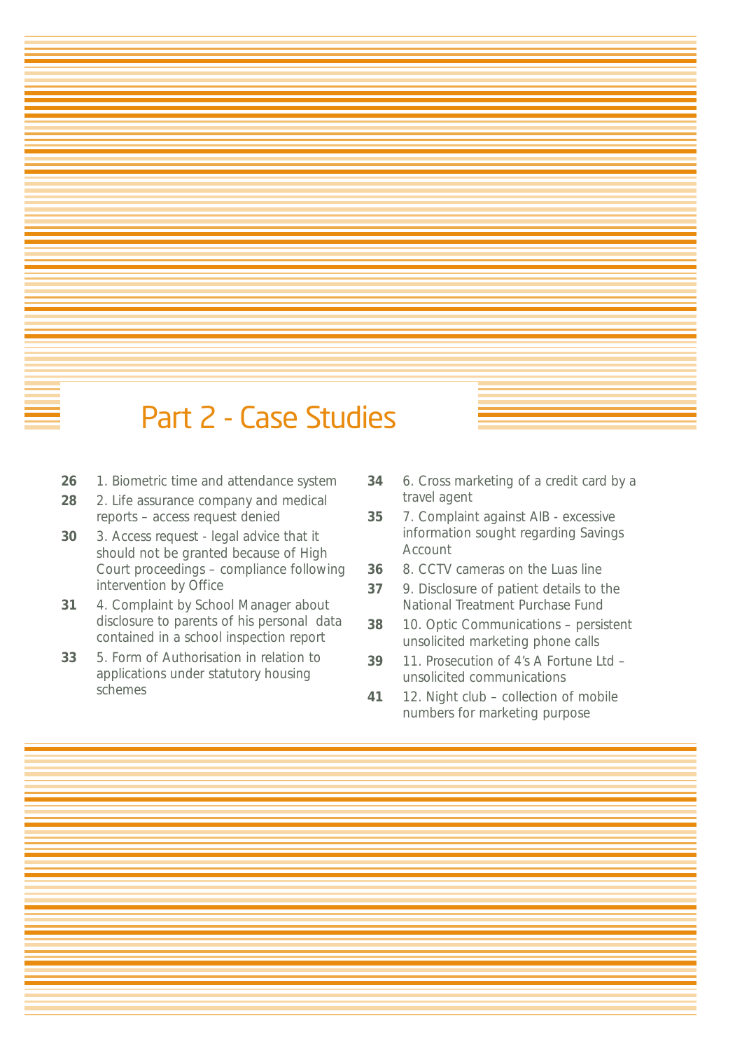# Part 2 - Case Studies

**26** 1. Biometric time and attendance system

**28** 2. Life assurance company and medical reports – access request denied

**30** 3. Access request - legal advice that it should not be granted because of High Court proceedings – compliance following intervention by Office

**31** 4. Complaint by School Manager about disclosure to parents of his personal data contained in a school inspection report

**33** 5. Form of Authorisation in relation to applications under statutory housing schemes

**34** 6. Cross marketing of a credit card by a travel agent

**35** 7. Complaint against AIB - excessive information sought regarding Savings Account

**36** 8. CCTV cameras on the Luas line

**37** 9. Disclosure of patient details to the National Treatment Purchase Fund

**38** 10. Optic Communications – persistent unsolicited marketing phone calls

**39** 11. Prosecution of 4's A Fortune Ltd – unsolicited communications

**41** 12. Night club – collection of mobile numbers for marketing purpose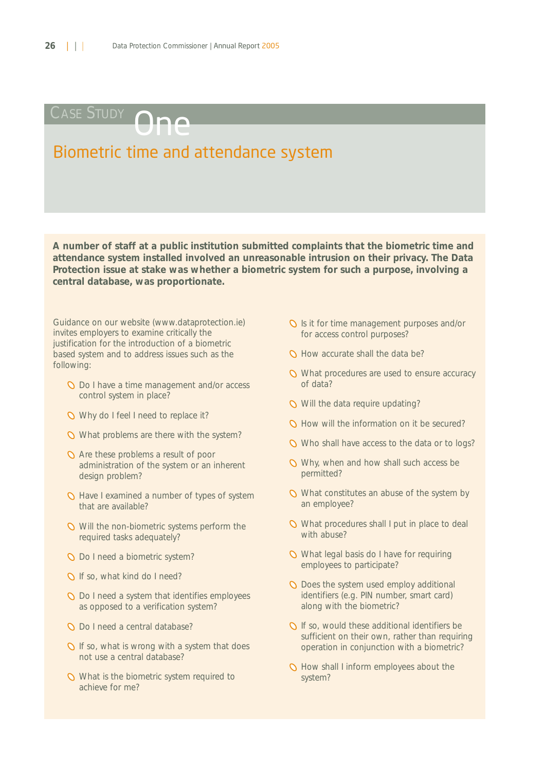# Case Study One

## Biometric time and attendance system

**A number of staff at a public institution submitted complaints that the biometric time and attendance system installed involved an unreasonable intrusion on their privacy. The Data Protection issue at stake was whether a biometric system for such a purpose, involving a central database, was proportionate.**

Guidance on our website (www.dataprotection.ie) invites employers to examine critically the justification for the introduction of a biometric based system and to address issues such as the following:

- Do I have a time management and/or access control system in place?
- Why do I feel I need to replace it?
- What problems are there with the system?
- Are these problems a result of poor administration of the system or an inherent design problem?
- Have I examined a number of types of system that are available?
- Will the non-biometric systems perform the required tasks adequately?
- Do I need a biometric system?
- If so, what kind do I need?
- Do I need a system that identifies employees as opposed to a verification system?
- Do I need a central database?
- If so, what is wrong with a system that does not use a central database?
- What is the biometric system required to achieve for me?
- Is it for time management purposes and/or for access control purposes?
- How accurate shall the data be?
- What procedures are used to ensure accuracy of data?
- Will the data require updating?
- How will the information on it be secured?
- Who shall have access to the data or to logs?
- Why, when and how shall such access be permitted?
- What constitutes an abuse of the system by an employee?
- What procedures shall I put in place to deal with abuse?
- What legal basis do I have for requiring employees to participate?
- Does the system used employ additional identifiers (e.g. PIN number, smart card) along with the biometric?
- If so, would these additional identifiers be sufficient on their own, rather than requiring operation in conjunction with a biometric?
- How shall I inform employees about the system?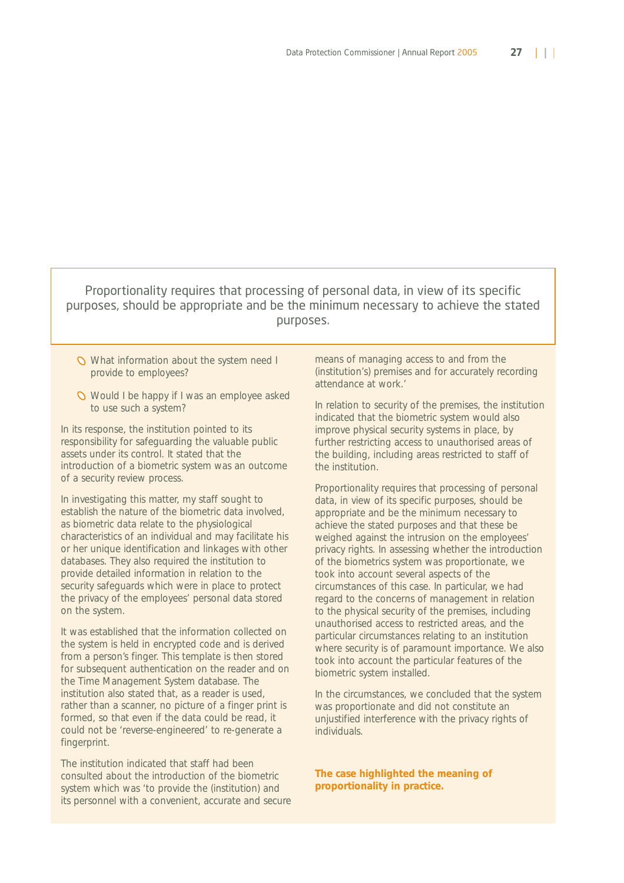> Proportionality requires that processing of personal data, in view of its specific purposes, should be appropriate and be the minimum necessary to achieve the stated purposes.

- What information about the system need I provide to employees?
- Would I be happy if I was an employee asked to use such a system?

In its response, the institution pointed to its responsibility for safeguarding the valuable public assets under its control. It stated that the introduction of a biometric system was an outcome of a security review process.

In investigating this matter, my staff sought to establish the nature of the biometric data involved, as biometric data relate to the physiological characteristics of an individual and may facilitate his or her unique identification and linkages with other databases. They also required the institution to provide detailed information in relation to the security safeguards which were in place to protect the privacy of the employees' personal data stored on the system.

It was established that the information collected on the system is held in encrypted code and is derived from a person's finger. This template is then stored for subsequent authentication on the reader and on the Time Management System database. The institution also stated that, as a reader is used, rather than a scanner, no picture of a finger print is formed, so that even if the data could be read, it could not be 'reverse-engineered' to re-generate a fingerprint.

The institution indicated that staff had been consulted about the introduction of the biometric system which was 'to provide the (institution) and its personnel with a convenient, accurate and secure means of managing access to and from the (institution's) premises and for accurately recording attendance at work.'

In relation to security of the premises, the institution indicated that the biometric system would also improve physical security systems in place, by further restricting access to unauthorised areas of the building, including areas restricted to staff of the institution.

Proportionality requires that processing of personal data, in view of its specific purposes, should be appropriate and be the minimum necessary to achieve the stated purposes and that these be weighed against the intrusion on the employees' privacy rights. In assessing whether the introduction of the biometrics system was proportionate, we took into account several aspects of the circumstances of this case. In particular, we had regard to the concerns of management in relation to the physical security of the premises, including unauthorised access to restricted areas, and the particular circumstances relating to an institution where security is of paramount importance. We also took into account the particular features of the biometric system installed.

In the circumstances, we concluded that the system was proportionate and did not constitute an unjustified interference with the privacy rights of individuals.

**The case highlighted the meaning of proportionality in practice.**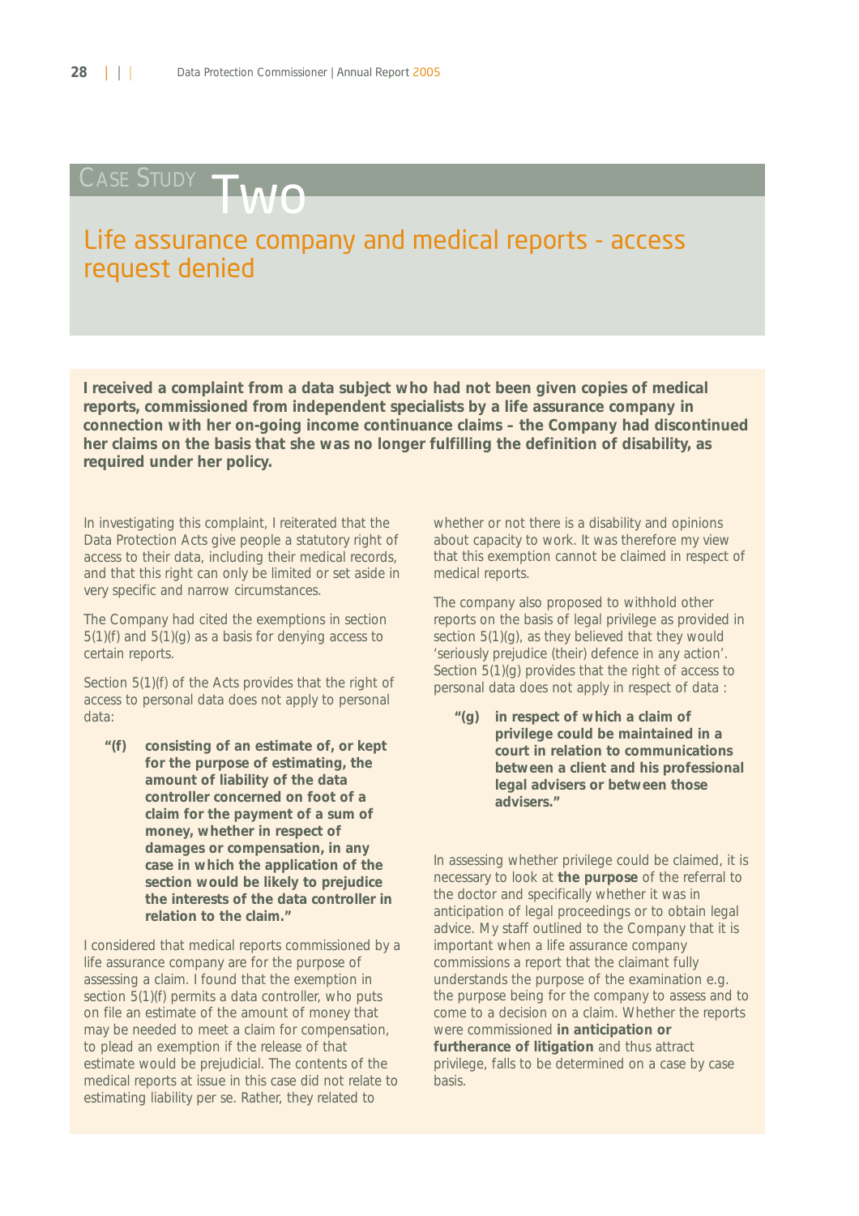# CASE STUDY Two

## Life assurance company and medical reports - access request denied

**I received a complaint from a data subject who had not been given copies of medical reports, commissioned from independent specialists by a life assurance company in connection with her on-going income continuance claims – the Company had discontinued her claims on the basis that she was no longer fulfilling the definition of disability, as required under her policy.**

In investigating this complaint, I reiterated that the Data Protection Acts give people a statutory right of access to their data, including their medical records, and that this right can only be limited or set aside in very specific and narrow circumstances.

The Company had cited the exemptions in section 5(1)(f) and 5(1)(g) as a basis for denying access to certain reports.

Section 5(1)(f) of the Acts provides that the right of access to personal data does not apply to personal data:

> **"(f) consisting of an estimate of, or kept for the purpose of estimating, the amount of liability of the data controller concerned on foot of a claim for the payment of a sum of money, whether in respect of damages or compensation, in any case in which the application of the section would be likely to prejudice the interests of the data controller in relation to the claim."**

I considered that medical reports commissioned by a life assurance company are for the purpose of assessing a claim. I found that the exemption in section 5(1)(f) permits a data controller, who puts on file an estimate of the amount of money that may be needed to meet a claim for compensation, to plead an exemption if the release of that estimate would be prejudicial. The contents of the medical reports at issue in this case did not relate to estimating liability per se. Rather, they related to whether or not there is a disability and opinions about capacity to work. It was therefore my view that this exemption cannot be claimed in respect of medical reports.

The company also proposed to withhold other reports on the basis of legal privilege as provided in section 5(1)(g), as they believed that they would 'seriously prejudice (their) defence in any action'. Section 5(1)(g) provides that the right of access to personal data does not apply in respect of data :

> **"(g) in respect of which a claim of privilege could be maintained in a court in relation to communications between a client and his professional legal advisers or between those advisers."**

In assessing whether privilege could be claimed, it is necessary to look at **the purpose** of the referral to the doctor and specifically whether it was in anticipation of legal proceedings or to obtain legal advice. My staff outlined to the Company that it is important when a life assurance company commissions a report that the claimant fully understands the purpose of the examination e.g. the purpose being for the company to assess and to come to a decision on a claim. Whether the reports were commissioned **in anticipation or furtherance of litigation** and thus attract privilege, falls to be determined on a case by case basis.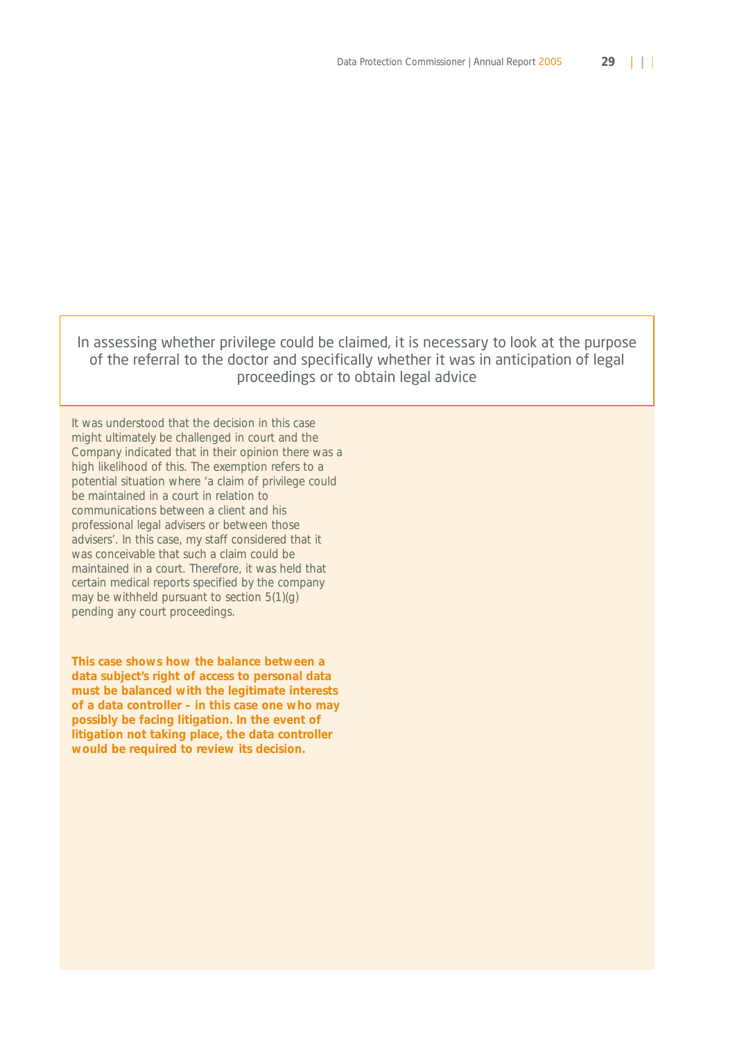> In assessing whether privilege could be claimed, it is necessary to look at the purpose of the referral to the doctor and specifically whether it was in anticipation of legal proceedings or to obtain legal advice

It was understood that the decision in this case might ultimately be challenged in court and the Company indicated that in their opinion there was a high likelihood of this. The exemption refers to a potential situation where 'a claim of privilege could be maintained in a court in relation to communications between a client and his professional legal advisers or between those advisers'. In this case, my staff considered that it was conceivable that such a claim could be maintained in a court. Therefore, it was held that certain medical reports specified by the company may be withheld pursuant to section 5(1)(g) pending any court proceedings.

**This case shows how the balance between a data subject's right of access to personal data must be balanced with the legitimate interests of a data controller – in this case one who may possibly be facing litigation. In the event of litigation not taking place, the data controller would be required to review its decision.**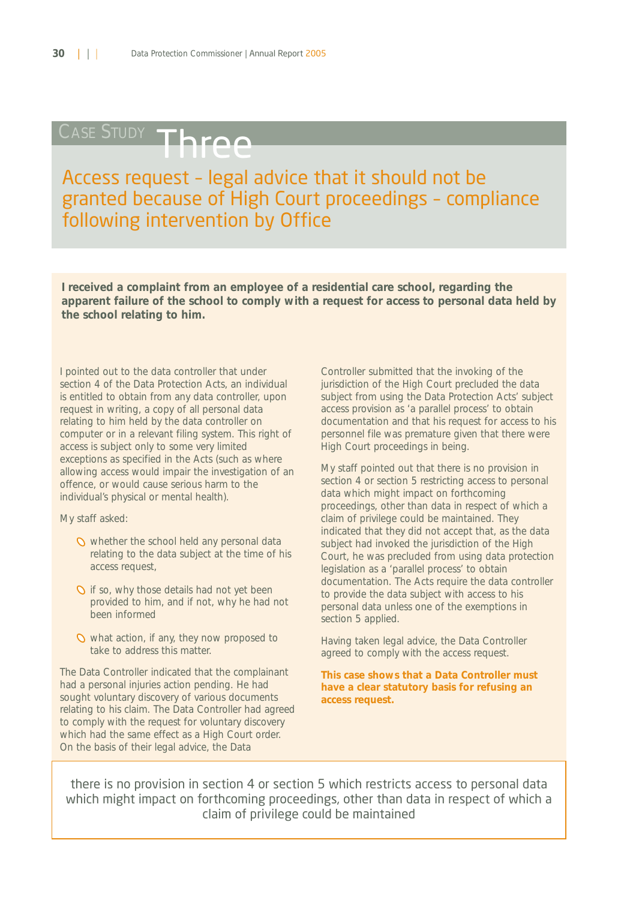# Case Study Three

## Access request – legal advice that it should not be granted because of High Court proceedings – compliance following intervention by Office

**I received a complaint from an employee of a residential care school, regarding the apparent failure of the school to comply with a request for access to personal data held by the school relating to him.**

I pointed out to the data controller that under section 4 of the Data Protection Acts, an individual is entitled to obtain from any data controller, upon request in writing, a copy of all personal data relating to him held by the data controller on computer or in a relevant filing system. This right of access is subject only to some very limited exceptions as specified in the Acts (such as where allowing access would impair the investigation of an offence, or would cause serious harm to the individual's physical or mental health).

My staff asked:

- whether the school held any personal data relating to the data subject at the time of his access request,
- if so, why those details had not yet been provided to him, and if not, why he had not been informed
- what action, if any, they now proposed to take to address this matter.

The Data Controller indicated that the complainant had a personal injuries action pending. He had sought voluntary discovery of various documents relating to his claim. The Data Controller had agreed to comply with the request for voluntary discovery which had the same effect as a High Court order. On the basis of their legal advice, the Data Controller submitted that the invoking of the jurisdiction of the High Court precluded the data subject from using the Data Protection Acts' subject access provision as 'a parallel process' to obtain documentation and that his request for access to his personnel file was premature given that there were High Court proceedings in being.

My staff pointed out that there is no provision in section 4 or section 5 restricting access to personal data which might impact on forthcoming proceedings, other than data in respect of which a claim of privilege could be maintained. They indicated that they did not accept that, as the data subject had invoked the jurisdiction of the High Court, he was precluded from using data protection legislation as a 'parallel process' to obtain documentation. The Acts require the data controller to provide the data subject with access to his personal data unless one of the exemptions in section 5 applied.

Having taken legal advice, the Data Controller agreed to comply with the access request.

**This case shows that a Data Controller must have a clear statutory basis for refusing an access request.**

> there is no provision in section 4 or section 5 which restricts access to personal data which might impact on forthcoming proceedings, other than data in respect of which a claim of privilege could be maintained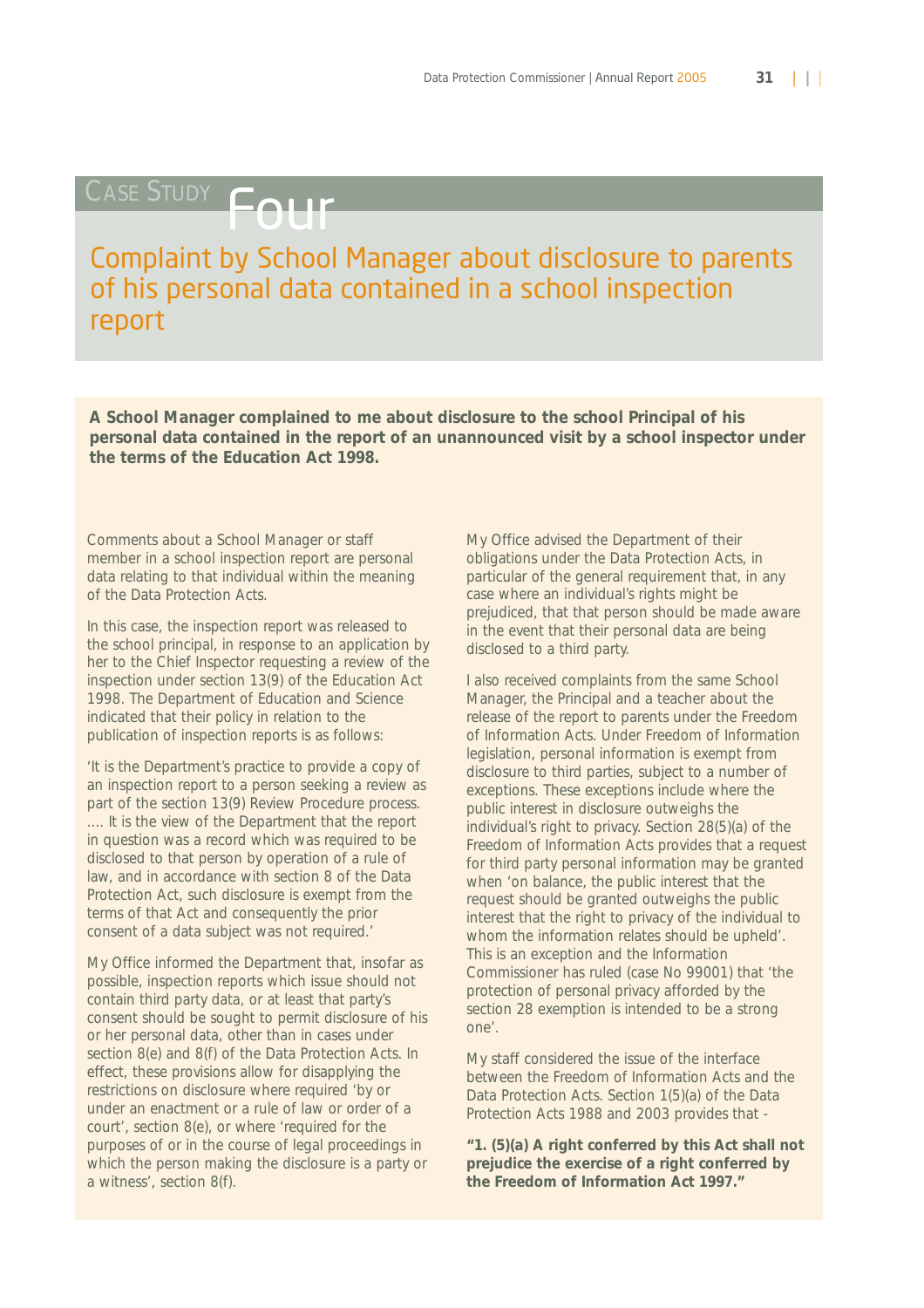# Case Study Four

## Complaint by School Manager about disclosure to parents of his personal data contained in a school inspection report

**A School Manager complained to me about disclosure to the school Principal of his personal data contained in the report of an unannounced visit by a school inspector under the terms of the Education Act 1998.**

Comments about a School Manager or staff member in a school inspection report are personal data relating to that individual within the meaning of the Data Protection Acts.

In this case, the inspection report was released to the school principal, in response to an application by her to the Chief Inspector requesting a review of the inspection under section 13(9) of the Education Act 1998. The Department of Education and Science indicated that their policy in relation to the publication of inspection reports is as follows:

'It is the Department's practice to provide a copy of an inspection report to a person seeking a review as part of the section 13(9) Review Procedure process. …. It is the view of the Department that the report in question was a record which was required to be disclosed to that person by operation of a rule of law, and in accordance with section 8 of the Data Protection Act, such disclosure is exempt from the terms of that Act and consequently the prior consent of a data subject was not required.'

My Office informed the Department that, insofar as possible, inspection reports which issue should not contain third party data, or at least that party's consent should be sought to permit disclosure of his or her personal data, other than in cases under section 8(e) and 8(f) of the Data Protection Acts. In effect, these provisions allow for disapplying the restrictions on disclosure where required 'by or under an enactment or a rule of law or order of a court', section 8(e), or where 'required for the purposes of or in the course of legal proceedings in which the person making the disclosure is a party or a witness', section 8(f).

My Office advised the Department of their obligations under the Data Protection Acts, in particular of the general requirement that, in any case where an individual's rights might be prejudiced, that that person should be made aware in the event that their personal data are being disclosed to a third party.

I also received complaints from the same School Manager, the Principal and a teacher about the release of the report to parents under the Freedom of Information Acts. Under Freedom of Information legislation, personal information is exempt from disclosure to third parties, subject to a number of exceptions. These exceptions include where the public interest in disclosure outweighs the individual's right to privacy. Section 28(5)(a) of the Freedom of Information Acts provides that a request for third party personal information may be granted when 'on balance, the public interest that the request should be granted outweighs the public interest that the right to privacy of the individual to whom the information relates should be upheld'. This is an exception and the Information Commissioner has ruled (case No 99001) that 'the protection of personal privacy afforded by the section 28 exemption is intended to be a strong one'.

My staff considered the issue of the interface between the Freedom of Information Acts and the Data Protection Acts. Section 1(5)(a) of the Data Protection Acts 1988 and 2003 provides that -

**"1. (5)(a) A right conferred by this Act shall not prejudice the exercise of a right conferred by the Freedom of Information Act 1997."**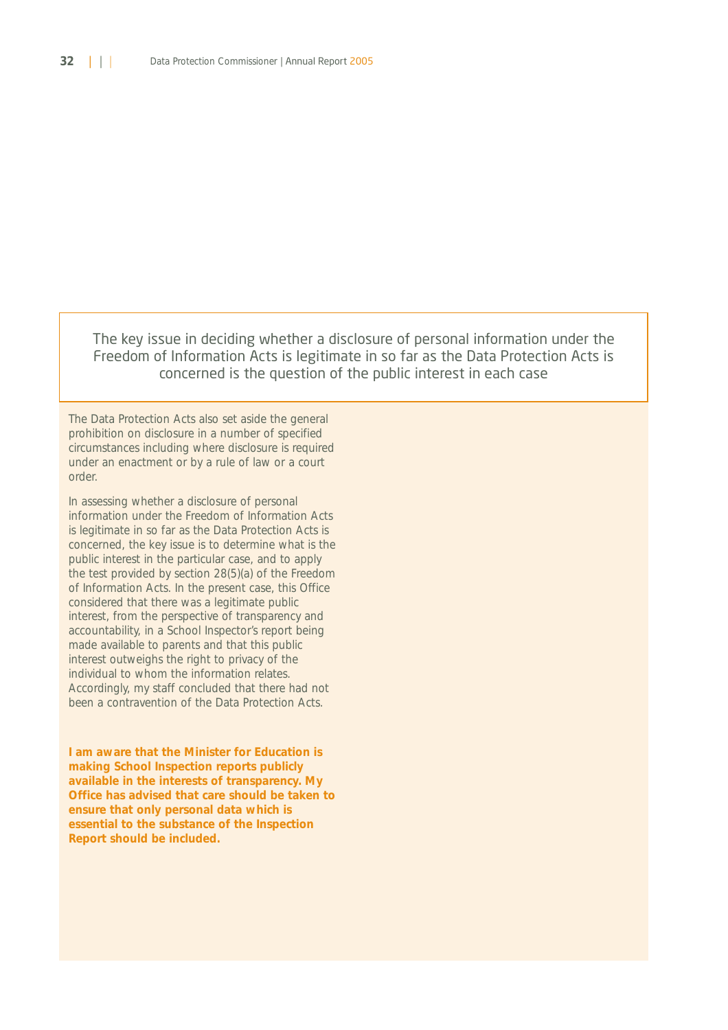> The key issue in deciding whether a disclosure of personal information under the Freedom of Information Acts is legitimate in so far as the Data Protection Acts is concerned is the question of the public interest in each case

The Data Protection Acts also set aside the general prohibition on disclosure in a number of specified circumstances including where disclosure is required under an enactment or by a rule of law or a court order.

In assessing whether a disclosure of personal information under the Freedom of Information Acts is legitimate in so far as the Data Protection Acts is concerned, the key issue is to determine what is the public interest in the particular case, and to apply the test provided by section 28(5)(a) of the Freedom of Information Acts. In the present case, this Office considered that there was a legitimate public interest, from the perspective of transparency and accountability, in a School Inspector's report being made available to parents and that this public interest outweighs the right to privacy of the individual to whom the information relates. Accordingly, my staff concluded that there had not been a contravention of the Data Protection Acts.

**I am aware that the Minister for Education is making School Inspection reports publicly available in the interests of transparency. My Office has advised that care should be taken to ensure that only personal data which is essential to the substance of the Inspection Report should be included.**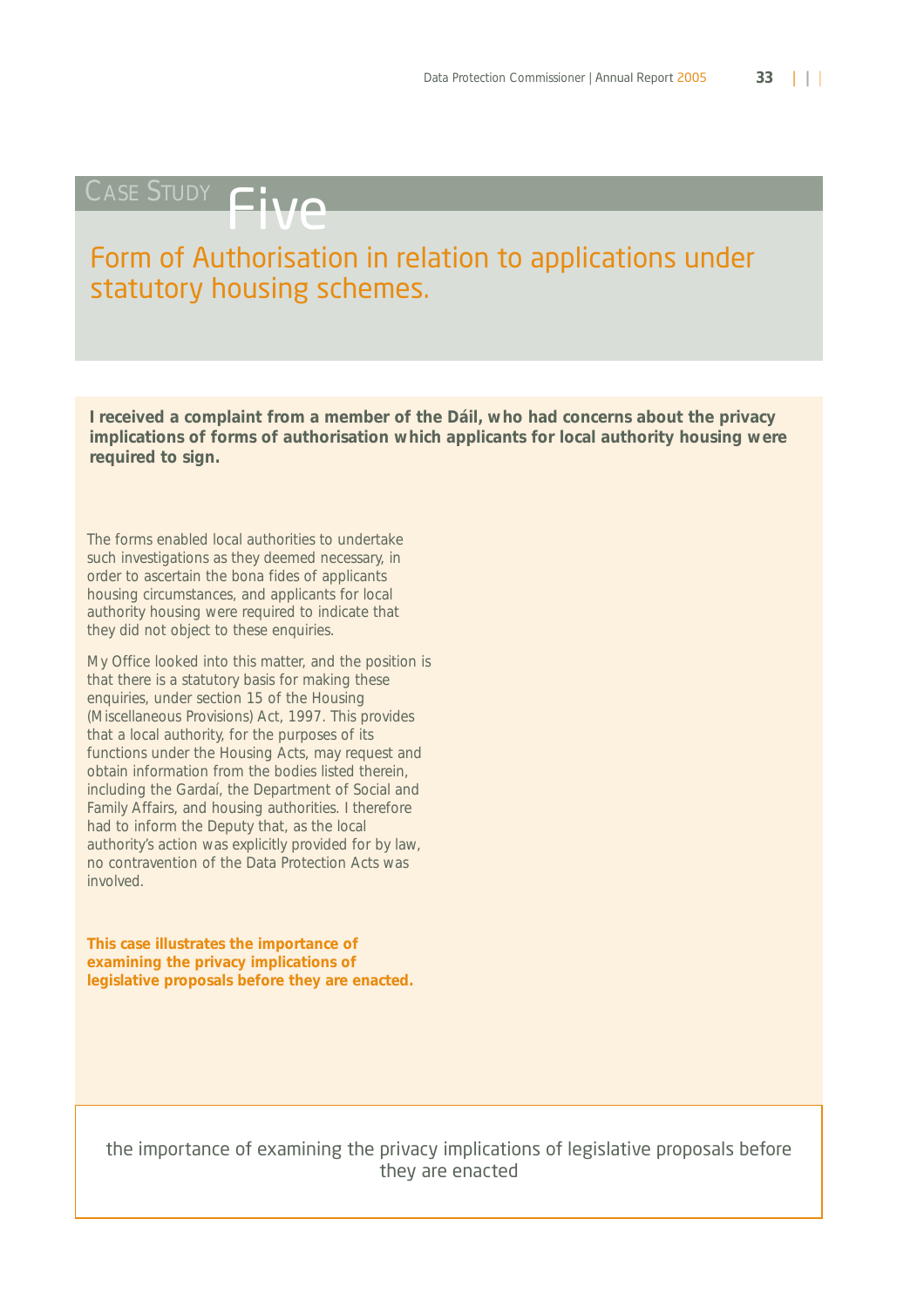# Case Study Five

## Form of Authorisation in relation to applications under statutory housing schemes.

**I received a complaint from a member of the Dáil, who had concerns about the privacy implications of forms of authorisation which applicants for local authority housing were required to sign.**

The forms enabled local authorities to undertake such investigations as they deemed necessary, in order to ascertain the bona fides of applicants housing circumstances, and applicants for local authority housing were required to indicate that they did not object to these enquiries.

My Office looked into this matter, and the position is that there is a statutory basis for making these enquiries, under section 15 of the Housing (Miscellaneous Provisions) Act, 1997. This provides that a local authority, for the purposes of its functions under the Housing Acts, may request and obtain information from the bodies listed therein, including the Gardaí, the Department of Social and Family Affairs, and housing authorities. I therefore had to inform the Deputy that, as the local authority's action was explicitly provided for by law, no contravention of the Data Protection Acts was involved.

**This case illustrates the importance of examining the privacy implications of legislative proposals before they are enacted.**

the importance of examining the privacy implications of legislative proposals before they are enacted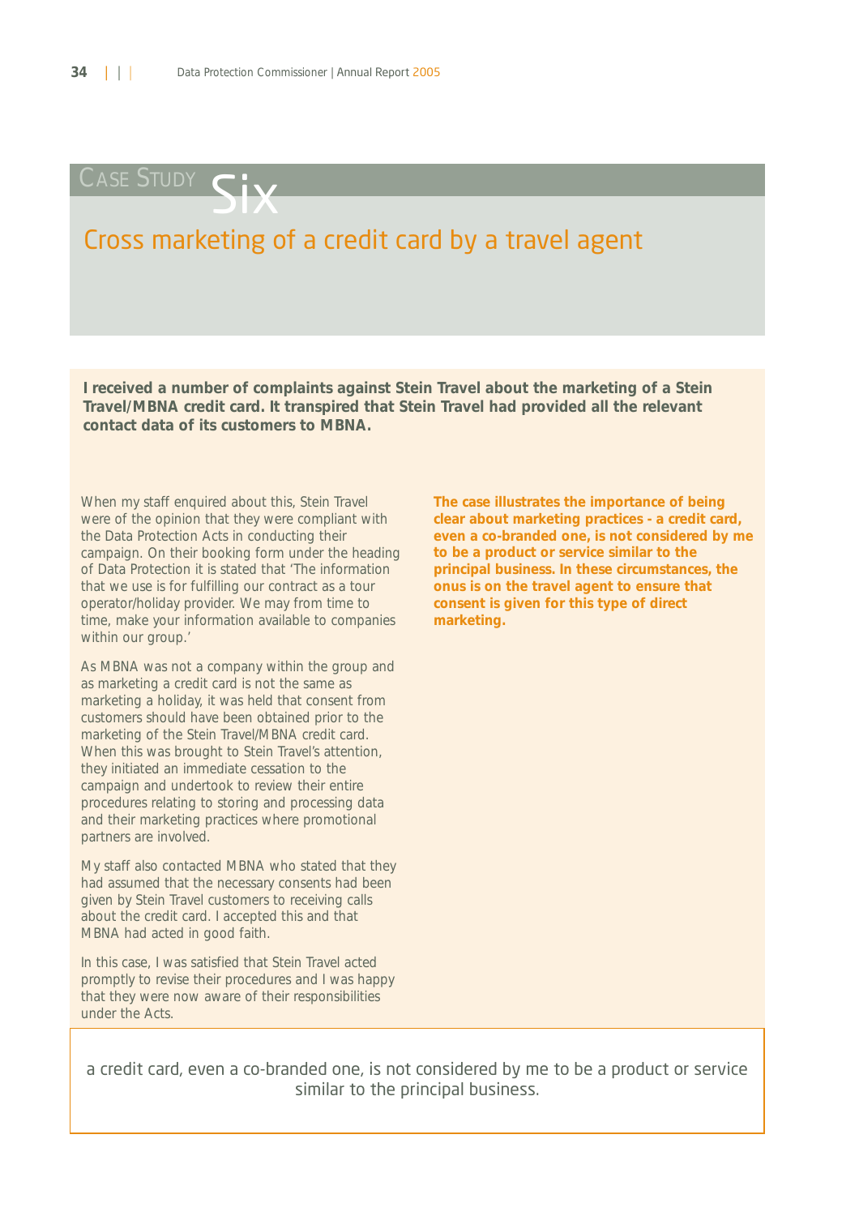# Case Study Six

## Cross marketing of a credit card by a travel agent

**I received a number of complaints against Stein Travel about the marketing of a Stein Travel/MBNA credit card. It transpired that Stein Travel had provided all the relevant contact data of its customers to MBNA.**

When my staff enquired about this, Stein Travel were of the opinion that they were compliant with the Data Protection Acts in conducting their campaign. On their booking form under the heading of Data Protection it is stated that 'The information that we use is for fulfilling our contract as a tour operator/holiday provider. We may from time to time, make your information available to companies within our group.'

As MBNA was not a company within the group and as marketing a credit card is not the same as marketing a holiday, it was held that consent from customers should have been obtained prior to the marketing of the Stein Travel/MBNA credit card. When this was brought to Stein Travel's attention, they initiated an immediate cessation to the campaign and undertook to review their entire procedures relating to storing and processing data and their marketing practices where promotional partners are involved.

My staff also contacted MBNA who stated that they had assumed that the necessary consents had been given by Stein Travel customers to receiving calls about the credit card. I accepted this and that MBNA had acted in good faith.

In this case, I was satisfied that Stein Travel acted promptly to revise their procedures and I was happy that they were now aware of their responsibilities under the Acts.

**The case illustrates the importance of being clear about marketing practices - a credit card, even a co-branded one, is not considered by me to be a product or service similar to the principal business. In these circumstances, the onus is on the travel agent to ensure that consent is given for this type of direct marketing.**

> a credit card, even a co-branded one, is not considered by me to be a product or service similar to the principal business.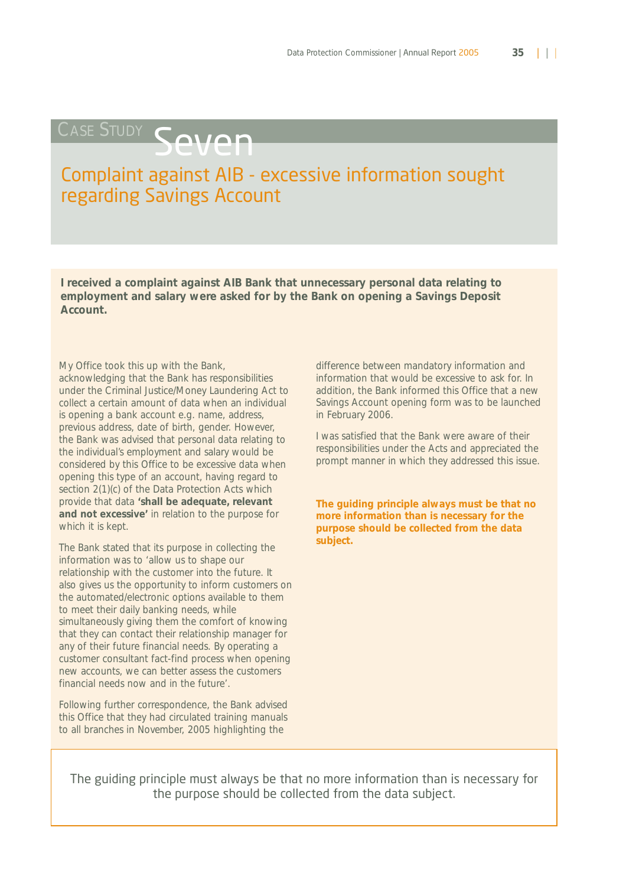# CASE STUDY Seven

## Complaint against AIB - excessive information sought regarding Savings Account

**I received a complaint against AIB Bank that unnecessary personal data relating to employment and salary were asked for by the Bank on opening a Savings Deposit Account.**

My Office took this up with the Bank, acknowledging that the Bank has responsibilities under the Criminal Justice/Money Laundering Act to collect a certain amount of data when an individual is opening a bank account e.g. name, address, previous address, date of birth, gender. However, the Bank was advised that personal data relating to the individual's employment and salary would be considered by this Office to be excessive data when opening this type of an account, having regard to section 2(1)(c) of the Data Protection Acts which provide that data **'shall be adequate, relevant and not excessive'** in relation to the purpose for which it is kept.

The Bank stated that its purpose in collecting the information was to 'allow us to shape our relationship with the customer into the future. It also gives us the opportunity to inform customers on the automated/electronic options available to them to meet their daily banking needs, while simultaneously giving them the comfort of knowing that they can contact their relationship manager for any of their future financial needs. By operating a customer consultant fact-find process when opening new accounts, we can better assess the customers financial needs now and in the future'.

Following further correspondence, the Bank advised this Office that they had circulated training manuals to all branches in November, 2005 highlighting the difference between mandatory information and information that would be excessive to ask for. In addition, the Bank informed this Office that a new Savings Account opening form was to be launched in February 2006.

I was satisfied that the Bank were aware of their responsibilities under the Acts and appreciated the prompt manner in which they addressed this issue.

**The guiding principle always must be that no more information than is necessary for the purpose should be collected from the data subject.**

The guiding principle must always be that no more information than is necessary for the purpose should be collected from the data subject.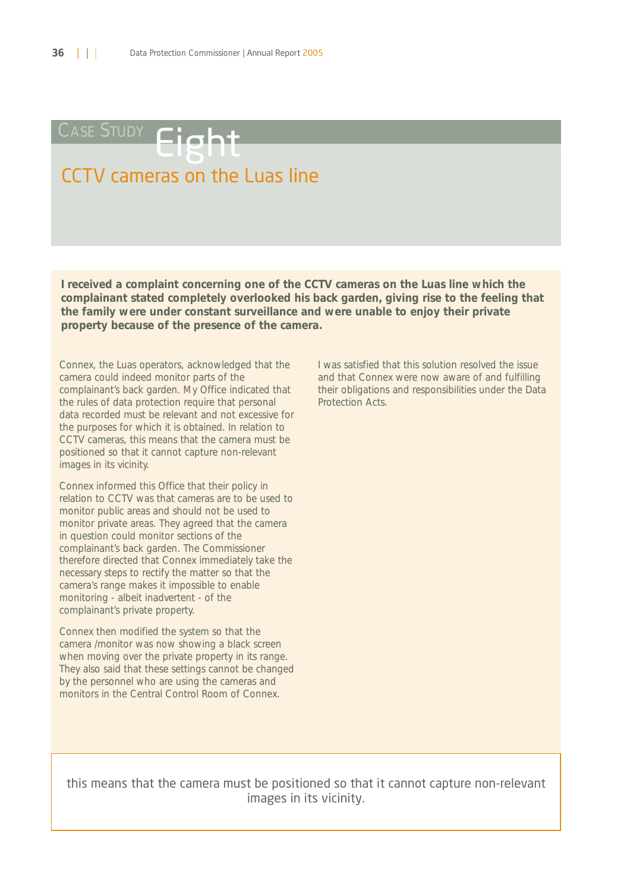# Case Study Eight

## CCTV cameras on the Luas line

**I received a complaint concerning one of the CCTV cameras on the Luas line which the complainant stated completely overlooked his back garden, giving rise to the feeling that the family were under constant surveillance and were unable to enjoy their private property because of the presence of the camera.**

Connex, the Luas operators, acknowledged that the camera could indeed monitor parts of the complainant's back garden. My Office indicated that the rules of data protection require that personal data recorded must be relevant and not excessive for the purposes for which it is obtained. In relation to CCTV cameras, this means that the camera must be positioned so that it cannot capture non-relevant images in its vicinity.

Connex informed this Office that their policy in relation to CCTV was that cameras are to be used to monitor public areas and should not be used to monitor private areas. They agreed that the camera in question could monitor sections of the complainant's back garden. The Commissioner therefore directed that Connex immediately take the necessary steps to rectify the matter so that the camera's range makes it impossible to enable monitoring - albeit inadvertent - of the complainant's private property.

Connex then modified the system so that the camera /monitor was now showing a black screen when moving over the private property in its range. They also said that these settings cannot be changed by the personnel who are using the cameras and monitors in the Central Control Room of Connex.

I was satisfied that this solution resolved the issue and that Connex were now aware of and fulfilling their obligations and responsibilities under the Data Protection Acts.

> this means that the camera must be positioned so that it cannot capture non-relevant images in its vicinity.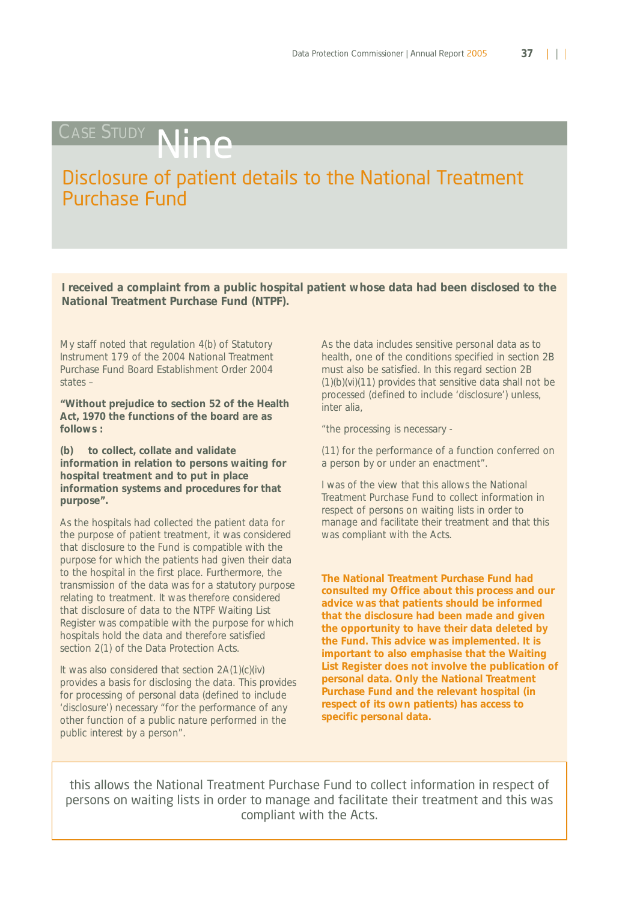# Case Study Nine

## Disclosure of patient details to the National Treatment Purchase Fund

**I received a complaint from a public hospital patient whose data had been disclosed to the National Treatment Purchase Fund (NTPF).**

My staff noted that regulation 4(b) of Statutory Instrument 179 of the 2004 National Treatment Purchase Fund Board Establishment Order 2004 states –

**"Without prejudice to section 52 of the Health Act, 1970 the functions of the board are as follows :**

**(b) to collect, collate and validate information in relation to persons waiting for hospital treatment and to put in place information systems and procedures for that purpose".**

As the hospitals had collected the patient data for the purpose of patient treatment, it was considered that disclosure to the Fund is compatible with the purpose for which the patients had given their data to the hospital in the first place. Furthermore, the transmission of the data was for a statutory purpose relating to treatment. It was therefore considered that disclosure of data to the NTPF Waiting List Register was compatible with the purpose for which hospitals hold the data and therefore satisfied section 2(1) of the Data Protection Acts.

It was also considered that section 2A(1)(c)(iv) provides a basis for disclosing the data. This provides for processing of personal data (defined to include 'disclosure') necessary "for the performance of any other function of a public nature performed in the public interest by a person".

As the data includes sensitive personal data as to health, one of the conditions specified in section 2B must also be satisfied. In this regard section 2B (1)(b)(vi)(11) provides that sensitive data shall not be processed (defined to include 'disclosure') unless, inter alia,

"the processing is necessary -

(11) for the performance of a function conferred on a person by or under an enactment".

I was of the view that this allows the National Treatment Purchase Fund to collect information in respect of persons on waiting lists in order to manage and facilitate their treatment and that this was compliant with the Acts.

**The National Treatment Purchase Fund had consulted my Office about this process and our advice was that patients should be informed that the disclosure had been made and given the opportunity to have their data deleted by the Fund. This advice was implemented. It is important to also emphasise that the Waiting List Register does not involve the publication of personal data. Only the National Treatment Purchase Fund and the relevant hospital (in respect of its own patients) has access to specific personal data.**

> this allows the National Treatment Purchase Fund to collect information in respect of persons on waiting lists in order to manage and facilitate their treatment and this was compliant with the Acts.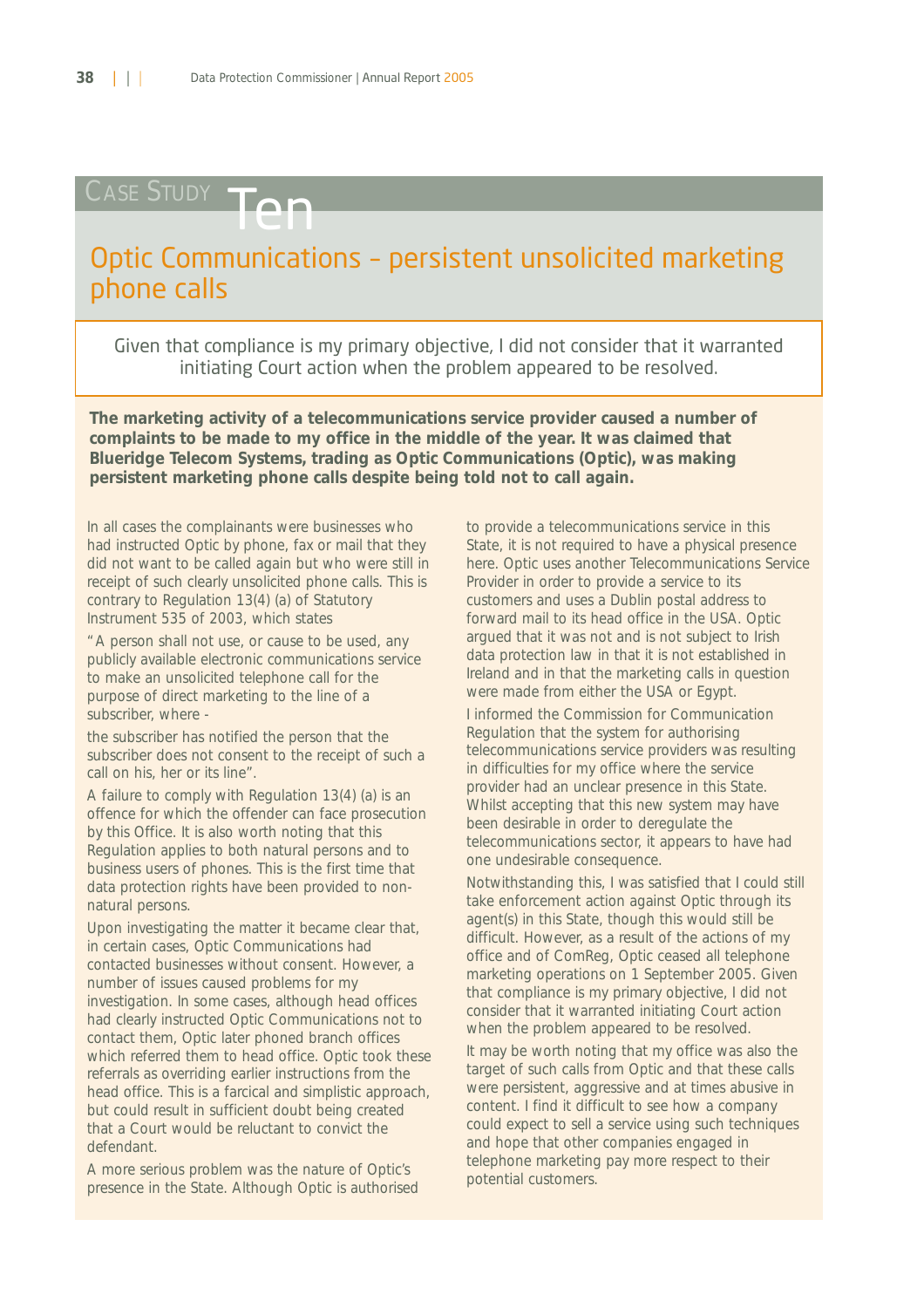# Case Study Ten

## Optic Communications – persistent unsolicited marketing phone calls

> Given that compliance is my primary objective, I did not consider that it warranted initiating Court action when the problem appeared to be resolved.

**The marketing activity of a telecommunications service provider caused a number of complaints to be made to my office in the middle of the year. It was claimed that Blueridge Telecom Systems, trading as Optic Communications (Optic), was making persistent marketing phone calls despite being told not to call again.**

In all cases the complainants were businesses who had instructed Optic by phone, fax or mail that they did not want to be called again but who were still in receipt of such clearly unsolicited phone calls. This is contrary to Regulation 13(4) (a) of Statutory Instrument 535 of 2003, which states

"A person shall not use, or cause to be used, any publicly available electronic communications service to make an unsolicited telephone call for the purpose of direct marketing to the line of a subscriber, where -

the subscriber has notified the person that the subscriber does not consent to the receipt of such a call on his, her or its line".

A failure to comply with Regulation 13(4) (a) is an offence for which the offender can face prosecution by this Office. It is also worth noting that this Regulation applies to both natural persons and to business users of phones. This is the first time that data protection rights have been provided to non-natural persons.

Upon investigating the matter it became clear that, in certain cases, Optic Communications had contacted businesses without consent. However, a number of issues caused problems for my investigation. In some cases, although head offices had clearly instructed Optic Communications not to contact them, Optic later phoned branch offices which referred them to head office. Optic took these referrals as overriding earlier instructions from the head office. This is a farcical and simplistic approach, but could result in sufficient doubt being created that a Court would be reluctant to convict the defendant.

A more serious problem was the nature of Optic's presence in the State. Although Optic is authorised to provide a telecommunications service in this State, it is not required to have a physical presence here. Optic uses another Telecommunications Service Provider in order to provide a service to its customers and uses a Dublin postal address to forward mail to its head office in the USA. Optic argued that it was not and is not subject to Irish data protection law in that it is not established in Ireland and in that the marketing calls in question were made from either the USA or Egypt.

I informed the Commission for Communication Regulation that the system for authorising telecommunications service providers was resulting in difficulties for my office where the service provider had an unclear presence in this State. Whilst accepting that this new system may have been desirable in order to deregulate the telecommunications sector, it appears to have had one undesirable consequence.

Notwithstanding this, I was satisfied that I could still take enforcement action against Optic through its agent(s) in this State, though this would still be difficult. However, as a result of the actions of my office and of ComReg, Optic ceased all telephone marketing operations on 1 September 2005. Given that compliance is my primary objective, I did not consider that it warranted initiating Court action when the problem appeared to be resolved.

It may be worth noting that my office was also the target of such calls from Optic and that these calls were persistent, aggressive and at times abusive in content. I find it difficult to see how a company could expect to sell a service using such techniques and hope that other companies engaged in telephone marketing pay more respect to their potential customers.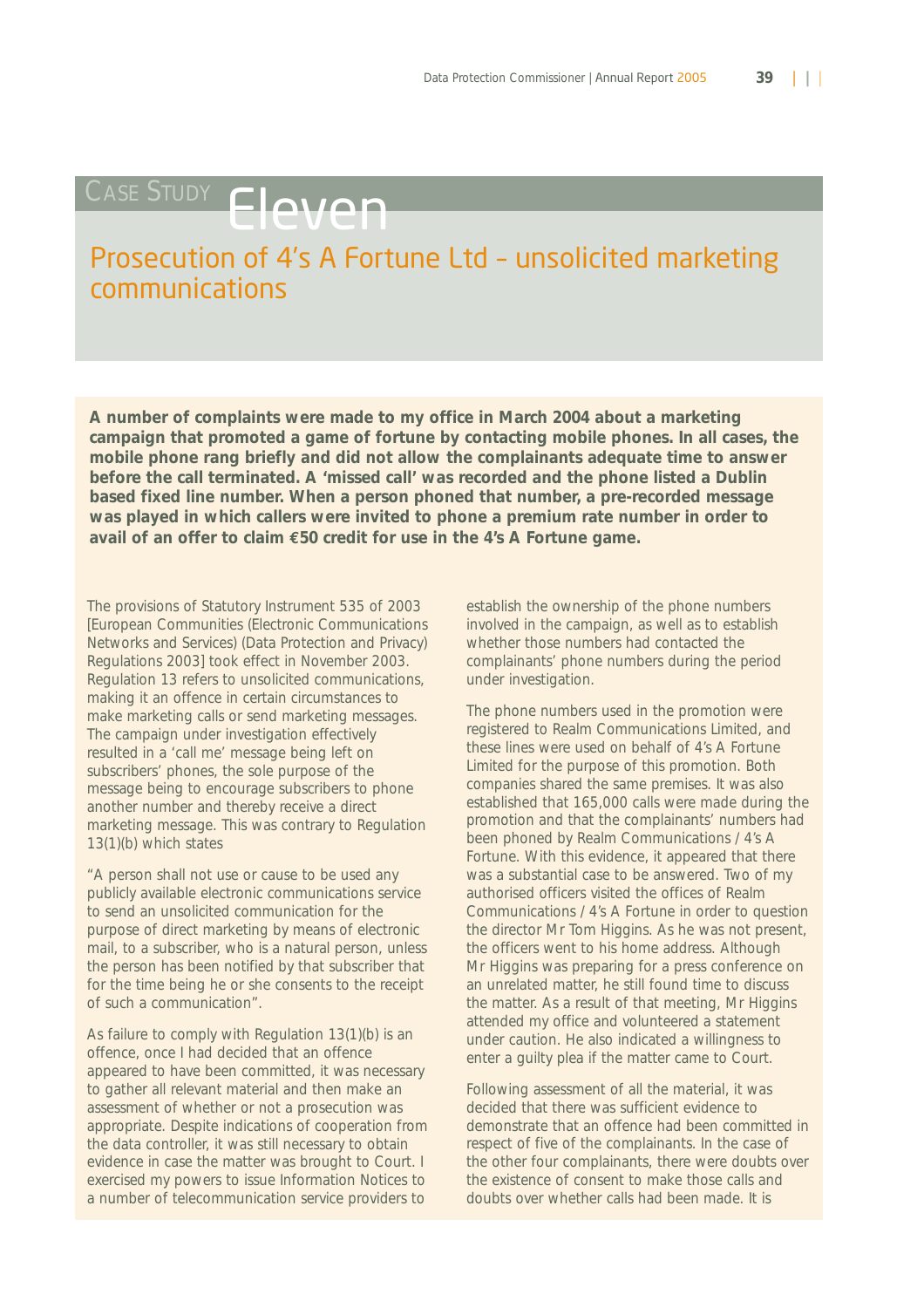# Case Study Eleven

## Prosecution of 4's A Fortune Ltd – unsolicited marketing communications

**A number of complaints were made to my office in March 2004 about a marketing campaign that promoted a game of fortune by contacting mobile phones. In all cases, the mobile phone rang briefly and did not allow the complainants adequate time to answer before the call terminated. A 'missed call' was recorded and the phone listed a Dublin based fixed line number. When a person phoned that number, a pre-recorded message was played in which callers were invited to phone a premium rate number in order to avail of an offer to claim €50 credit for use in the 4's A Fortune game.**

The provisions of Statutory Instrument 535 of 2003 [European Communities (Electronic Communications Networks and Services) (Data Protection and Privacy) Regulations 2003] took effect in November 2003. Regulation 13 refers to unsolicited communications, making it an offence in certain circumstances to make marketing calls or send marketing messages. The campaign under investigation effectively resulted in a 'call me' message being left on subscribers' phones, the sole purpose of the message being to encourage subscribers to phone another number and thereby receive a direct marketing message. This was contrary to Regulation 13(1)(b) which states

"A person shall not use or cause to be used any publicly available electronic communications service to send an unsolicited communication for the purpose of direct marketing by means of electronic mail, to a subscriber, who is a natural person, unless the person has been notified by that subscriber that for the time being he or she consents to the receipt of such a communication".

As failure to comply with Regulation 13(1)(b) is an offence, once I had decided that an offence appeared to have been committed, it was necessary to gather all relevant material and then make an assessment of whether or not a prosecution was appropriate. Despite indications of cooperation from the data controller, it was still necessary to obtain evidence in case the matter was brought to Court. I exercised my powers to issue Information Notices to a number of telecommunication service providers to establish the ownership of the phone numbers involved in the campaign, as well as to establish whether those numbers had contacted the complainants' phone numbers during the period under investigation.

The phone numbers used in the promotion were registered to Realm Communications Limited, and these lines were used on behalf of 4's A Fortune Limited for the purpose of this promotion. Both companies shared the same premises. It was also established that 165,000 calls were made during the promotion and that the complainants' numbers had been phoned by Realm Communications / 4's A Fortune. With this evidence, it appeared that there was a substantial case to be answered. Two of my authorised officers visited the offices of Realm Communications / 4's A Fortune in order to question the director Mr Tom Higgins. As he was not present, the officers went to his home address. Although Mr Higgins was preparing for a press conference on an unrelated matter, he still found time to discuss the matter. As a result of that meeting, Mr Higgins attended my office and volunteered a statement under caution. He also indicated a willingness to enter a guilty plea if the matter came to Court.

Following assessment of all the material, it was decided that there was sufficient evidence to demonstrate that an offence had been committed in respect of five of the complainants. In the case of the other four complainants, there were doubts over the existence of consent to make those calls and doubts over whether calls had been made. It is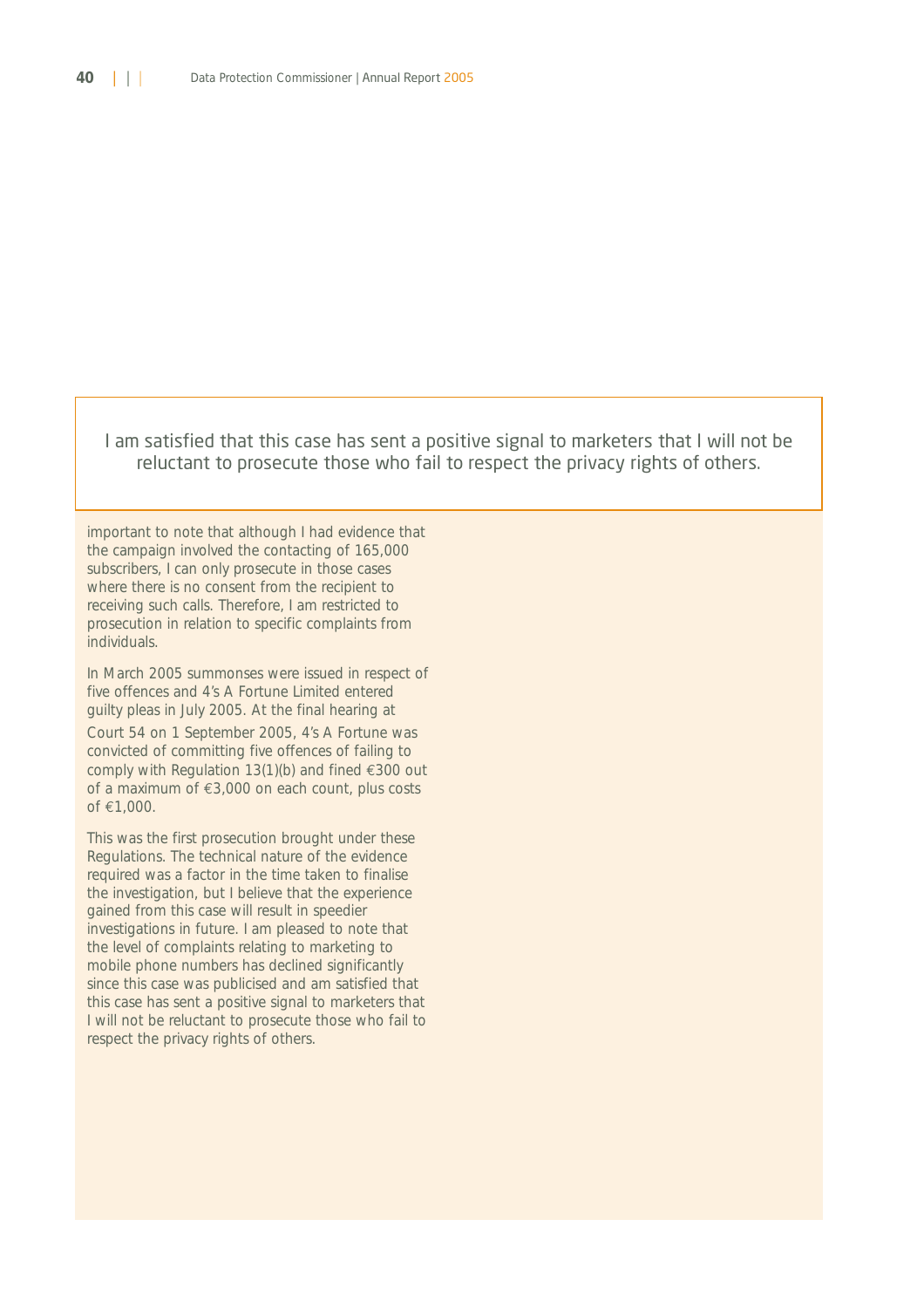> I am satisfied that this case has sent a positive signal to marketers that I will not be reluctant to prosecute those who fail to respect the privacy rights of others.

important to note that although I had evidence that the campaign involved the contacting of 165,000 subscribers, I can only prosecute in those cases where there is no consent from the recipient to receiving such calls. Therefore, I am restricted to prosecution in relation to specific complaints from individuals.

In March 2005 summonses were issued in respect of five offences and 4's A Fortune Limited entered guilty pleas in July 2005. At the final hearing at Court 54 on 1 September 2005, 4's A Fortune was convicted of committing five offences of failing to comply with Regulation 13(1)(b) and fined €300 out of a maximum of €3,000 on each count, plus costs of €1,000.

This was the first prosecution brought under these Regulations. The technical nature of the evidence required was a factor in the time taken to finalise the investigation, but I believe that the experience gained from this case will result in speedier investigations in future. I am pleased to note that the level of complaints relating to marketing to mobile phone numbers has declined significantly since this case was publicised and am satisfied that this case has sent a positive signal to marketers that I will not be reluctant to prosecute those who fail to respect the privacy rights of others.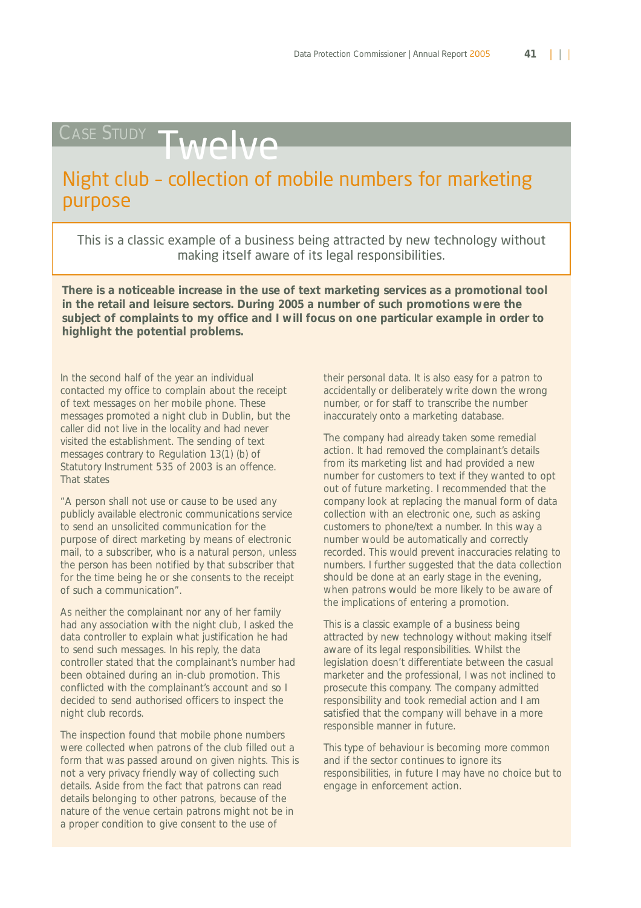# Case Study Twelve

## Night club – collection of mobile numbers for marketing purpose

This is a classic example of a business being attracted by new technology without making itself aware of its legal responsibilities.

**There is a noticeable increase in the use of text marketing services as a promotional tool in the retail and leisure sectors. During 2005 a number of such promotions were the subject of complaints to my office and I will focus on one particular example in order to highlight the potential problems.**

In the second half of the year an individual contacted my office to complain about the receipt of text messages on her mobile phone. These messages promoted a night club in Dublin, but the caller did not live in the locality and had never visited the establishment. The sending of text messages contrary to Regulation 13(1) (b) of Statutory Instrument 535 of 2003 is an offence. That states

"A person shall not use or cause to be used any publicly available electronic communications service to send an unsolicited communication for the purpose of direct marketing by means of electronic mail, to a subscriber, who is a natural person, unless the person has been notified by that subscriber that for the time being he or she consents to the receipt of such a communication".

As neither the complainant nor any of her family had any association with the night club, I asked the data controller to explain what justification he had to send such messages. In his reply, the data controller stated that the complainant's number had been obtained during an in-club promotion. This conflicted with the complainant's account and so I decided to send authorised officers to inspect the night club records.

The inspection found that mobile phone numbers were collected when patrons of the club filled out a form that was passed around on given nights. This is not a very privacy friendly way of collecting such details. Aside from the fact that patrons can read details belonging to other patrons, because of the nature of the venue certain patrons might not be in a proper condition to give consent to the use of their personal data. It is also easy for a patron to accidentally or deliberately write down the wrong number, or for staff to transcribe the number inaccurately onto a marketing database.

The company had already taken some remedial action. It had removed the complainant's details from its marketing list and had provided a new number for customers to text if they wanted to opt out of future marketing. I recommended that the company look at replacing the manual form of data collection with an electronic one, such as asking customers to phone/text a number. In this way a number would be automatically and correctly recorded. This would prevent inaccuracies relating to numbers. I further suggested that the data collection should be done at an early stage in the evening, when patrons would be more likely to be aware of the implications of entering a promotion.

This is a classic example of a business being attracted by new technology without making itself aware of its legal responsibilities. Whilst the legislation doesn't differentiate between the casual marketer and the professional, I was not inclined to prosecute this company. The company admitted responsibility and took remedial action and I am satisfied that the company will behave in a more responsible manner in future.

This type of behaviour is becoming more common and if the sector continues to ignore its responsibilities, in future I may have no choice but to engage in enforcement action.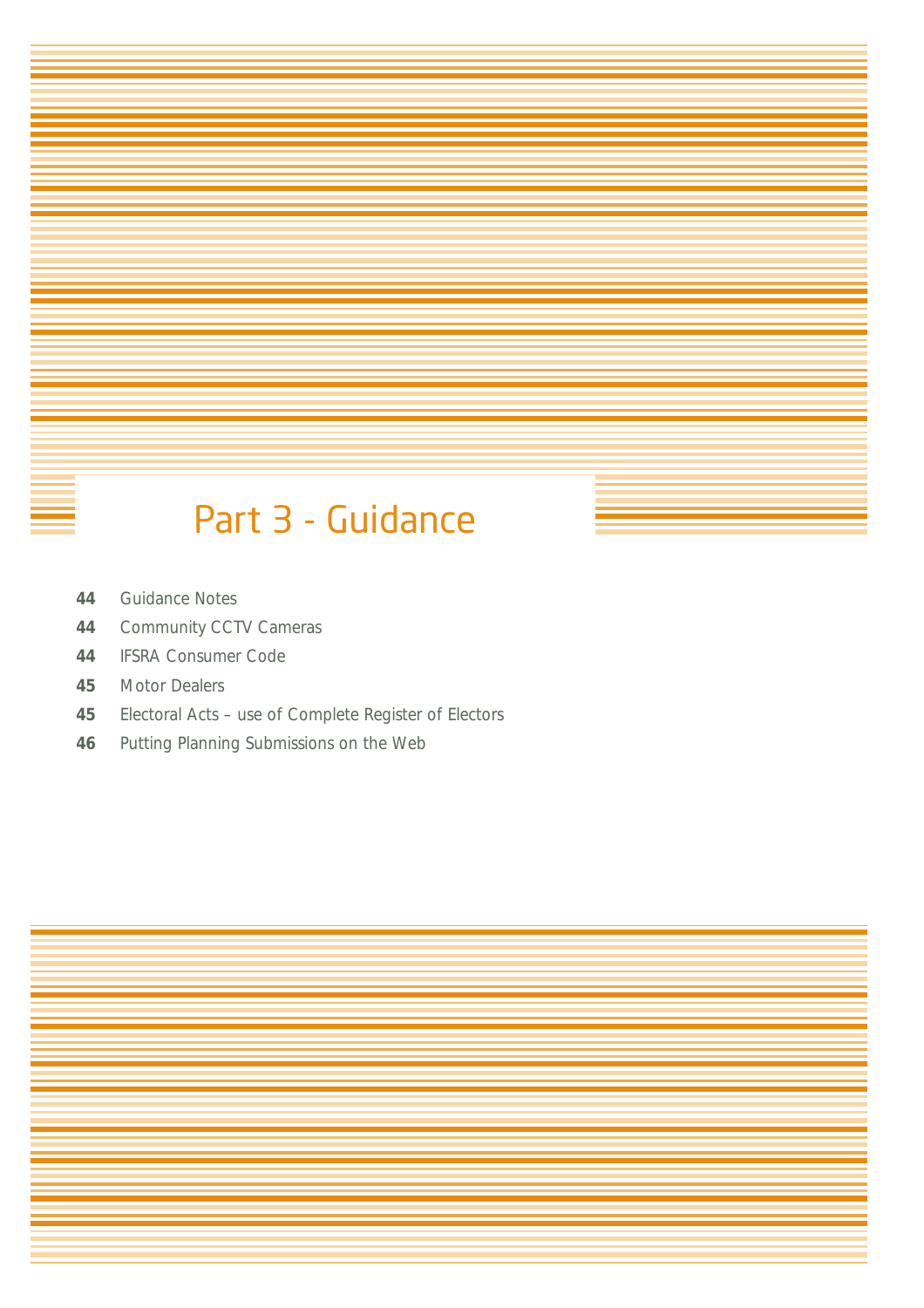# Part 3 - Guidance

**44** Guidance Notes

**44** Community CCTV Cameras

**44** IFSRA Consumer Code

**45** Motor Dealers

**45** Electoral Acts – use of Complete Register of Electors

**46** Putting Planning Submissions on the Web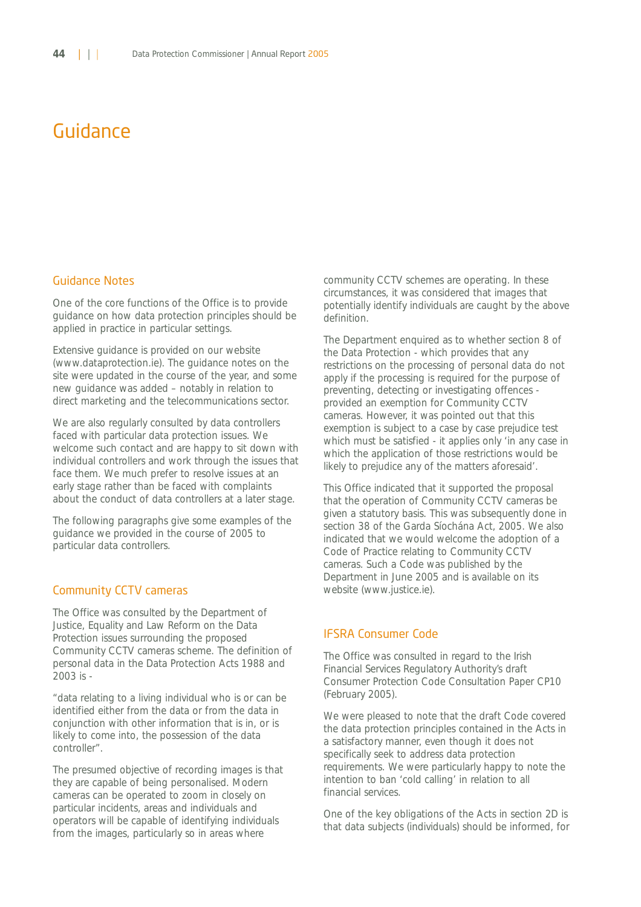# Guidance

## Guidance Notes

One of the core functions of the Office is to provide guidance on how data protection principles should be applied in practice in particular settings.

Extensive guidance is provided on our website (www.dataprotection.ie). The guidance notes on the site were updated in the course of the year, and some new guidance was added – notably in relation to direct marketing and the telecommunications sector.

We are also regularly consulted by data controllers faced with particular data protection issues. We welcome such contact and are happy to sit down with individual controllers and work through the issues that face them. We much prefer to resolve issues at an early stage rather than be faced with complaints about the conduct of data controllers at a later stage.

The following paragraphs give some examples of the guidance we provided in the course of 2005 to particular data controllers.

## Community CCTV cameras

The Office was consulted by the Department of Justice, Equality and Law Reform on the Data Protection issues surrounding the proposed Community CCTV cameras scheme. The definition of personal data in the Data Protection Acts 1988 and 2003 is -

"data relating to a living individual who is or can be identified either from the data or from the data in conjunction with other information that is in, or is likely to come into, the possession of the data controller".

The presumed objective of recording images is that they are capable of being personalised. Modern cameras can be operated to zoom in closely on particular incidents, areas and individuals and operators will be capable of identifying individuals from the images, particularly so in areas where community CCTV schemes are operating. In these circumstances, it was considered that images that potentially identify individuals are caught by the above definition.

The Department enquired as to whether section 8 of the Data Protection - which provides that any restrictions on the processing of personal data do not apply if the processing is required for the purpose of preventing, detecting or investigating offences - provided an exemption for Community CCTV cameras. However, it was pointed out that this exemption is subject to a case by case prejudice test which must be satisfied - it applies only 'in any case in which the application of those restrictions would be likely to prejudice any of the matters aforesaid'.

This Office indicated that it supported the proposal that the operation of Community CCTV cameras be given a statutory basis. This was subsequently done in section 38 of the Garda Síochána Act, 2005. We also indicated that we would welcome the adoption of a Code of Practice relating to Community CCTV cameras. Such a Code was published by the Department in June 2005 and is available on its website (www.justice.ie).

## IFSRA Consumer Code

The Office was consulted in regard to the Irish Financial Services Regulatory Authority's draft Consumer Protection Code Consultation Paper CP10 (February 2005).

We were pleased to note that the draft Code covered the data protection principles contained in the Acts in a satisfactory manner, even though it does not specifically seek to address data protection requirements. We were particularly happy to note the intention to ban 'cold calling' in relation to all financial services.

One of the key obligations of the Acts in section 2D is that data subjects (individuals) should be informed, for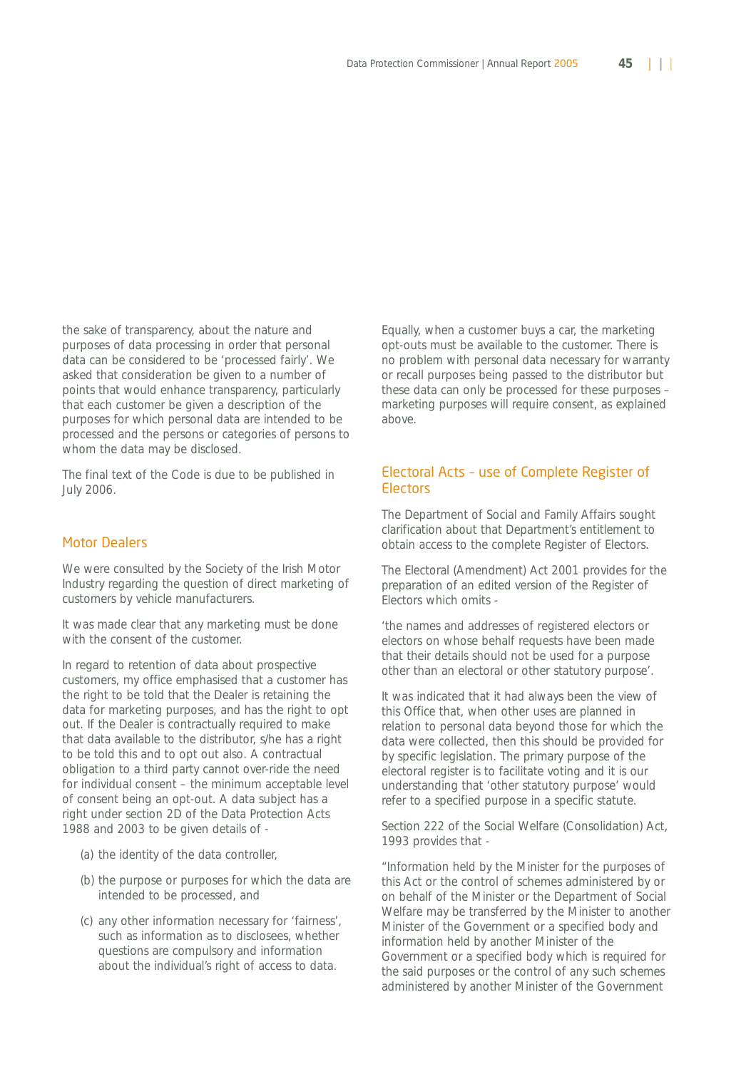the sake of transparency, about the nature and purposes of data processing in order that personal data can be considered to be 'processed fairly'. We asked that consideration be given to a number of points that would enhance transparency, particularly that each customer be given a description of the purposes for which personal data are intended to be processed and the persons or categories of persons to whom the data may be disclosed.

The final text of the Code is due to be published in July 2006.

## Motor Dealers

We were consulted by the Society of the Irish Motor Industry regarding the question of direct marketing of customers by vehicle manufacturers.

It was made clear that any marketing must be done with the consent of the customer.

In regard to retention of data about prospective customers, my office emphasised that a customer has the right to be told that the Dealer is retaining the data for marketing purposes, and has the right to opt out. If the Dealer is contractually required to make that data available to the distributor, s/he has a right to be told this and to opt out also. A contractual obligation to a third party cannot over-ride the need for individual consent – the minimum acceptable level of consent being an opt-out. A data subject has a right under section 2D of the Data Protection Acts 1988 and 2003 to be given details of -

(a) the identity of the data controller,

(b) the purpose or purposes for which the data are intended to be processed, and

(c) any other information necessary for 'fairness', such as information as to disclosees, whether questions are compulsory and information about the individual's right of access to data.

Equally, when a customer buys a car, the marketing opt-outs must be available to the customer. There is no problem with personal data necessary for warranty or recall purposes being passed to the distributor but these data can only be processed for these purposes – marketing purposes will require consent, as explained above.

## Electoral Acts – use of Complete Register of Electors

The Department of Social and Family Affairs sought clarification about that Department's entitlement to obtain access to the complete Register of Electors.

The Electoral (Amendment) Act 2001 provides for the preparation of an edited version of the Register of Electors which omits -

'the names and addresses of registered electors or electors on whose behalf requests have been made that their details should not be used for a purpose other than an electoral or other statutory purpose'.

It was indicated that it had always been the view of this Office that, when other uses are planned in relation to personal data beyond those for which the data were collected, then this should be provided for by specific legislation. The primary purpose of the electoral register is to facilitate voting and it is our understanding that 'other statutory purpose' would refer to a specified purpose in a specific statute.

Section 222 of the Social Welfare (Consolidation) Act, 1993 provides that -

"Information held by the Minister for the purposes of this Act or the control of schemes administered by or on behalf of the Minister or the Department of Social Welfare may be transferred by the Minister to another Minister of the Government or a specified body and information held by another Minister of the Government or a specified body which is required for the said purposes or the control of any such schemes administered by another Minister of the Government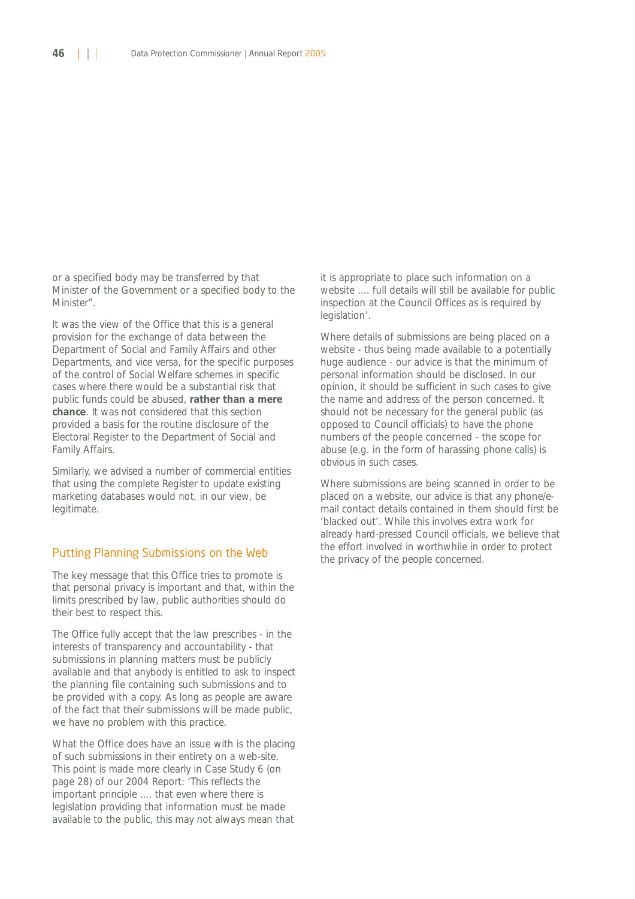or a specified body may be transferred by that Minister of the Government or a specified body to the Minister".

It was the view of the Office that this is a general provision for the exchange of data between the Department of Social and Family Affairs and other Departments, and vice versa, for the specific purposes of the control of Social Welfare schemes in specific cases where there would be a substantial risk that public funds could be abused, **rather than a mere chance**. It was not considered that this section provided a basis for the routine disclosure of the Electoral Register to the Department of Social and Family Affairs.

Similarly, we advised a number of commercial entities that using the complete Register to update existing marketing databases would not, in our view, be legitimate.

## Putting Planning Submissions on the Web

The key message that this Office tries to promote is that personal privacy is important and that, within the limits prescribed by law, public authorities should do their best to respect this.

The Office fully accept that the law prescribes - in the interests of transparency and accountability - that submissions in planning matters must be publicly available and that anybody is entitled to ask to inspect the planning file containing such submissions and to be provided with a copy. As long as people are aware of the fact that their submissions will be made public, we have no problem with this practice.

What the Office does have an issue with is the placing of such submissions in their entirety on a web-site. This point is made more clearly in Case Study 6 (on page 28) of our 2004 Report: 'This reflects the important principle .... that even where there is legislation providing that information must be made available to the public, this may not always mean that it is appropriate to place such information on a website .... full details will still be available for public inspection at the Council Offices as is required by legislation'.

Where details of submissions are being placed on a website - thus being made available to a potentially huge audience - our advice is that the minimum of personal information should be disclosed. In our opinion, it should be sufficient in such cases to give the name and address of the person concerned. It should not be necessary for the general public (as opposed to Council officials) to have the phone numbers of the people concerned - the scope for abuse (e.g. in the form of harassing phone calls) is obvious in such cases.

Where submissions are being scanned in order to be placed on a website, our advice is that any phone/e-mail contact details contained in them should first be 'blacked out'. While this involves extra work for already hard-pressed Council officials, we believe that the effort involved in worthwhile in order to protect the privacy of the people concerned.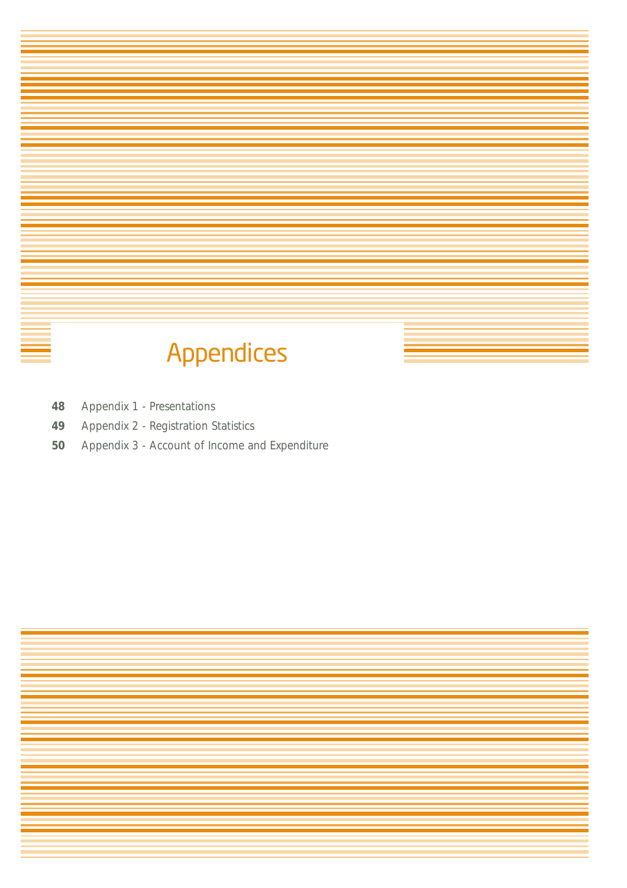# Appendices

**48** Appendix 1 - Presentations

**49** Appendix 2 - Registration Statistics

**50** Appendix 3 - Account of Income and Expenditure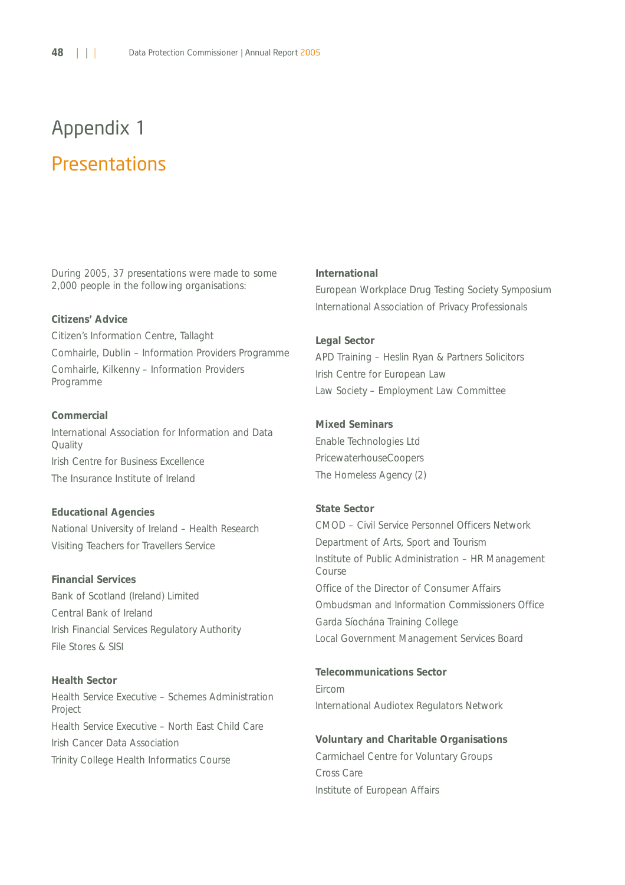# Appendix 1

## Presentations

During 2005, 37 presentations were made to some 2,000 people in the following organisations:

**Citizens' Advice**

Citizen's Information Centre, Tallaght

Comhairle, Dublin – Information Providers Programme

Comhairle, Kilkenny – Information Providers Programme

**Commercial**

International Association for Information and Data Quality

Irish Centre for Business Excellence

The Insurance Institute of Ireland

**Educational Agencies**

National University of Ireland – Health Research

Visiting Teachers for Travellers Service

**Financial Services**

Bank of Scotland (Ireland) Limited

Central Bank of Ireland

Irish Financial Services Regulatory Authority

File Stores & SISI

**Health Sector**

Health Service Executive – Schemes Administration Project

Health Service Executive – North East Child Care

Irish Cancer Data Association

Trinity College Health Informatics Course

**International**

European Workplace Drug Testing Society Symposium

International Association of Privacy Professionals

**Legal Sector**

APD Training – Heslin Ryan & Partners Solicitors

Irish Centre for European Law

Law Society – Employment Law Committee

**Mixed Seminars**

Enable Technologies Ltd

PricewaterhouseCoopers

The Homeless Agency (2)

**State Sector**

CMOD – Civil Service Personnel Officers Network

Department of Arts, Sport and Tourism

Institute of Public Administration – HR Management Course

Office of the Director of Consumer Affairs

Ombudsman and Information Commissioners Office

Garda Síochána Training College

Local Government Management Services Board

**Telecommunications Sector**

Eircom

International Audiotex Regulators Network

**Voluntary and Charitable Organisations**

Carmichael Centre for Voluntary Groups

Cross Care

Institute of European Affairs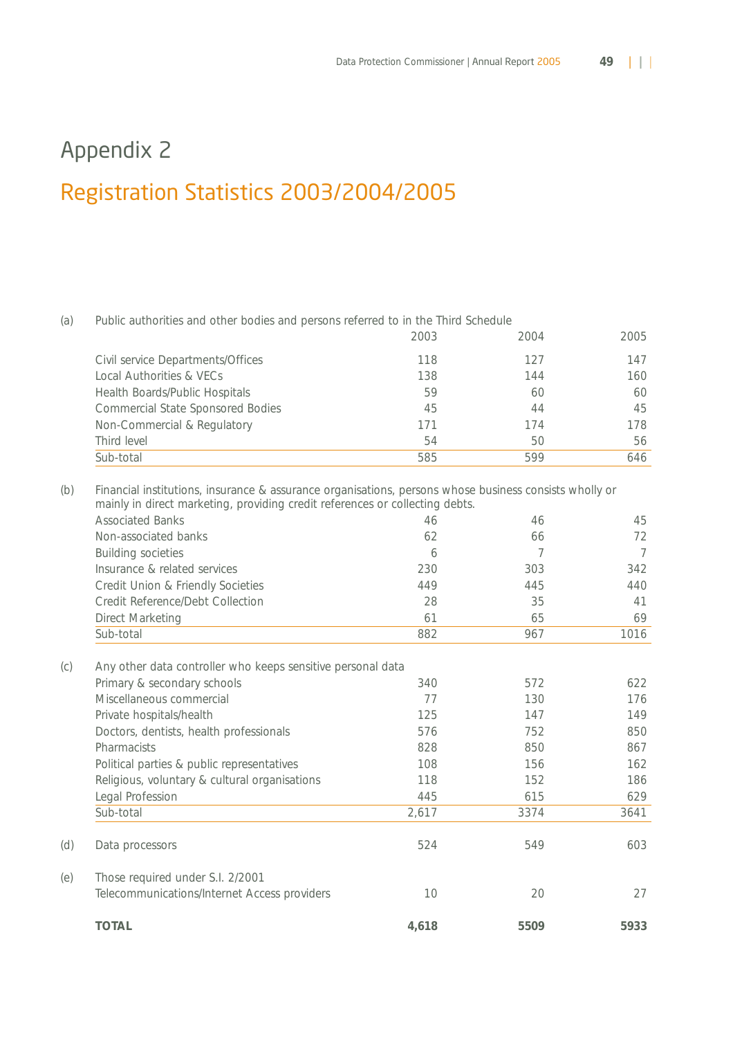# Appendix 2

## Registration Statistics 2003/2004/2005

| | | 2003 | 2004 | 2005 |
|---|---|---|---|---|
| (a) | Public authorities and other bodies and persons referred to in the Third Schedule | | | |
| | Civil service Departments/Offices | 118 | 127 | 147 |
| | Local Authorities & VECs | 138 | 144 | 160 |
| | Health Boards/Public Hospitals | 59 | 60 | 60 |
| | Commercial State Sponsored Bodies | 45 | 44 | 45 |
| | Non-Commercial & Regulatory | 171 | 174 | 178 |
| | Third level | 54 | 50 | 56 |
| | Sub-total | 585 | 599 | 646 |
| (b) | Financial institutions, insurance & assurance organisations, persons whose business consists wholly or mainly in direct marketing, providing credit references or collecting debts. | | | |
| | Associated Banks | 46 | 46 | 45 |
| | Non-associated banks | 62 | 66 | 72 |
| | Building societies | 6 | 7 | 7 |
| | Insurance & related services | 230 | 303 | 342 |
| | Credit Union & Friendly Societies | 449 | 445 | 440 |
| | Credit Reference/Debt Collection | 28 | 35 | 41 |
| | Direct Marketing | 61 | 65 | 69 |
| | Sub-total | 882 | 967 | 1016 |
| (c) | Any other data controller who keeps sensitive personal data | | | |
| | Primary & secondary schools | 340 | 572 | 622 |
| | Miscellaneous commercial | 77 | 130 | 176 |
| | Private hospitals/health | 125 | 147 | 149 |
| | Doctors, dentists, health professionals | 576 | 752 | 850 |
| | Pharmacists | 828 | 850 | 867 |
| | Political parties & public representatives | 108 | 156 | 162 |
| | Religious, voluntary & cultural organisations | 118 | 152 | 186 |
| | Legal Profession | 445 | 615 | 629 |
| | Sub-total | 2,617 | 3374 | 3641 |
| (d) | Data processors | 524 | 549 | 603 |
| (e) | Those required under S.I. 2/2001 | | | |
| | Telecommunications/Internet Access providers | 10 | 20 | 27 |
| | **TOTAL** | **4,618** | **5509** | **5933** |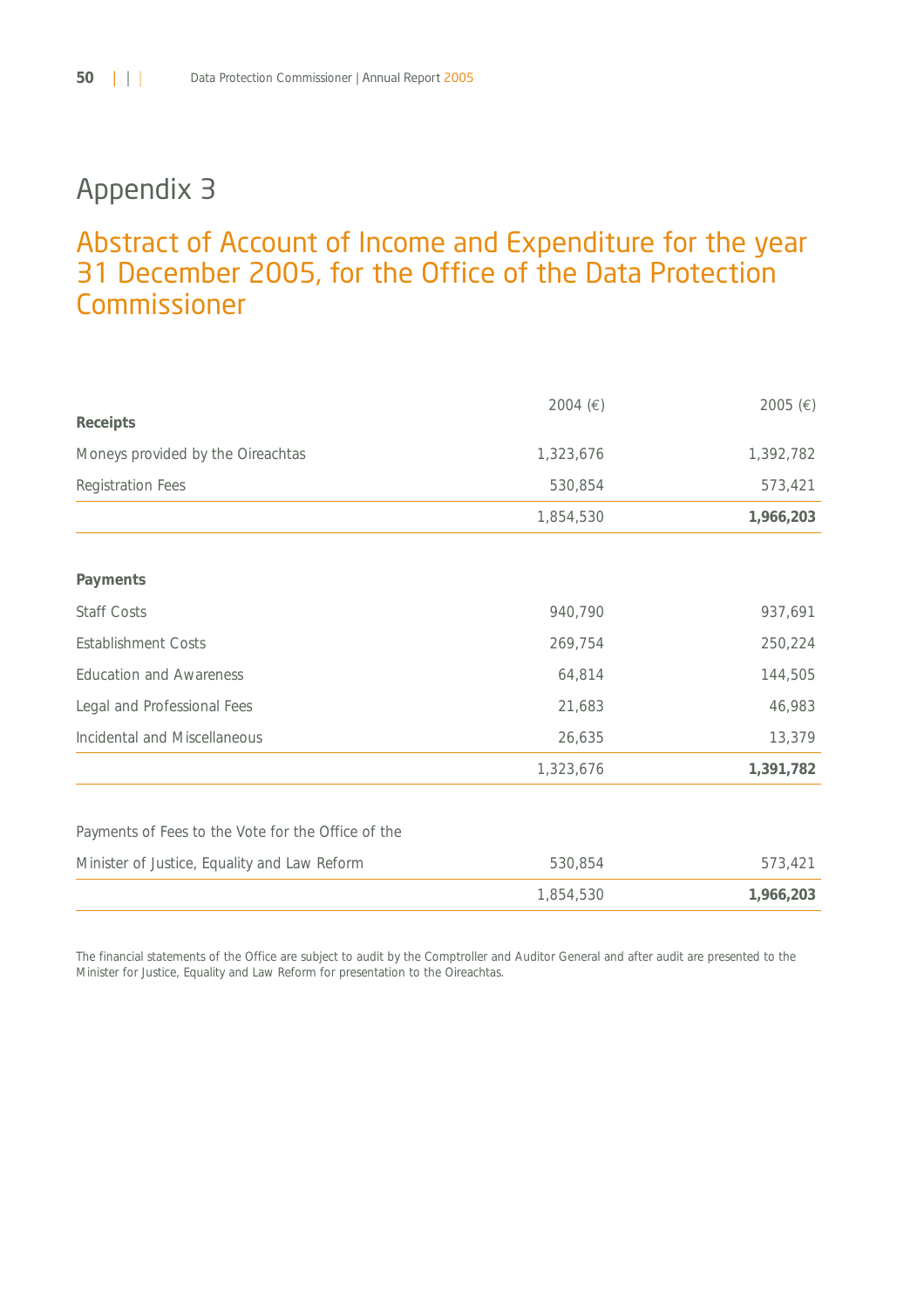# Appendix 3

## Abstract of Account of Income and Expenditure for the year 31 December 2005, for the Office of the Data Protection Commissioner

| | 2004 (€) | 2005 (€) |
|---|---|---|
| **Receipts** | | |
| Moneys provided by the Oireachtas | 1,323,676 | 1,392,782 |
| Registration Fees | 530,854 | 573,421 |
| | 1,854,530 | **1,966,203** |
| **Payments** | | |
| Staff Costs | 940,790 | 937,691 |
| Establishment Costs | 269,754 | 250,224 |
| Education and Awareness | 64,814 | 144,505 |
| Legal and Professional Fees | 21,683 | 46,983 |
| Incidental and Miscellaneous | 26,635 | 13,379 |
| | 1,323,676 | **1,391,782** |
| Payments of Fees to the Vote for the Office of the Minister of Justice, Equality and Law Reform | 530,854 | 573,421 |
| | 1,854,530 | **1,966,203** |

The financial statements of the Office are subject to audit by the Comptroller and Auditor General and after audit are presented to the Minister for Justice, Equality and Law Reform for presentation to the Oireachtas.